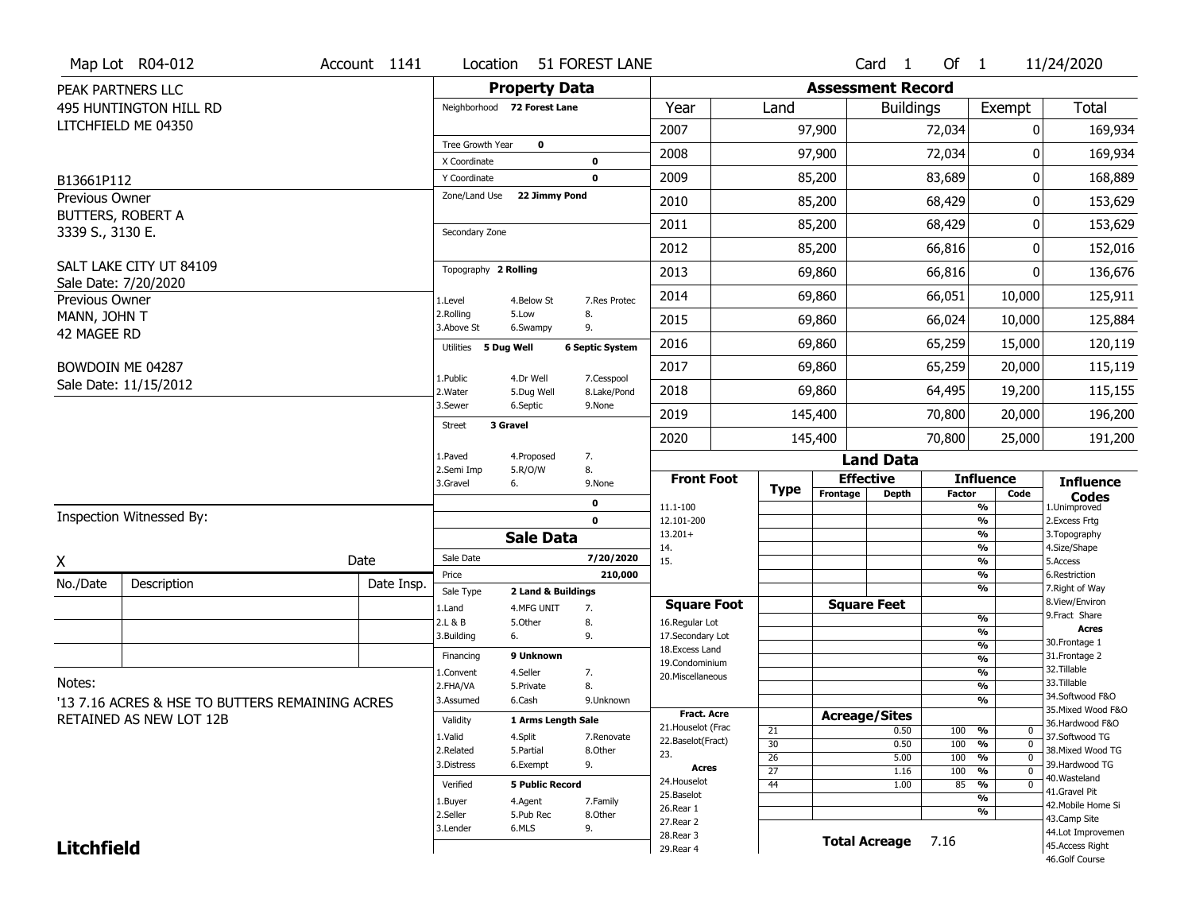Map Lot R04-012 | Account 1141 | Location 51 FOREST LANE | Card 1 Of 1 | 11/24/2020

PEAK PARTNERS LLC
495 HUNTINGTON HILL RD
LITCHFIELD ME 04350

B13661P112

Previous Owner
BUTTERS, ROBERT A
3339 S., 3130 E.

SALT LAKE CITY UT 84109
Sale Date: 7/20/2020

Previous Owner
MANN, JOHN T
42 MAGEE RD

BOWDOIN ME 04287
Sale Date: 11/15/2012

## Property Data

| | |
|---|---|
| Neighborhood | 72 Forest Lane |
| Tree Growth Year | 0 |
| X Coordinate | 0 |
| Y Coordinate | 0 |
| Zone/Land Use | 22 Jimmy Pond |
| Secondary Zone | |
| Topography | 2 Rolling |
| Utilities | 5 Dug Well, 6 Septic System |
| Street | 3 Gravel |

Topography codes: 1.Level, 2.Rolling, 3.Above St, 4.Below St, 5.Low, 6.Swampy, 7.Res Protec, 8., 9.

Utilities codes: 1.Public, 2.Water, 3.Sewer, 4.Dr Well, 5.Dug Well, 6.Septic, 7.Cesspool, 8.Lake/Pond, 9.None

Street codes: 1.Paved, 2.Semi Imp, 3.Gravel, 4.Proposed, 5.R/O/W, 6., 7., 8., 9.None

## Assessment Record

| Year | Land | Buildings | Exempt | Total |
|---|---|---|---|---|
| 2007 | 97,900 | 72,034 | 0 | 169,934 |
| 2008 | 97,900 | 72,034 | 0 | 169,934 |
| 2009 | 85,200 | 83,689 | 0 | 168,889 |
| 2010 | 85,200 | 68,429 | 0 | 153,629 |
| 2011 | 85,200 | 68,429 | 0 | 153,629 |
| 2012 | 85,200 | 66,816 | 0 | 152,016 |
| 2013 | 69,860 | 66,816 | 0 | 136,676 |
| 2014 | 69,860 | 66,051 | 10,000 | 125,911 |
| 2015 | 69,860 | 66,024 | 10,000 | 125,884 |
| 2016 | 69,860 | 65,259 | 15,000 | 120,119 |
| 2017 | 69,860 | 65,259 | 20,000 | 115,119 |
| 2018 | 69,860 | 64,495 | 19,200 | 115,155 |
| 2019 | 145,400 | 70,800 | 20,000 | 196,200 |
| 2020 | 145,400 | 70,800 | 25,000 | 191,200 |

## Sale Data

| | |
|---|---|
| Sale Date | 7/20/2020 |
| Price | 210,000 |
| Sale Type | 2 Land & Buildings |
| Financing | 9 Unknown |
| Validity | 1 Arms Length Sale |
| Verified | 5 Public Record |

Sale Type codes: 1.Land, 2.L & B, 3.Building, 4.MFG UNIT, 5.Other, 6., 7., 8., 9.

Financing codes: 1.Convent, 2.FHA/VA, 3.Assumed, 4.Seller, 5.Private, 6.Cash, 7., 8., 9.Unknown

Validity codes: 1.Valid, 2.Related, 3.Distress, 4.Split, 5.Partial, 6.Exempt, 7.Renovate, 8.Other, 9.

Verified codes: 1.Buyer, 2.Seller, 3.Lender, 4.Agent, 5.Pub Rec, 6.MLS, 7.Family, 8.Other, 9.

## Land Data

Front Foot: 11.1-100, 12.101-200, 13.201+, 14., 15.

Square Foot: 16.Regular Lot, 17.Secondary Lot, 18.Excess Land, 19.Condominium, 20.Miscellaneous

Fract. Acre: 21.Houselot (Frac), 22.Baselot(Fract), 23.

Acres: 24.Houselot, 25.Baselot, 26.Rear 1, 27.Rear 2, 28.Rear 3, 29.Rear 4

### Acreage/Sites

| Type | Acreage | Influence Factor | Code |
|---|---|---|---|
| 21 | 0.50 | 100 % | 0 |
| 30 | 0.50 | 100 % | 0 |
| 26 | 5.00 | 100 % | 0 |
| 27 | 1.16 | 100 % | 0 |
| 44 | 1.00 | 85 % | 0 |

**Total Acreage** 7.16

Influence Codes: 1.Unimproved, 2.Excess Frtg, 3.Topography, 4.Size/Shape, 5.Access, 6.Restriction, 7.Right of Way, 8.View/Environ, 9.Fract Share

Acres: 30.Frontage 1, 31.Frontage 2, 32.Tillable, 33.Tillable, 34.Softwood F&O, 35.Mixed Wood F&O, 36.Hardwood F&O, 37.Softwood TG, 38.Mixed Wood TG, 39.Hardwood TG, 40.Wasteland, 41.Gravel Pit, 42.Mobile Home Si, 43.Camp Site, 44.Lot Improvemen, 45.Access Right, 46.Golf Course

Inspection Witnessed By:

X _______________ Date

| No./Date | Description | Date Insp. |
|---|---|---|
| | | |
| | | |
| | | |

Notes:
'13 7.16 ACRES & HSE TO BUTTERS REMAINING ACRES RETAINED AS NEW LOT 12B

**Litchfield**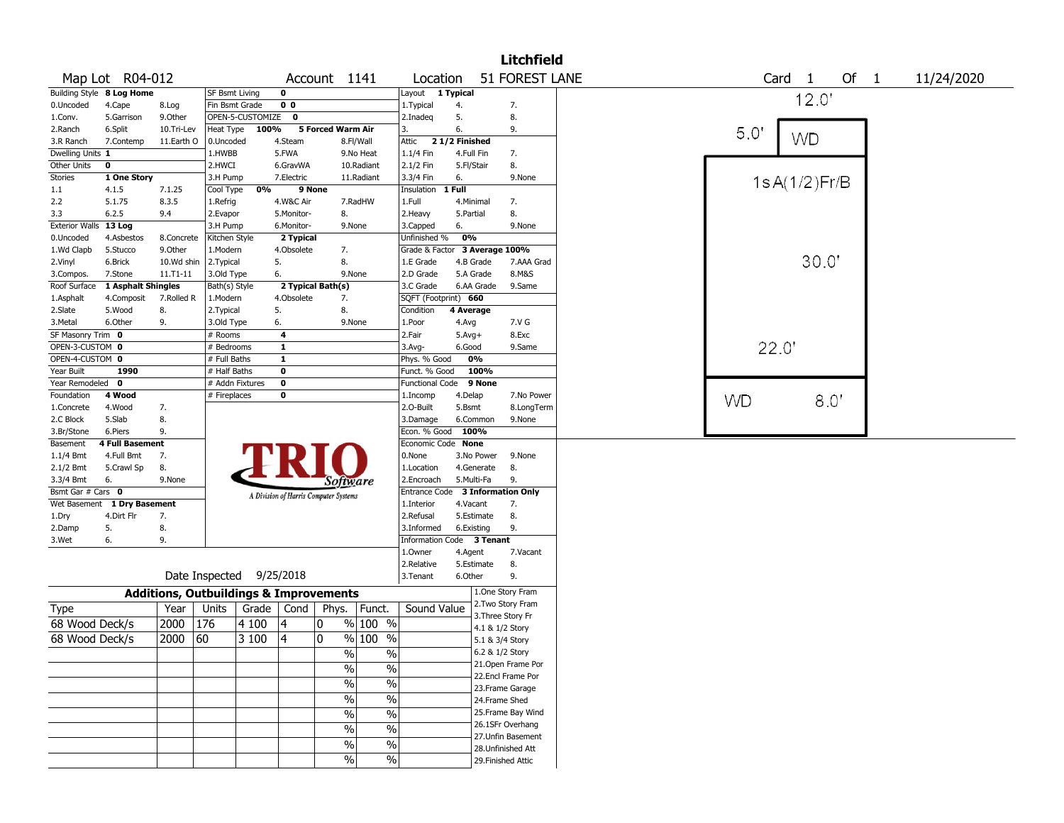# Litchfield

**Map Lot** R04-012 **Account** 1141 **Location** 51 FOREST LANE **Card** 1 **Of** 1 11/24/2020

| | | | | | | | | | | |
|---|---|---|---|---|---|---|---|---|---|---|
| Building Style **8 Log Home** | | | SF Bsmt Living **0** | | | | Layout **1 Typical** | | | |
| 0.Uncoded | 4.Cape | 8.Log | Fin Bsmt Grade **0 0** | | | | 1.Typical | 4. | 7. | |
| 1.Conv. | 5.Garrison | 9.Other | OPEN-5-CUSTOMIZE **0** | | | | 2.Inadeq | 5. | 8. | |
| 2.Ranch | 6.Split | 10.Tri-Lev | Heat Type **100%** | **5 Forced Warm Air** | | | 3. | 6. | 9. | |
| 3.R Ranch | 7.Contemp | 11.Earth O | 0.Uncoded | 4.Steam | 8.Fl/Wall | | Attic **2 1/2 Finished** | | | |
| Dwelling Units **1** | | | 1.HWBB | 5.FWA | 9.No Heat | | 1.1/4 Fin | 4.Full Fin | 7. | |
| Other Units **0** | | | 2.HWCI | 6.GravWA | 10.Radiant | | 2.1/2 Fin | 5.Fl/Stair | 8. | |
| Stories **1 One Story** | | | 3.H Pump | 7.Electric | 11.Radiant | | 3.3/4 Fin | 6. | 9.None | |
| 1.1 | 4.1.5 | 7.1.25 | Cool Type **0%** | **9 None** | | | Insulation **1 Full** | | | |
| 2.2 | 5.1.75 | 8.3.5 | 1.Refrig | 4.W&C Air | 7.RadHW | | 1.Full | 4.Minimal | 7. | |
| 3.3 | 6.2.5 | 9.4 | 2.Evapor | 5.Monitor- | 8. | | 2.Heavy | 5.Partial | 8. | |
| Exterior Walls **13 Log** | | | 3.H Pump | 6.Monitor- | 9.None | | 3.Capped | 6. | 9.None | |
| 0.Uncoded | 4.Asbestos | 8.Concrete | Kitchen Style **2 Typical** | | | | Unfinished % **0%** | | | |
| 1.Wd Clapb | 5.Stucco | 9.Other | 1.Modern | 4.Obsolete | 7. | | Grade & Factor **3 Average 100%** | | | |
| 2.Vinyl | 6.Brick | 10.Wd shin | 2.Typical | 5. | 8. | | 1.E Grade | 4.B Grade | 7.AAA Grad | |
| 3.Compos. | 7.Stone | 11.T1-11 | 3.Old Type | 6. | 9.None | | 2.D Grade | 5.A Grade | 8.M&S | |
| Roof Surface **1 Asphalt Shingles** | | | Bath(s) Style **2 Typical Bath(s)** | | | | 3.C Grade | 6.AA Grade | 9.Same | |
| 1.Asphalt | 4.Composit | 7.Rolled R | 1.Modern | 4.Obsolete | 7. | | SQFT (Footprint) **660** | | | |
| 2.Slate | 5.Wood | 8. | 2.Typical | 5. | 8. | | Condition **4 Average** | | | |
| 3.Metal | 6.Other | 9. | 3.Old Type | 6. | 9.None | | 1.Poor | 4.Avg | 7.V G | |
| SF Masonry Trim **0** | | | # Rooms **4** | | | | 2.Fair | 5.Avg+ | 8.Exc | |
| OPEN-3-CUSTOM **0** | | | # Bedrooms **1** | | | | 3.Avg- | 6.Good | 9.Same | |
| OPEN-4-CUSTOM **0** | | | # Full Baths **1** | | | | Phys. % Good **0%** | | | |
| Year Built **1990** | | | # Half Baths **0** | | | | Funct. % Good **100%** | | | |
| Year Remodeled **0** | | | # Addn Fixtures **0** | | | | Functional Code **9 None** | | | |
| Foundation **4 Wood** | | | # Fireplaces **0** | | | | 1.Incomp | 4.Delap | 7.No Power | |
| 1.Concrete | 4.Wood | 7. | | | | | 2.O-Built | 5.Bsmt | 8.LongTerm | |
| 2.C Block | 5.Slab | 8. | | | | | 3.Damage | 6.Common | 9.None | |
| 3.Br/Stone | 6.Piers | 9. | | | | | Econ. % Good **100%** | | | |
| Basement **4 Full Basement** | | | | | | | Economic Code **None** | | | |
| 1.1/4 Bmt | 4.Full Bmt | 7. | | | | | 0.None | 3.No Power | 9.None | |
| 2.1/2 Bmt | 5.Crawl Sp | 8. | | | | | 1.Location | 4.Generate | 8. | |
| 3.3/4 Bmt | 6. | 9.None | | | | | 2.Encroach | 5.Multi-Fa | 9. | |
| Bsmt Gar # Cars **0** | | | | | | | Entrance Code **3 Information Only** | | | |
| Wet Basement **1 Dry Basement** | | | | | | | 1.Interior | 4.Vacant | 7. | |
| 1.Dry | 4.Dirt Flr | 7. | | | | | 2.Refusal | 5.Estimate | 8. | |
| 2.Damp | 5. | 8. | | | | | 3.Informed | 6.Existing | 9. | |
| 3.Wet | 6. | 9. | | | | | Information Code **3 Tenant** | | | |
| | | | | | | | 1.Owner | 4.Agent | 7.Vacant | |
| | | | | | | | 2.Relative | 5.Estimate | 8. | |
| Date Inspected 9/25/2018 | | | | | | | 3.Tenant | 6.Other | 9. | |

TRIO Software — A Division of Harris Computer Systems

## Additions, Outbuildings & Improvements

| Type | Year | Units | Grade | Cond | Phys. | Funct. | Sound Value |
|---|---|---|---|---|---|---|---|
| 68 Wood Deck/s | 2000 | 176 | 4 100 | 4 | 0 % | 100 % | |
| 68 Wood Deck/s | 2000 | 60 | 3 100 | 4 | 0 % | 100 % | |
| | | | | | % | % | |
| | | | | | % | % | |
| | | | | | % | % | |
| | | | | | % | % | |
| | | | | | % | % | |
| | | | | | % | % | |
| | | | | | % | % | |
| | | | | | % | % | |

1.One Story Fram
2.Two Story Fram
3.Three Story Fr
4.1 & 1/2 Story
5.1 & 3/4 Story
6.2 & 1/2 Story
21.Open Frame Por
22.Encl Frame Por
23.Frame Garage
24.Frame Shed
25.Frame Bay Wind
26.1SFr Overhang
27.Unfin Basement
28.Unfinished Att
29.Finished Attic

Sketch: 12.0' | 5.0' WD | 1sA(1/2)Fr/B | 30.0' | 22.0' | WD 8.0'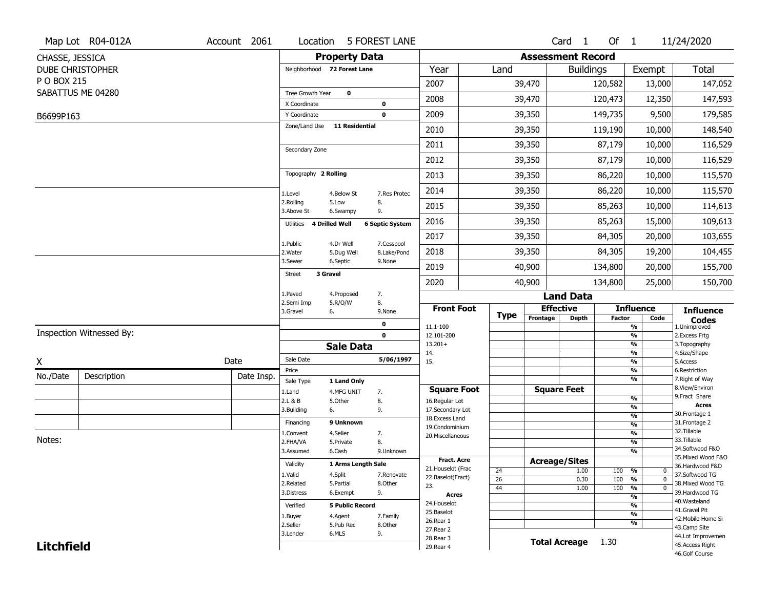Map Lot R04-012A | Account 2061 | Location 5 FOREST LANE | Card 1 Of 1 | 11/24/2020

CHASSE, JESSICA
DUBE CHRISTOPHER
P O BOX 215
SABATTUS ME 04280

B6699P163

## Property Data

Neighborhood **72 Forest Lane**

Tree Growth Year **0**
X Coordinate **0**
Y Coordinate **0**
Zone/Land Use **11 Residential**

Secondary Zone

Topography **2 Rolling**

1.Level 4.Below St 7.Res Protec
2.Rolling 5.Low 8.
3.Above St 6.Swampy 9.

Utilities **4 Drilled Well** **6 Septic System**

1.Public 4.Dr Well 7.Cesspool
2.Water 5.Dug Well 8.Lake/Pond
3.Sewer 6.Septic 9.None

Street **3 Gravel**

1.Paved 4.Proposed 7.
2.Semi Imp 5.R/O/W 8.
3.Gravel 6. 9.None

0
0

## Sale Data

Sale Date **5/06/1997**
Price
Sale Type **1 Land Only**

1.Land 4.MFG UNIT 7.
2.L & B 5.Other 8.
3.Building 6. 9.

Financing **9 Unknown**

1.Convent 4.Seller 7.
2.FHA/VA 5.Private 8.
3.Assumed 6.Cash 9.Unknown

Validity **1 Arms Length Sale**

1.Valid 4.Split 7.Renovate
2.Related 5.Partial 8.Other
3.Distress 6.Exempt 9.

Verified **5 Public Record**

1.Buyer 4.Agent 7.Family
2.Seller 5.Pub Rec 8.Other
3.Lender 6.MLS 9.

## Assessment Record

| Year | Land | Buildings | Exempt | Total |
|---|---|---|---|---|
| 2007 | 39,470 | 120,582 | 13,000 | 147,052 |
| 2008 | 39,470 | 120,473 | 12,350 | 147,593 |
| 2009 | 39,350 | 149,735 | 9,500 | 179,585 |
| 2010 | 39,350 | 119,190 | 10,000 | 148,540 |
| 2011 | 39,350 | 87,179 | 10,000 | 116,529 |
| 2012 | 39,350 | 87,179 | 10,000 | 116,529 |
| 2013 | 39,350 | 86,220 | 10,000 | 115,570 |
| 2014 | 39,350 | 86,220 | 10,000 | 115,570 |
| 2015 | 39,350 | 85,263 | 10,000 | 114,613 |
| 2016 | 39,350 | 85,263 | 15,000 | 109,613 |
| 2017 | 39,350 | 84,305 | 20,000 | 103,655 |
| 2018 | 39,350 | 84,305 | 19,200 | 104,455 |
| 2019 | 40,900 | 134,800 | 20,000 | 155,700 |
| 2020 | 40,900 | 134,800 | 25,000 | 150,700 |

## Land Data

| Front Foot | Type | Effective Frontage | Effective Depth | Influence Factor | Influence Code |
|---|---|---|---|---|---|
| 11.1-100 | | | | % | |
| 12.101-200 | | | | % | |
| 13.201+ | | | | % | |
| 14. | | | | % | |
| 15. | | | | % | |
| | | | | % | |
| | | | | % | |

| Square Foot | Square Feet | | Influence Factor | Influence Code |
|---|---|---|---|---|
| 16.Regular Lot | | | % | |
| 17.Secondary Lot | | | % | |
| 18.Excess Land | | | % | |
| 19.Condominium | | | % | |
| 20.Miscellaneous | | | % | |
| | | | % | |
| | | | % | |

| Fract. Acre / Acres | Type | Acreage/Sites | Influence Factor | Influence Code |
|---|---|---|---|---|
| 21.Houselot (Frac | 24 | 1.00 | 100 % | 0 |
| 22.Baselot(Fract) | 26 | 0.30 | 100 % | 0 |
| 23. | 44 | 1.00 | 100 % | 0 |
| 24.Houselot | | | % | |
| 25.Baselot | | | % | |
| 26.Rear 1 | | | % | |
| 27.Rear 2 | | | % | |
| 28.Rear 3 | | | | |
| 29.Rear 4 | | | | |

**Total Acreage** 1.30

### Influence Codes

1.Unimproved
2.Excess Frtg
3.Topography
4.Size/Shape
5.Access
6.Restriction
7.Right of Way
8.View/Environ
9.Fract Share

**Acres**

30.Frontage 1
31.Frontage 2
32.Tillable
33.Tillable
34.Softwood F&O
35.Mixed Wood F&O
36.Hardwood F&O
37.Softwood TG
38.Mixed Wood TG
39.Hardwood TG
40.Wasteland
41.Gravel Pit
42.Mobile Home Si
43.Camp Site
44.Lot Improvemen
45.Access Right
46.Golf Course

Inspection Witnessed By:

X _______________ Date

| No./Date | Description | Date Insp. |
|---|---|---|
| | | |
| | | |
| | | |

Notes:

**Litchfield**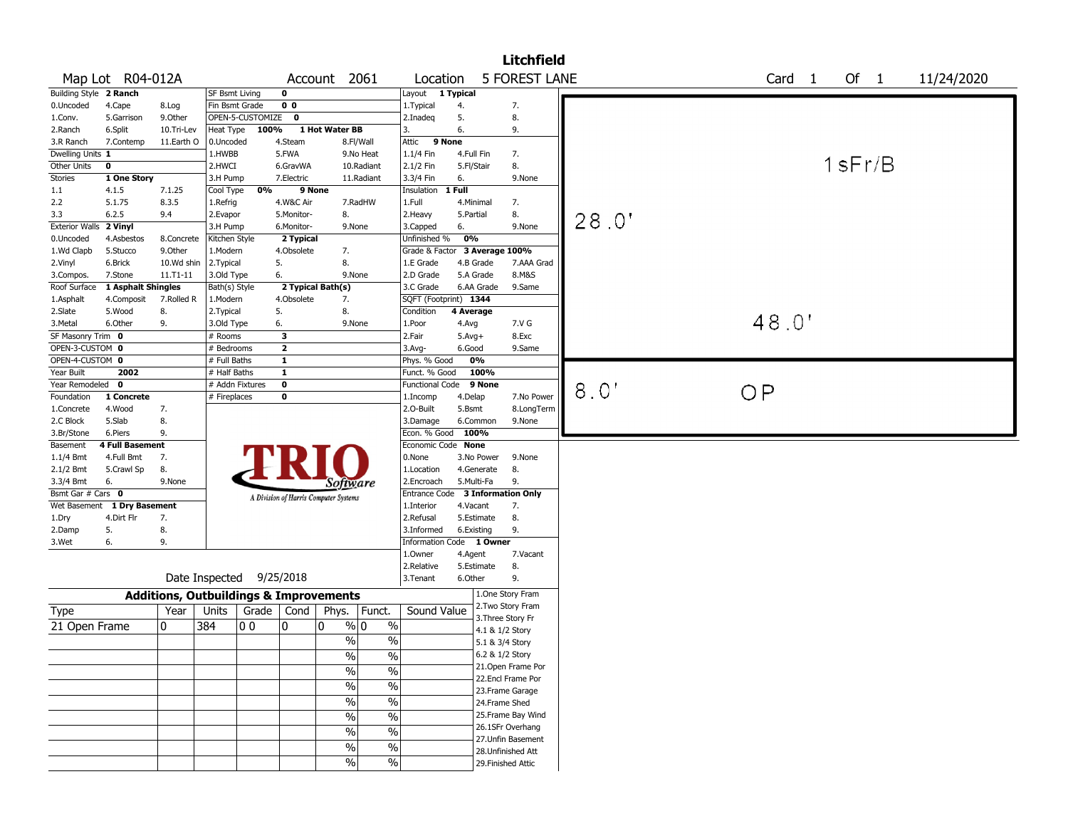# Litchfield

**Map Lot** R04-012A **Account** 2061 **Location** 5 FOREST LANE **Card** 1 **Of** 1 11/24/2020

| Building Style | 2 Ranch | | SF Bsmt Living | 0 | | Layout | 1 Typical | |
|---|---|---|---|---|---|---|---|---|
| 0.Uncoded | 4.Cape | 8.Log | Fin Bsmt Grade | 0 0 | | 1.Typical | 4. | 7. |
| 1.Conv. | 5.Garrison | 9.Other | OPEN-5-CUSTOMIZE | 0 | | 2.Inadeq | 5. | 8. |
| 2.Ranch | 6.Split | 10.Tri-Lev | Heat Type 100% | 1 Hot Water BB | | 3. | 6. | 9. |
| 3.R Ranch | 7.Contemp | 11.Earth O | 0.Uncoded | 4.Steam | 8.Fl/Wall | Attic | 9 None | |
| Dwelling Units | 1 | | 1.HWBB | 5.FWA | 9.No Heat | 1.1/4 Fin | 4.Full Fin | 7. |
| Other Units | 0 | | 2.HWCI | 6.GravWA | 10.Radiant | 2.1/2 Fin | 5.Fl/Stair | 8. |
| Stories | 1 One Story | | 3.H Pump | 7.Electric | 11.Radiant | 3.3/4 Fin | 6. | 9.None |
| 1.1 | 4.1.5 | 7.1.25 | Cool Type 0% | 9 None | | Insulation | 1 Full | |
| 2.2 | 5.1.75 | 8.3.5 | 1.Refrig | 4.W&C Air | 7.RadHW | 1.Full | 4.Minimal | 7. |
| 3.3 | 6.2.5 | 9.4 | 2.Evapor | 5.Monitor- | 8. | 2.Heavy | 5.Partial | 8. |
| Exterior Walls | 2 Vinyl | | 3.H Pump | 6.Monitor- | 9.None | 3.Capped | 6. | 9.None |
| 0.Uncoded | 4.Asbestos | 8.Concrete | Kitchen Style | 2 Typical | | Unfinished % | 0% | |
| 1.Wd Clapb | 5.Stucco | 9.Other | 1.Modern | 4.Obsolete | 7. | Grade & Factor | 3 Average 100% | |
| 2.Vinyl | 6.Brick | 10.Wd shin | 2.Typical | 5. | 8. | 1.E Grade | 4.B Grade | 7.AAA Grad |
| 3.Compos. | 7.Stone | 11.T1-11 | 3.Old Type | 6. | 9.None | 2.D Grade | 5.A Grade | 8.M&S |
| Roof Surface | 1 Asphalt Shingles | | Bath(s) Style | 2 Typical Bath(s) | | 3.C Grade | 6.AA Grade | 9.Same |
| 1.Asphalt | 4.Composit | 7.Rolled R | 1.Modern | 4.Obsolete | 7. | SQFT (Footprint) | 1344 | |
| 2.Slate | 5.Wood | 8. | 2.Typical | 5. | 8. | Condition | 4 Average | |
| 3.Metal | 6.Other | 9. | 3.Old Type | 6. | 9.None | 1.Poor | 4.Avg | 7.V G |
| SF Masonry Trim | 0 | | # Rooms | 3 | | 2.Fair | 5.Avg+ | 8.Exc |
| OPEN-3-CUSTOM | 0 | | # Bedrooms | 2 | | 3.Avg- | 6.Good | 9.Same |
| OPEN-4-CUSTOM | 0 | | # Full Baths | 1 | | Phys. % Good | 0% | |
| Year Built | 2002 | | # Half Baths | 1 | | Funct. % Good | 100% | |
| Year Remodeled | 0 | | # Addn Fixtures | 0 | | Functional Code | 9 None | |
| Foundation | 1 Concrete | | # Fireplaces | 0 | | 1.Incomp | 4.Delap | 7.No Power |
| 1.Concrete | 4.Wood | 7. | | | | 2.O-Built | 5.Bsmt | 8.LongTerm |
| 2.C Block | 5.Slab | 8. | | | | 3.Damage | 6.Common | 9.None |
| 3.Br/Stone | 6.Piers | 9. | | | | Econ. % Good | 100% | |
| Basement | 4 Full Basement | | | | | Economic Code | None | |
| 1.1/4 Bmt | 4.Full Bmt | 7. | | | | 0.None | 3.No Power | 9.None |
| 2.1/2 Bmt | 5.Crawl Sp | 8. | | | | 1.Location | 4.Generate | 8. |
| 3.3/4 Bmt | 6. | 9.None | | | | 2.Encroach | 5.Multi-Fa | 9. |
| Bsmt Gar # Cars | 0 | | | | | Entrance Code | 3 Information Only | |
| Wet Basement | 1 Dry Basement | | | | | 1.Interior | 4.Vacant | 7. |
| 1.Dry | 4.Dirt Flr | 7. | | | | 2.Refusal | 5.Estimate | 8. |
| 2.Damp | 5. | 8. | | | | 3.Informed | 6.Existing | 9. |
| 3.Wet | 6. | 9. | | | | Information Code | 1 Owner | |
| | | | | | | 1.Owner | 4.Agent | 7.Vacant |
| | | | | | | 2.Relative | 5.Estimate | 8. |
| | | | | | | 3.Tenant | 6.Other | 9. |

TRIO Software — A Division of Harris Computer Systems

Date Inspected 9/25/2018

## Additions, Outbuildings & Improvements

| Type | Year | Units | Grade | Cond | Phys. | Funct. | Sound Value |
|---|---|---|---|---|---|---|---|
| 21 Open Frame | 0 | 384 | 0 0 | 0 | 0 % | 0 % | |
| | | | | | % | % | |
| | | | | | % | % | |
| | | | | | % | % | |
| | | | | | % | % | |
| | | | | | % | % | |
| | | | | | % | % | |
| | | | | | % | % | |
| | | | | | % | % | |
| | | | | | % | % | |

1.One Story Fram
2.Two Story Fram
3.Three Story Fr
4.1 & 1/2 Story
5.1 & 3/4 Story
6.2 & 1/2 Story
21.Open Frame Por
22.Encl Frame Por
23.Frame Garage
24.Frame Shed
25.Frame Bay Wind
26.1SFr Overhang
27.Unfin Basement
28.Unfinished Att
29.Finished Attic

Sketch: 1sFr/B — 28.0' × 48.0'; OP — 8.0'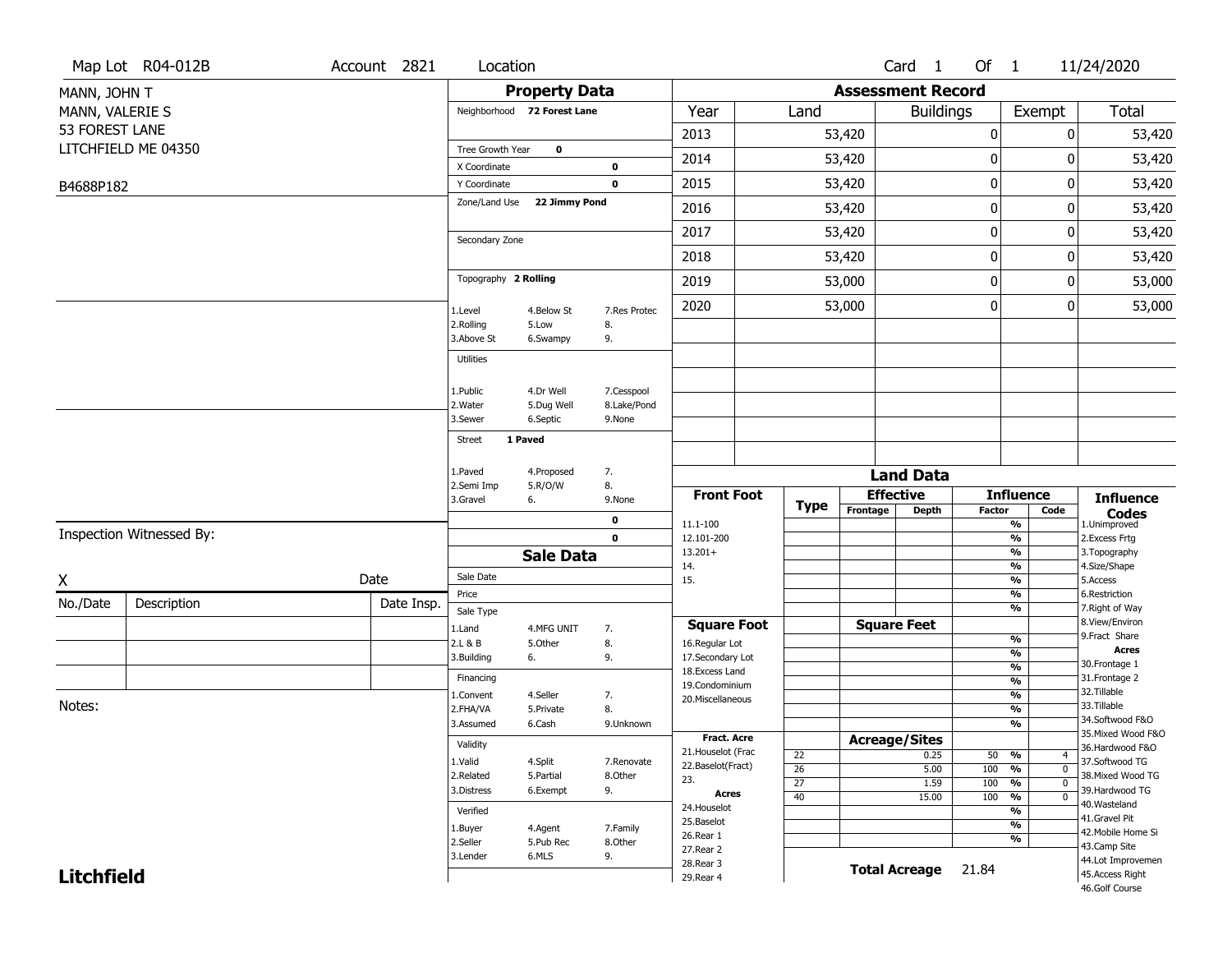Map Lot R04-012B | Account 2821 | Location | Card 1 Of 1 | 11/24/2020

MANN, JOHN T
MANN, VALERIE S
53 FOREST LANE
LITCHFIELD ME 04350

B4688P182

## Property Data

Neighborhood **72 Forest Lane**

Tree Growth Year **0**
X Coordinate **0**
Y Coordinate **0**
Zone/Land Use **22 Jimmy Pond**

Secondary Zone

Topography **2 Rolling**

| | | |
|---|---|---|
| 1.Level | 4.Below St | 7.Res Protec |
| 2.Rolling | 5.Low | 8. |
| 3.Above St | 6.Swampy | 9. |

Utilities

| | | |
|---|---|---|
| 1.Public | 4.Dr Well | 7.Cesspool |
| 2.Water | 5.Dug Well | 8.Lake/Pond |
| 3.Sewer | 6.Septic | 9.None |

Street **1 Paved**

| | | |
|---|---|---|
| 1.Paved | 4.Proposed | 7. |
| 2.Semi Imp | 5.R/O/W | 8. |
| 3.Gravel | 6. | 9.None |

0
0

## Assessment Record

| Year | Land | Buildings | Exempt | Total |
|---|---|---|---|---|
| 2013 | 53,420 | 0 | 0 | 53,420 |
| 2014 | 53,420 | 0 | 0 | 53,420 |
| 2015 | 53,420 | 0 | 0 | 53,420 |
| 2016 | 53,420 | 0 | 0 | 53,420 |
| 2017 | 53,420 | 0 | 0 | 53,420 |
| 2018 | 53,420 | 0 | 0 | 53,420 |
| 2019 | 53,000 | 0 | 0 | 53,000 |
| 2020 | 53,000 | 0 | 0 | 53,000 |

Inspection Witnessed By:

X Date

| No./Date | Description | Date Insp. |
|---|---|---|
| | | |
| | | |
| | | |

Notes:

## Sale Data

Sale Date
Price
Sale Type

| | | |
|---|---|---|
| 1.Land | 4.MFG UNIT | 7. |
| 2.L & B | 5.Other | 8. |
| 3.Building | 6. | 9. |

Financing

| | | |
|---|---|---|
| 1.Convent | 4.Seller | 7. |
| 2.FHA/VA | 5.Private | 8. |
| 3.Assumed | 6.Cash | 9.Unknown |

Validity

| | | |
|---|---|---|
| 1.Valid | 4.Split | 7.Renovate |
| 2.Related | 5.Partial | 8.Other |
| 3.Distress | 6.Exempt | 9. |

Verified

| | | |
|---|---|---|
| 1.Buyer | 4.Agent | 7.Family |
| 2.Seller | 5.Pub Rec | 8.Other |
| 3.Lender | 6.MLS | 9. |

## Land Data

Front Foot: 11.1-100, 12.101-200, 13.201+, 14., 15.

Square Foot: 16.Regular Lot, 17.Secondary Lot, 18.Excess Land, 19.Condominium, 20.Miscellaneous

Fract. Acre: 21.Houselot (Frac, 22.Baselot(Fract), 23.

Acres: 24.Houselot, 25.Baselot, 26.Rear 1, 27.Rear 2, 28.Rear 3, 29.Rear 4

Acreage/Sites

| Type | Acreage/Sites | Influence Factor | Code |
|---|---|---|---|
| 22 | 0.25 | 50 % | 4 |
| 26 | 5.00 | 100 % | 0 |
| 27 | 1.59 | 100 % | 0 |
| 40 | 15.00 | 100 % | 0 |

**Total Acreage** 21.84

Influence Codes: 1.Unimproved, 2.Excess Frtg, 3.Topography, 4.Size/Shape, 5.Access, 6.Restriction, 7.Right of Way, 8.View/Environ, 9.Fract Share

Acres: 30.Frontage 1, 31.Frontage 2, 32.Tillable, 33.Tillable, 34.Softwood F&O, 35.Mixed Wood F&O, 36.Hardwood F&O, 37.Softwood TG, 38.Mixed Wood TG, 39.Hardwood TG, 40.Wasteland, 41.Gravel Pit, 42.Mobile Home Si, 43.Camp Site, 44.Lot Improvemen, 45.Access Right, 46.Golf Course

**Litchfield**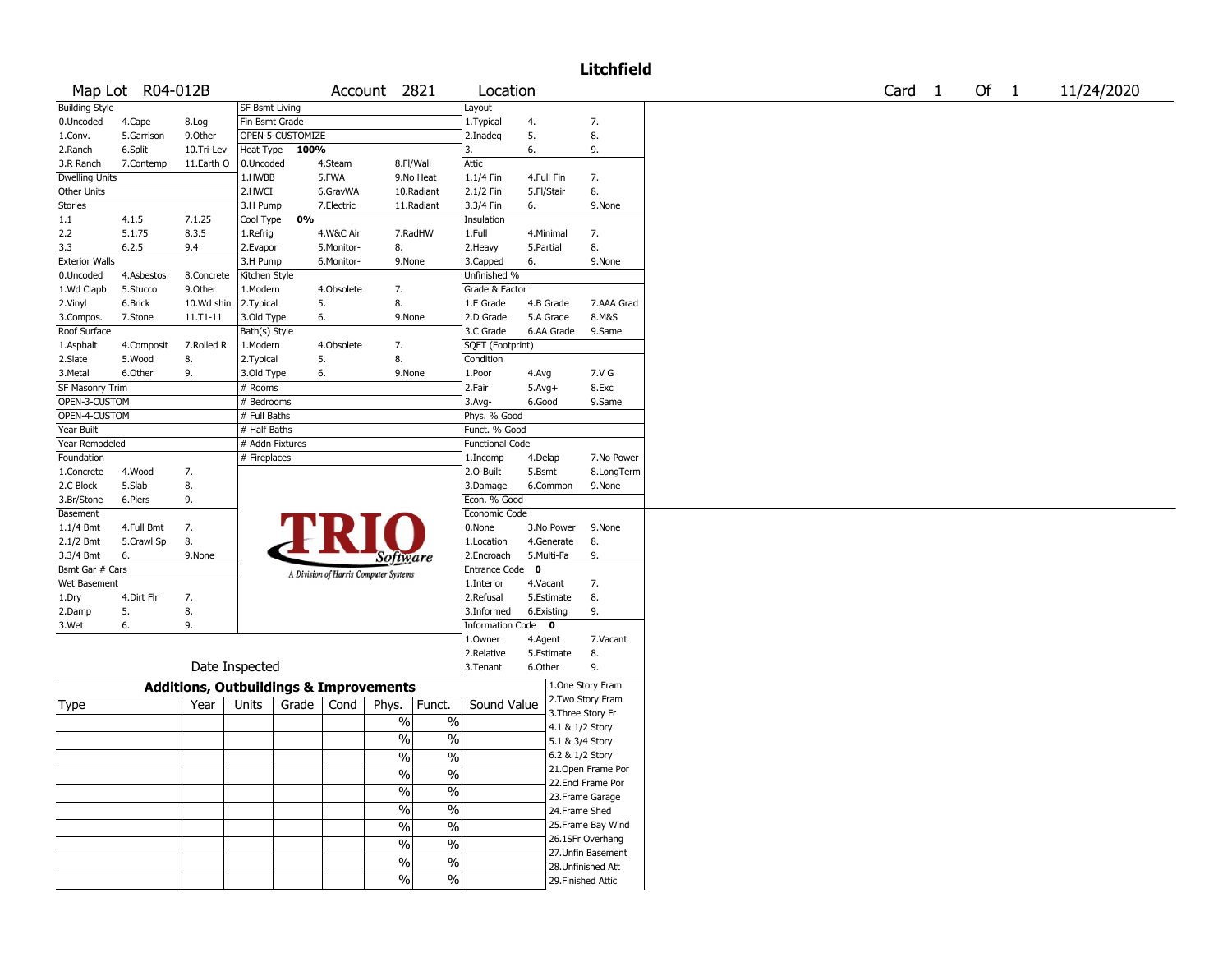# Litchfield

Map Lot R04-012B | Account 2821 | Location | Card 1 Of 1 | 11/24/2020

| Building Style | | | SF Bsmt Living | | | Layout | | |
|---|---|---|---|---|---|---|---|---|
| 0.Uncoded | 4.Cape | 8.Log | Fin Bsmt Grade | | | 1.Typical | 4. | 7. |
| 1.Conv. | 5.Garrison | 9.Other | OPEN-5-CUSTOMIZE | | | 2.Inadeq | 5. | 8. |
| 2.Ranch | 6.Split | 10.Tri-Lev | Heat Type 100% | | | 3. | 6. | 9. |
| 3.R Ranch | 7.Contemp | 11.Earth O | 0.Uncoded | 4.Steam | 8.Fl/Wall | Attic | | |
| Dwelling Units | | | 1.HWBB | 5.FWA | 9.No Heat | 1.1/4 Fin | 4.Full Fin | 7. |
| Other Units | | | 2.HWCI | 6.GravWA | 10.Radiant | 2.1/2 Fin | 5.Fl/Stair | 8. |
| Stories | | | 3.H Pump | 7.Electric | 11.Radiant | 3.3/4 Fin | 6. | 9.None |
| 1.1 | 4.1.5 | 7.1.25 | Cool Type 0% | | | Insulation | | |
| 2.2 | 5.1.75 | 8.3.5 | 1.Refrig | 4.W&C Air | 7.RadHW | 1.Full | 4.Minimal | 7. |
| 3.3 | 6.2.5 | 9.4 | 2.Evapor | 5.Monitor- | 8. | 2.Heavy | 5.Partial | 8. |
| Exterior Walls | | | 3.H Pump | 6.Monitor- | 9.None | 3.Capped | 6. | 9.None |
| 0.Uncoded | 4.Asbestos | 8.Concrete | Kitchen Style | | | Unfinished % | | |
| 1.Wd Clapb | 5.Stucco | 9.Other | 1.Modern | 4.Obsolete | 7. | Grade & Factor | | |
| 2.Vinyl | 6.Brick | 10.Wd shin | 2.Typical | 5. | 8. | 1.E Grade | 4.B Grade | 7.AAA Grad |
| 3.Compos. | 7.Stone | 11.T1-11 | 3.Old Type | 6. | 9.None | 2.D Grade | 5.A Grade | 8.M&S |
| Roof Surface | | | Bath(s) Style | | | 3.C Grade | 6.AA Grade | 9.Same |
| 1.Asphalt | 4.Composit | 7.Rolled R | 1.Modern | 4.Obsolete | 7. | SQFT (Footprint) | | |
| 2.Slate | 5.Wood | 8. | 2.Typical | 5. | 8. | Condition | | |
| 3.Metal | 6.Other | 9. | 3.Old Type | 6. | 9.None | 1.Poor | 4.Avg | 7.V G |
| SF Masonry Trim | | | # Rooms | | | 2.Fair | 5.Avg+ | 8.Exc |
| OPEN-3-CUSTOM | | | # Bedrooms | | | 3.Avg- | 6.Good | 9.Same |
| OPEN-4-CUSTOM | | | # Full Baths | | | Phys. % Good | | |
| Year Built | | | # Half Baths | | | Funct. % Good | | |
| Year Remodeled | | | # Addn Fixtures | | | Functional Code | | |
| Foundation | | | # Fireplaces | | | 1.Incomp | 4.Delap | 7.No Power |
| 1.Concrete | 4.Wood | 7. | | | | 2.O-Built | 5.Bsmt | 8.LongTerm |
| 2.C Block | 5.Slab | 8. | | | | 3.Damage | 6.Common | 9.None |
| 3.Br/Stone | 6.Piers | 9. | | | | Econ. % Good | | |
| Basement | | | | | | Economic Code | | |
| 1.1/4 Bmt | 4.Full Bmt | 7. | | | | 0.None | 3.No Power | 9.None |
| 2.1/2 Bmt | 5.Crawl Sp | 8. | | | | 1.Location | 4.Generate | 8. |
| 3.3/4 Bmt | 6. | 9.None | | | | 2.Encroach | 5.Multi-Fa | 9. |
| Bsmt Gar # Cars | | | | | | Entrance Code 0 | | |
| Wet Basement | | | | | | 1.Interior | 4.Vacant | 7. |
| 1.Dry | 4.Dirt Flr | 7. | | | | 2.Refusal | 5.Estimate | 8. |
| 2.Damp | 5. | 8. | | | | 3.Informed | 6.Existing | 9. |
| 3.Wet | 6. | 9. | | | | Information Code 0 | | |
| | | | | | | 1.Owner | 4.Agent | 7.Vacant |
| | | | | | | 2.Relative | 5.Estimate | 8. |
| Date Inspected | | | | | | 3.Tenant | 6.Other | 9. |

TRIO Software — A Division of Harris Computer Systems

## Additions, Outbuildings & Improvements

| Type | Year | Units | Grade | Cond | Phys. | Funct. | Sound Value |
|---|---|---|---|---|---|---|---|
| | | | | | % | % | |
| | | | | | % | % | |
| | | | | | % | % | |
| | | | | | % | % | |
| | | | | | % | % | |
| | | | | | % | % | |
| | | | | | % | % | |
| | | | | | % | % | |
| | | | | | % | % | |
| | | | | | % | % | |

1.One Story Fram
2.Two Story Fram
3.Three Story Fr
4.1 & 1/2 Story
5.1 & 3/4 Story
6.2 & 1/2 Story
21.Open Frame Por
22.Encl Frame Por
23.Frame Garage
24.Frame Shed
25.Frame Bay Wind
26.1SFr Overhang
27.Unfin Basement
28.Unfinished Att
29.Finished Attic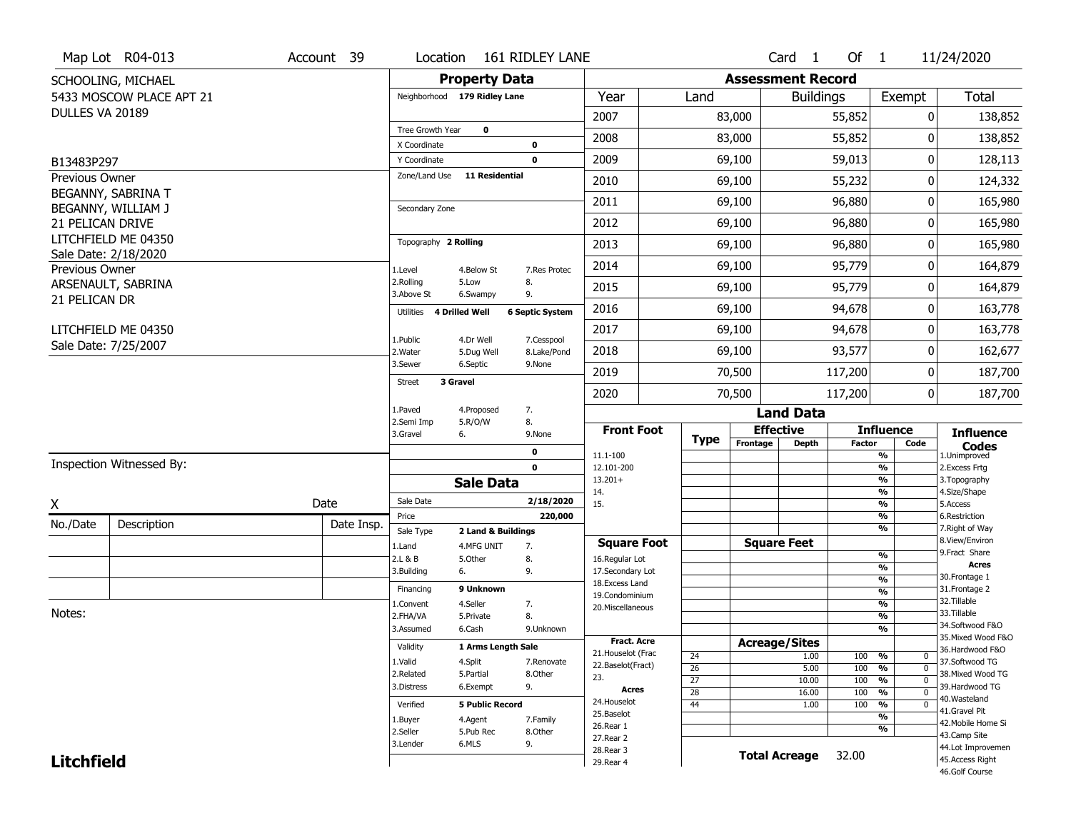Map Lot R04-013 | Account 39 | Location 161 RIDLEY LANE | Card 1 Of 1 | 11/24/2020

SCHOOLING, MICHAEL
5433 MOSCOW PLACE APT 21
DULLES VA 20189

B13483P297

Previous Owner
BEGANNY, SABRINA T
BEGANNY, WILLIAM J
21 PELICAN DRIVE
LITCHFIELD ME 04350
Sale Date: 2/18/2020

Previous Owner
ARSENAULT, SABRINA
21 PELICAN DR
LITCHFIELD ME 04350
Sale Date: 7/25/2007

## Property Data

Neighborhood **179 Ridley Lane**

Tree Growth Year **0**
X Coordinate **0**
Y Coordinate **0**
Zone/Land Use **11 Residential**
Secondary Zone

Topography **2 Rolling**
1.Level 4.Below St 7.Res Protec
2.Rolling 5.Low 8.
3.Above St 6.Swampy 9.

Utilities **4 Drilled Well** **6 Septic System**
1.Public 4.Dr Well 7.Cesspool
2.Water 5.Dug Well 8.Lake/Pond
3.Sewer 6.Septic 9.None

Street **3 Gravel**
1.Paved 4.Proposed 7.
2.Semi Imp 5.R/O/W 8.
3.Gravel 6. 9.None

**0**
**0**

## Sale Data

Sale Date **2/18/2020**
Price **220,000**
Sale Type **2 Land & Buildings**
1.Land 4.MFG UNIT 7.
2.L & B 5.Other 8.
3.Building 6. 9.

Financing **9 Unknown**
1.Convent 4.Seller 7.
2.FHA/VA 5.Private 8.
3.Assumed 6.Cash 9.Unknown

Validity **1 Arms Length Sale**
1.Valid 4.Split 7.Renovate
2.Related 5.Partial 8.Other
3.Distress 6.Exempt 9.

Verified **5 Public Record**
1.Buyer 4.Agent 7.Family
2.Seller 5.Pub Rec 8.Other
3.Lender 6.MLS 9.

## Assessment Record

| Year | Land | Buildings | Exempt | Total |
|---|---|---|---|---|
| 2007 | 83,000 | 55,852 | 0 | 138,852 |
| 2008 | 83,000 | 55,852 | 0 | 138,852 |
| 2009 | 69,100 | 59,013 | 0 | 128,113 |
| 2010 | 69,100 | 55,232 | 0 | 124,332 |
| 2011 | 69,100 | 96,880 | 0 | 165,980 |
| 2012 | 69,100 | 96,880 | 0 | 165,980 |
| 2013 | 69,100 | 96,880 | 0 | 165,980 |
| 2014 | 69,100 | 95,779 | 0 | 164,879 |
| 2015 | 69,100 | 95,779 | 0 | 164,879 |
| 2016 | 69,100 | 94,678 | 0 | 163,778 |
| 2017 | 69,100 | 94,678 | 0 | 163,778 |
| 2018 | 69,100 | 93,577 | 0 | 162,677 |
| 2019 | 70,500 | 117,200 | 0 | 187,700 |
| 2020 | 70,500 | 117,200 | 0 | 187,700 |

## Land Data

| Front Foot | Type | Effective Frontage | Effective Depth | Influence Factor | Influence Code |
|---|---|---|---|---|---|
| 11.1-100 | | | | % | |
| 12.101-200 | | | | % | |
| 13.201+ | | | | % | |
| 14. | | | | % | |
| 15. | | | | % | |
| | | | | % | |
| | | | | % | |
| **Square Foot** | | **Square Feet** | | | |
| 16.Regular Lot | | | | % | |
| 17.Secondary Lot | | | | % | |
| 18.Excess Land | | | | % | |
| 19.Condominium | | | | % | |
| 20.Miscellaneous | | | | % | |
| | | | | % | |
| | | | | % | |
| **Fract. Acre** | | **Acreage/Sites** | | | |
| 21.Houselot (Frac | 24 | | 1.00 | 100 % | 0 |
| 22.Baselot(Fract) | 26 | | 5.00 | 100 % | 0 |
| 23. | 27 | | 10.00 | 100 % | 0 |
| **Acres** | 28 | | 16.00 | 100 % | 0 |
| 24.Houselot | 44 | | 1.00 | 100 % | 0 |
| 25.Baselot | | | | % | |
| 26.Rear 1 | | | | % | |
| 27.Rear 2 | | | | | |
| 28.Rear 3 | | | | | |
| 29.Rear 4 | | | | | |

**Total Acreage** 32.00

**Influence Codes**
1.Unimproved
2.Excess Frtg
3.Topography
4.Size/Shape
5.Access
6.Restriction
7.Right of Way
8.View/Environ
9.Fract Share

**Acres**
30.Frontage 1
31.Frontage 2
32.Tillable
33.Tillable
34.Softwood F&O
35.Mixed Wood F&O
36.Hardwood F&O
37.Softwood TG
38.Mixed Wood TG
39.Hardwood TG
40.Wasteland
41.Gravel Pit
42.Mobile Home Si
43.Camp Site
44.Lot Improvemen
45.Access Right
46.Golf Course

Inspection Witnessed By:

X Date

| No./Date | Description | Date Insp. |
|---|---|---|
| | | |
| | | |
| | | |

Notes:

**Litchfield**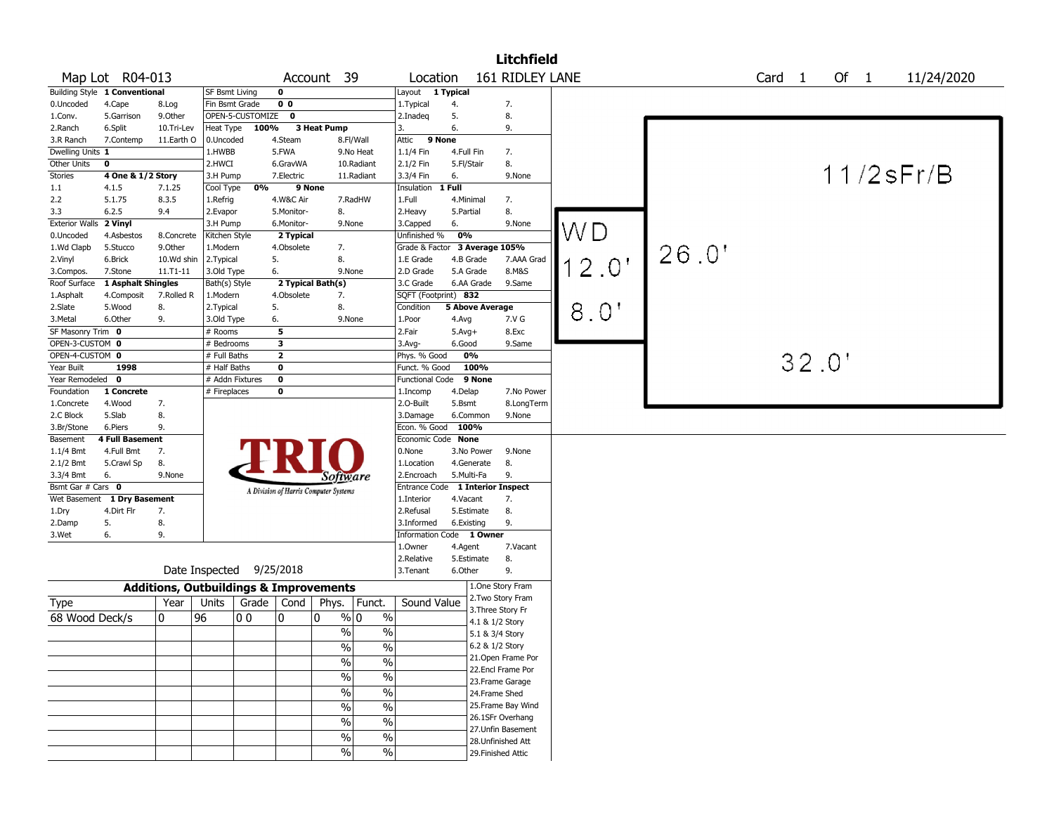# Litchfield

**Map Lot** R04-013 | **Account** 39 | **Location** 161 RIDLEY LANE | **Card** 1 **Of** 1 | 11/24/2020

| Field | Value | Options |
|---|---|---|
| Building Style | 1 Conventional | 0.Uncoded, 4.Cape, 8.Log, 1.Conv., 5.Garrison, 9.Other, 2.Ranch, 6.Split, 10.Tri-Lev, 3.R Ranch, 7.Contemp, 11.Earth O |
| Dwelling Units | 1 | |
| Other Units | 0 | |
| Stories | 4 One & 1/2 Story | 1.1, 4.1.5, 7.1.25, 2.2, 5.1.75, 8.3.5, 3.3, 6.2.5, 9.4 |
| Exterior Walls | 2 Vinyl | 0.Uncoded, 4.Asbestos, 8.Concrete, 1.Wd Clapb, 5.Stucco, 9.Other, 2.Vinyl, 6.Brick, 10.Wd shin, 3.Compos., 7.Stone, 11.T1-11 |
| Roof Surface | 1 Asphalt Shingles | 1.Asphalt, 4.Composit, 7.Rolled R, 2.Slate, 5.Wood, 8., 3.Metal, 6.Other, 9. |
| SF Masonry Trim | 0 | |
| OPEN-3-CUSTOM | 0 | |
| OPEN-4-CUSTOM | 0 | |
| Year Built | 1998 | |
| Year Remodeled | 0 | |
| Foundation | 1 Concrete | 1.Concrete, 4.Wood, 7., 2.C Block, 5.Slab, 8., 3.Br/Stone, 6.Piers, 9. |
| Basement | 4 Full Basement | 1.1/4 Bmt, 4.Full Bmt, 7., 2.1/2 Bmt, 5.Crawl Sp, 8., 3.3/4 Bmt, 6., 9.None |
| Bsmt Gar # Cars | 0 | |
| Wet Basement | 1 Dry Basement | 1.Dry, 4.Dirt Flr, 7., 2.Damp, 5., 8., 3.Wet, 6., 9. |

| Field | Value | Options |
|---|---|---|
| SF Bsmt Living | 0 | |
| Fin Bsmt Grade | 0 0 | |
| OPEN-5-CUSTOMIZE | 0 | |
| Heat Type | 100% 3 Heat Pump | 0.Uncoded, 4.Steam, 8.Fl/Wall, 1.HWBB, 5.FWA, 9.No Heat, 2.HWCI, 6.GravWA, 10.Radiant, 3.H Pump, 7.Electric, 11.Radiant |
| Cool Type | 0% 9 None | 1.Refrig, 4.W&C Air, 7.RadHW, 2.Evapor, 5.Monitor-, 8., 3.H Pump, 6.Monitor-, 9.None |
| Kitchen Style | 2 Typical | 1.Modern, 4.Obsolete, 7., 2.Typical, 5., 8., 3.Old Type, 6., 9.None |
| Bath(s) Style | 2 Typical Bath(s) | 1.Modern, 4.Obsolete, 7., 2.Typical, 5., 8., 3.Old Type, 6., 9.None |
| # Rooms | 5 | |
| # Bedrooms | 3 | |
| # Full Baths | 2 | |
| # Half Baths | 0 | |
| # Addn Fixtures | 0 | |
| # Fireplaces | 0 | |

| Field | Value | Options |
|---|---|---|
| Layout | 1 Typical | 1.Typical, 4., 7., 2.Inadeq, 5., 8., 3., 6., 9. |
| Attic | 9 None | 1.1/4 Fin, 4.Full Fin, 7., 2.1/2 Fin, 5.Fl/Stair, 8., 3.3/4 Fin, 6., 9.None |
| Insulation | 1 Full | 1.Full, 4.Minimal, 7., 2.Heavy, 5.Partial, 8., 3.Capped, 6., 9.None |
| Unfinished % | 0% | |
| Grade & Factor | 3 Average 105% | 1.E Grade, 4.B Grade, 7.AAA Grad, 2.D Grade, 5.A Grade, 8.M&S, 3.C Grade, 6.AA Grade, 9.Same |
| SQFT (Footprint) | 832 | |
| Condition | 5 Above Average | 1.Poor, 4.Avg, 7.V G, 2.Fair, 5.Avg+, 8.Exc, 3.Avg-, 6.Good, 9.Same |
| Phys. % Good | 0% | |
| Funct. % Good | 100% | |
| Functional Code | 9 None | 1.Incomp, 4.Delap, 7.No Power, 2.O-Built, 5.Bsmt, 8.LongTerm, 3.Damage, 6.Common, 9.None |
| Econ. % Good | 100% | |
| Economic Code | None | 0.None, 3.No Power, 9.None, 1.Location, 4.Generate, 8., 2.Encroach, 5.Multi-Fa, 9. |
| Entrance Code | 1 Interior Inspect | 1.Interior, 4.Vacant, 7., 2.Refusal, 5.Estimate, 8., 3.Informed, 6.Existing, 9. |
| Information Code | 1 Owner | 1.Owner, 4.Agent, 7.Vacant, 2.Relative, 5.Estimate, 8., 3.Tenant, 6.Other, 9. |

Date Inspected 9/25/2018

## Additions, Outbuildings & Improvements

| Type | Year | Units | Grade | Cond | Phys. | Funct. | Sound Value |
|---|---|---|---|---|---|---|---|
| 68 Wood Deck/s | 0 | 96 | 0 0 | 0 | 0 % | 0 % | |
| | | | | | % | % | |
| | | | | | % | % | |
| | | | | | % | % | |
| | | | | | % | % | |
| | | | | | % | % | |
| | | | | | % | % | |
| | | | | | % | % | |
| | | | | | % | % | |
| | | | | | % | % | |

1.One Story Fram, 2.Two Story Fram, 3.Three Story Fr, 4.1 & 1/2 Story, 5.1 & 3/4 Story, 6.2 & 1/2 Story, 21.Open Frame Por, 22.Encl Frame Por, 23.Frame Garage, 24.Frame Shed, 25.Frame Bay Wind, 26.1SFr Overhang, 27.Unfin Basement, 28.Unfinished Att, 29.Finished Attic

Sketch: 1 1/2sFr/B 26.0' x 32.0'; WD 12.0' x 8.0'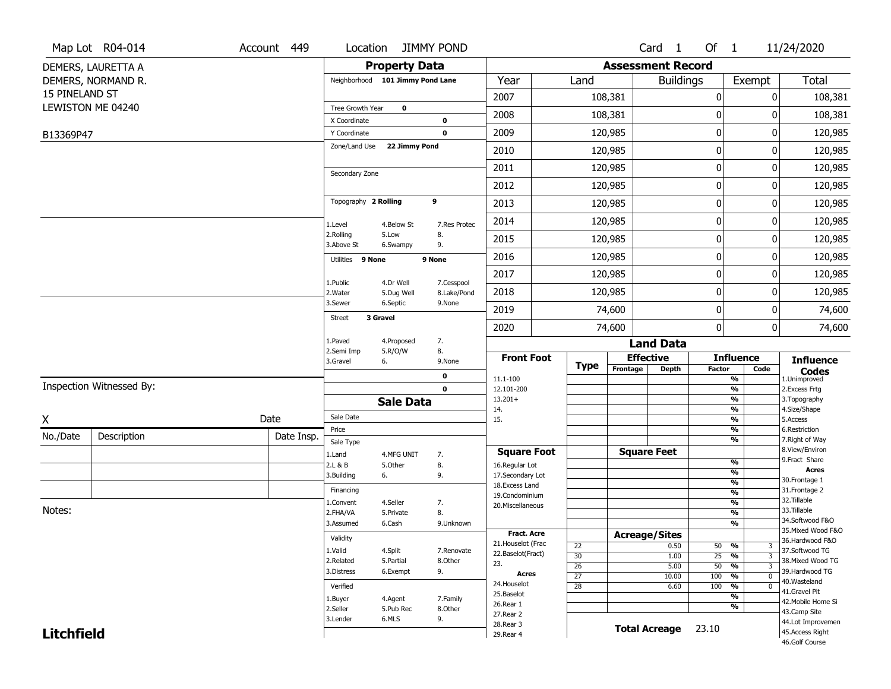Map Lot R04-014 | Account 449 | Location JIMMY POND | Card 1 Of 1 | 11/24/2020

DEMERS, LAURETTA A
DEMERS, NORMAND R.
15 PINELAND ST
LEWISTON ME 04240

B13369P47

## Property Data

Neighborhood **101 Jimmy Pond Lane**

Tree Growth Year **0**
X Coordinate **0**
Y Coordinate **0**
Zone/Land Use **22 Jimmy Pond**

Secondary Zone

Topography **2 Rolling** **9**

1.Level 4.Below St 7.Res Protec
2.Rolling 5.Low 8.
3.Above St 6.Swampy 9.

Utilities **9 None** **9 None**

1.Public 4.Dr Well 7.Cesspool
2.Water 5.Dug Well 8.Lake/Pond
3.Sewer 6.Septic 9.None

Street **3 Gravel**

1.Paved 4.Proposed 7.
2.Semi Imp 5.R/O/W 8.
3.Gravel 6. 9.None

**0**
**0**

## Sale Data

Sale Date
Price
Sale Type
1.Land 4.MFG UNIT 7.
2.L & B 5.Other 8.
3.Building 6. 9.

Financing
1.Convent 4.Seller 7.
2.FHA/VA 5.Private 8.
3.Assumed 6.Cash 9.Unknown

Validity
1.Valid 4.Split 7.Renovate
2.Related 5.Partial 8.Other
3.Distress 6.Exempt 9.

Verified
1.Buyer 4.Agent 7.Family
2.Seller 5.Pub Rec 8.Other
3.Lender 6.MLS 9.

Inspection Witnessed By:

X Date

| No./Date | Description | Date Insp. |
|---|---|---|
| | | |
| | | |
| | | |

Notes:

## Assessment Record

| Year | Land | Buildings | Exempt | Total |
|---|---|---|---|---|
| 2007 | 108,381 | 0 | 0 | 108,381 |
| 2008 | 108,381 | 0 | 0 | 108,381 |
| 2009 | 120,985 | 0 | 0 | 120,985 |
| 2010 | 120,985 | 0 | 0 | 120,985 |
| 2011 | 120,985 | 0 | 0 | 120,985 |
| 2012 | 120,985 | 0 | 0 | 120,985 |
| 2013 | 120,985 | 0 | 0 | 120,985 |
| 2014 | 120,985 | 0 | 0 | 120,985 |
| 2015 | 120,985 | 0 | 0 | 120,985 |
| 2016 | 120,985 | 0 | 0 | 120,985 |
| 2017 | 120,985 | 0 | 0 | 120,985 |
| 2018 | 120,985 | 0 | 0 | 120,985 |
| 2019 | 74,600 | 0 | 0 | 74,600 |
| 2020 | 74,600 | 0 | 0 | 74,600 |

## Land Data

| Front Foot | Type | Effective Frontage | Effective Depth | Influence Factor | Influence Code |
|---|---|---|---|---|---|
| 11.1-100 | | | | % | |
| 12.101-200 | | | | % | |
| 13.201+ | | | | % | |
| 14. | | | | % | |
| 15. | | | | % | |
| | | | | % | |

| Square Foot | Square Feet | Influence Factor | Influence Code |
|---|---|---|---|
| 16.Regular Lot | | % | |
| 17.Secondary Lot | | % | |
| 18.Excess Land | | % | |
| 19.Condominium | | % | |
| 20.Miscellaneous | | % | |
| | | % | |
| | | % | |

| Fract. Acre / Acres | Type | Acreage/Sites | Influence Factor | Influence Code |
|---|---|---|---|---|
| 21.Houselot (Frac | 22 | 0.50 | 50 % | 3 |
| 22.Baselot(Fract) | 30 | 1.00 | 25 % | 3 |
| 23. | 26 | 5.00 | 50 % | 3 |
| 24.Houselot | 27 | 10.00 | 100 % | 0 |
| 25.Baselot | 28 | 6.60 | 100 % | 0 |
| 26.Rear 1 | | | % | |
| 27.Rear 2 | | | % | |
| 28.Rear 3 | | | | |
| 29.Rear 4 | | | | |

**Total Acreage** 23.10

**Influence Codes**
1.Unimproved
2.Excess Frtg
3.Topography
4.Size/Shape
5.Access
6.Restriction
7.Right of Way
8.View/Environ
9.Fract Share
**Acres**
30.Frontage 1
31.Frontage 2
32.Tillable
33.Tillable
34.Softwood F&O
35.Mixed Wood F&O
36.Hardwood F&O
37.Softwood TG
38.Mixed Wood TG
39.Hardwood TG
40.Wasteland
41.Gravel Pit
42.Mobile Home Si
43.Camp Site
44.Lot Improvemen
45.Access Right
46.Golf Course

**Litchfield**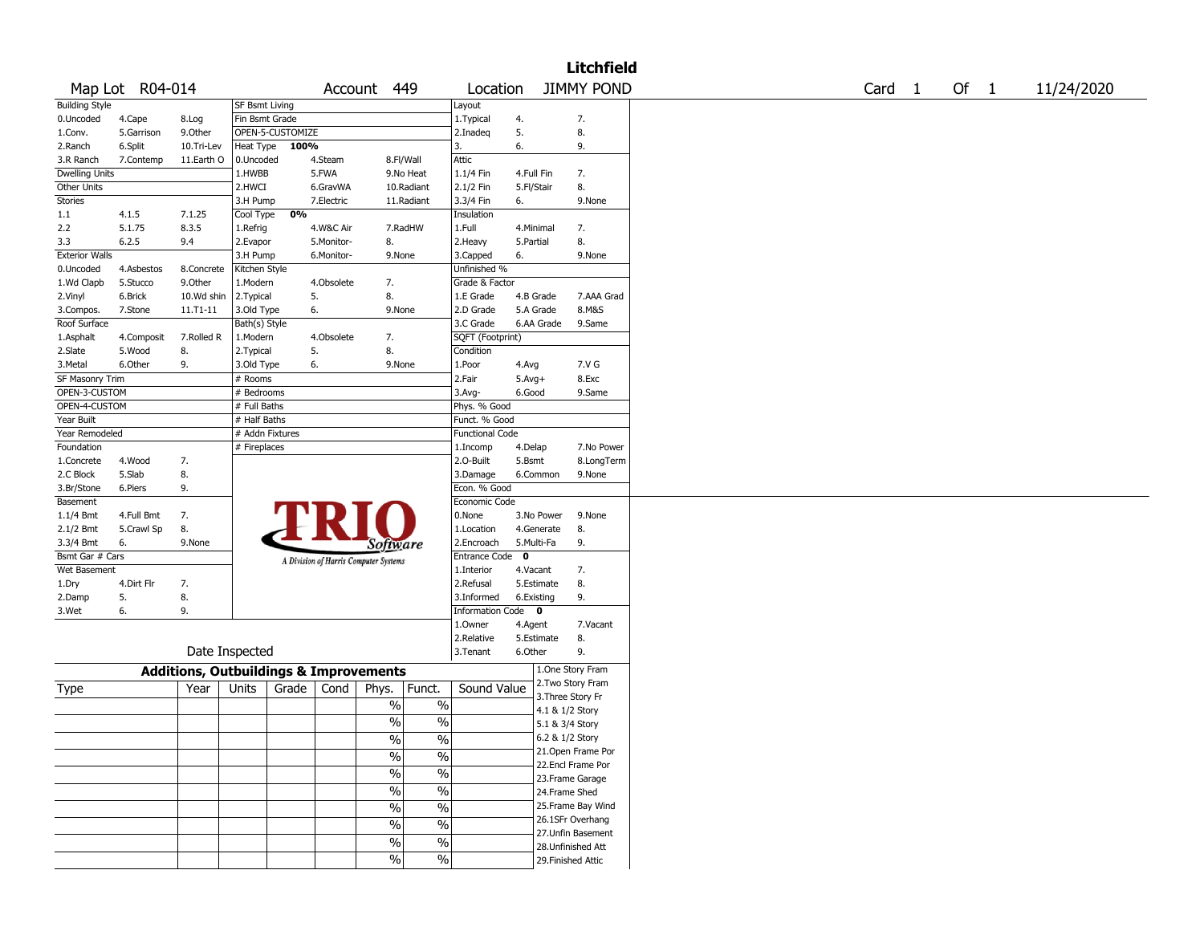# Litchfield

Map Lot R04-014 | Account 449 | Location JIMMY POND | Card 1 Of 1 | 11/24/2020

| Building Style | | | SF Bsmt Living | | | Layout | | |
|---|---|---|---|---|---|---|---|---|
| 0.Uncoded | 4.Cape | 8.Log | Fin Bsmt Grade | | | 1.Typical | 4. | 7. |
| 1.Conv. | 5.Garrison | 9.Other | OPEN-5-CUSTOMIZE | | | 2.Inadeq | 5. | 8. |
| 2.Ranch | 6.Split | 10.Tri-Lev | Heat Type 100% | | | 3. | 6. | 9. |
| 3.R Ranch | 7.Contemp | 11.Earth O | 0.Uncoded | 4.Steam | 8.Fl/Wall | Attic | | |
| Dwelling Units | | | 1.HWBB | 5.FWA | 9.No Heat | 1.1/4 Fin | 4.Full Fin | 7. |
| Other Units | | | 2.HWCI | 6.GravWA | 10.Radiant | 2.1/2 Fin | 5.Fl/Stair | 8. |
| Stories | | | 3.H Pump | 7.Electric | 11.Radiant | 3.3/4 Fin | 6. | 9.None |
| 1.1 | 4.1.5 | 7.1.25 | Cool Type 0% | | | Insulation | | |
| 2.2 | 5.1.75 | 8.3.5 | 1.Refrig | 4.W&C Air | 7.RadHW | 1.Full | 4.Minimal | 7. |
| 3.3 | 6.2.5 | 9.4 | 2.Evapor | 5.Monitor- | 8. | 2.Heavy | 5.Partial | 8. |
| Exterior Walls | | | 3.H Pump | 6.Monitor- | 9.None | 3.Capped | 6. | 9.None |
| 0.Uncoded | 4.Asbestos | 8.Concrete | Kitchen Style | | | Unfinished % | | |
| 1.Wd Clapb | 5.Stucco | 9.Other | 1.Modern | 4.Obsolete | 7. | Grade & Factor | | |
| 2.Vinyl | 6.Brick | 10.Wd shin | 2.Typical | 5. | 8. | 1.E Grade | 4.B Grade | 7.AAA Grad |
| 3.Compos. | 7.Stone | 11.T1-11 | 3.Old Type | 6. | 9.None | 2.D Grade | 5.A Grade | 8.M&S |
| Roof Surface | | | Bath(s) Style | | | 3.C Grade | 6.AA Grade | 9.Same |
| 1.Asphalt | 4.Composit | 7.Rolled R | 1.Modern | 4.Obsolete | 7. | SQFT (Footprint) | | |
| 2.Slate | 5.Wood | 8. | 2.Typical | 5. | 8. | Condition | | |
| 3.Metal | 6.Other | 9. | 3.Old Type | 6. | 9.None | 1.Poor | 4.Avg | 7.V G |
| SF Masonry Trim | | | # Rooms | | | 2.Fair | 5.Avg+ | 8.Exc |
| OPEN-3-CUSTOM | | | # Bedrooms | | | 3.Avg- | 6.Good | 9.Same |
| OPEN-4-CUSTOM | | | # Full Baths | | | Phys. % Good | | |
| Year Built | | | # Half Baths | | | Funct. % Good | | |
| Year Remodeled | | | # Addn Fixtures | | | Functional Code | | |
| Foundation | | | # Fireplaces | | | 1.Incomp | 4.Delap | 7.No Power |
| 1.Concrete | 4.Wood | 7. | | | | 2.O-Built | 5.Bsmt | 8.LongTerm |
| 2.C Block | 5.Slab | 8. | | | | 3.Damage | 6.Common | 9.None |
| 3.Br/Stone | 6.Piers | 9. | | | | Econ. % Good | | |
| Basement | | | | | | Economic Code | | |
| 1.1/4 Bmt | 4.Full Bmt | 7. | | | | 0.None | 3.No Power | 9.None |
| 2.1/2 Bmt | 5.Crawl Sp | 8. | | | | 1.Location | 4.Generate | 8. |
| 3.3/4 Bmt | 6. | 9.None | | | | 2.Encroach | 5.Multi-Fa | 9. |
| Bsmt Gar # Cars | | | | | | Entrance Code 0 | | |
| Wet Basement | | | | | | 1.Interior | 4.Vacant | 7. |
| 1.Dry | 4.Dirt Flr | 7. | | | | 2.Refusal | 5.Estimate | 8. |
| 2.Damp | 5. | 8. | | | | 3.Informed | 6.Existing | 9. |
| 3.Wet | 6. | 9. | | | | Information Code 0 | | |
| | | | | | | 1.Owner | 4.Agent | 7.Vacant |
| | | | | | | 2.Relative | 5.Estimate | 8. |
| Date Inspected | | | | | | 3.Tenant | 6.Other | 9. |

TRIO Software — A Division of Harris Computer Systems

## Additions, Outbuildings & Improvements

| Type | Year | Units | Grade | Cond | Phys. | Funct. | Sound Value |
|---|---|---|---|---|---|---|---|
| | | | | | % | % | |
| | | | | | % | % | |
| | | | | | % | % | |
| | | | | | % | % | |
| | | | | | % | % | |
| | | | | | % | % | |
| | | | | | % | % | |
| | | | | | % | % | |
| | | | | | % | % | |
| | | | | | % | % | |

1.One Story Fram
2.Two Story Fram
3.Three Story Fr
4.1 & 1/2 Story
5.1 & 3/4 Story
6.2 & 1/2 Story
21.Open Frame Por
22.Encl Frame Por
23.Frame Garage
24.Frame Shed
25.Frame Bay Wind
26.1SFr Overhang
27.Unfin Basement
28.Unfinished Att
29.Finished Attic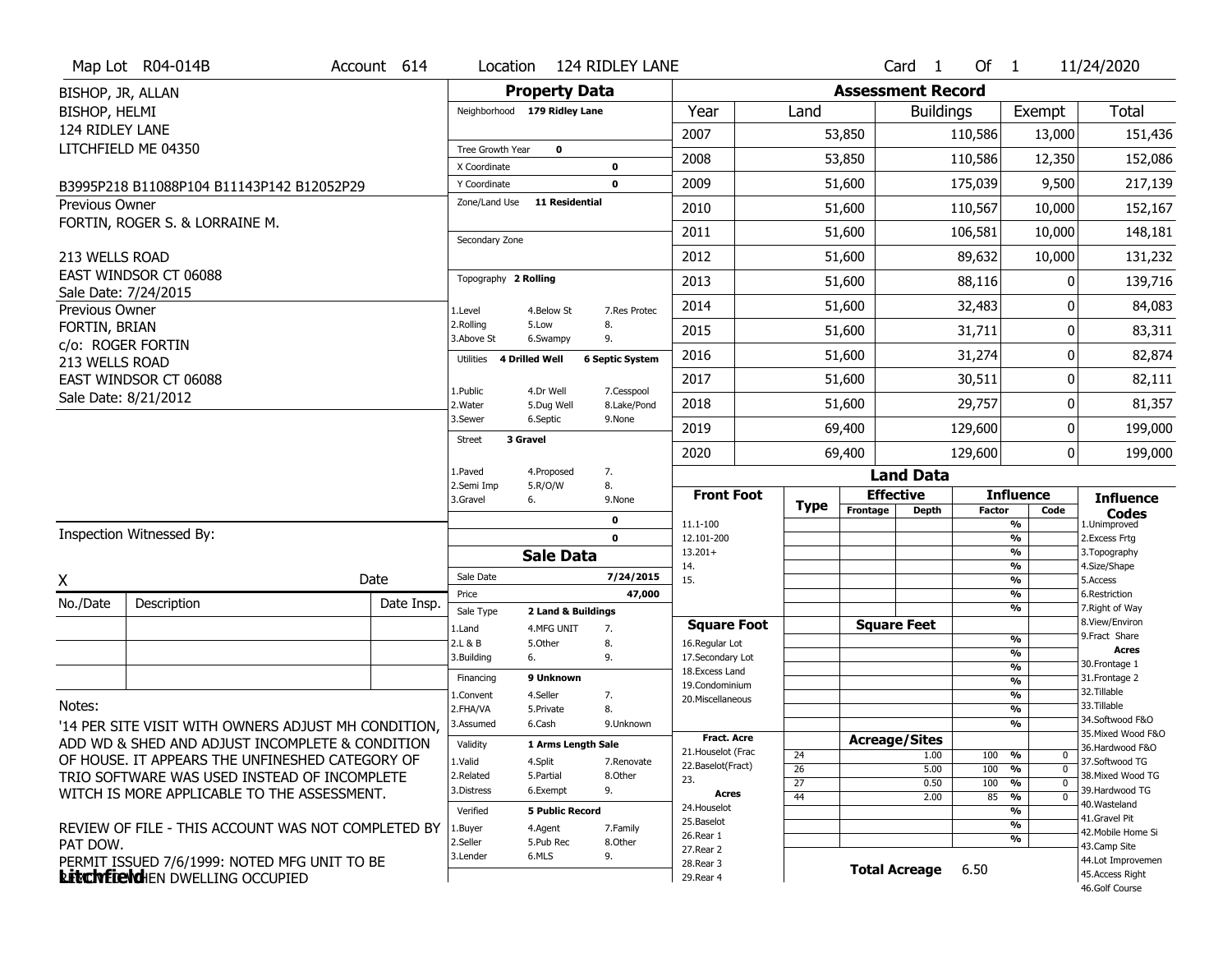Map Lot R04-014B | Account 614 | Location 124 RIDLEY LANE | Card 1 Of 1 | 11/24/2020

BISHOP, JR, ALLAN
BISHOP, HELMI
124 RIDLEY LANE
LITCHFIELD ME 04350

B3995P218 B11088P104 B11143P142 B12052P29

Previous Owner
FORTIN, ROGER S. & LORRAINE M.

213 WELLS ROAD
EAST WINDSOR CT 06088
Sale Date: 7/24/2015

Previous Owner
FORTIN, BRIAN
c/o: ROGER FORTIN
213 WELLS ROAD
EAST WINDSOR CT 06088
Sale Date: 8/21/2012

## Property Data

Neighborhood: 179 Ridley Lane
Tree Growth Year: 0
X Coordinate: 0
Y Coordinate: 0
Zone/Land Use: 11 Residential
Secondary Zone:
Topography: 2 Rolling

1.Level 4.Below St 7.Res Protec
2.Rolling 5.Low 8.
3.Above St 6.Swampy 9.

Utilities: 4 Drilled Well, 6 Septic System

1.Public 4.Dr Well 7.Cesspool
2.Water 5.Dug Well 8.Lake/Pond
3.Sewer 6.Septic 9.None

Street: 3 Gravel

1.Paved 4.Proposed 7.
2.Semi Imp 5.R/O/W 8.
3.Gravel 6. 9.None

0
0

## Sale Data

Sale Date: 7/24/2015
Price: 47,000
Sale Type: 2 Land & Buildings

1.Land 4.MFG UNIT 7.
2.L & B 5.Other 8.
3.Building 6. 9.

Financing: 9 Unknown

1.Convent 4.Seller 7.
2.FHA/VA 5.Private 8.
3.Assumed 6.Cash 9.Unknown

Validity: 1 Arms Length Sale

1.Valid 4.Split 7.Renovate
2.Related 5.Partial 8.Other
3.Distress 6.Exempt 9.

Verified: 5 Public Record

1.Buyer 4.Agent 7.Family
2.Seller 5.Pub Rec 8.Other
3.Lender 6.MLS 9.

## Assessment Record

| Year | Land | Buildings | Exempt | Total |
|---|---|---|---|---|
| 2007 | 53,850 | 110,586 | 13,000 | 151,436 |
| 2008 | 53,850 | 110,586 | 12,350 | 152,086 |
| 2009 | 51,600 | 175,039 | 9,500 | 217,139 |
| 2010 | 51,600 | 110,567 | 10,000 | 152,167 |
| 2011 | 51,600 | 106,581 | 10,000 | 148,181 |
| 2012 | 51,600 | 89,632 | 10,000 | 131,232 |
| 2013 | 51,600 | 88,116 | 0 | 139,716 |
| 2014 | 51,600 | 32,483 | 0 | 84,083 |
| 2015 | 51,600 | 31,711 | 0 | 83,311 |
| 2016 | 51,600 | 31,274 | 0 | 82,874 |
| 2017 | 51,600 | 30,511 | 0 | 82,111 |
| 2018 | 51,600 | 29,757 | 0 | 81,357 |
| 2019 | 69,400 | 129,600 | 0 | 199,000 |
| 2020 | 69,400 | 129,600 | 0 | 199,000 |

## Land Data

| Front Foot | Type | Effective Frontage | Effective Depth | Influence Factor | Influence Code |
|---|---|---|---|---|---|
| 11.1-100 | | | | % | |
| 12.101-200 | | | | % | |
| 13.201+ | | | | % | |
| 14. | | | | % | |
| 15. | | | | % | |
| | | | | % | |
| | | | | % | |

| Square Foot | | Square Feet | | |
|---|---|---|---|---|
| 16.Regular Lot | | | % | |
| 17.Secondary Lot | | | % | |
| 18.Excess Land | | | % | |
| 19.Condominium | | | % | |
| 20.Miscellaneous | | | % | |
| | | | % | |
| | | | % | |

| Fract. Acre | Type | Acreage/Sites | Factor | Code |
|---|---|---|---|---|
| 21.Houselot (Frac | 24 | 1.00 | 100 % | 0 |
| 22.Baselot(Fract) | 26 | 5.00 | 100 % | 0 |
| 23. | 27 | 0.50 | 100 % | 0 |
| **Acres** | 44 | 2.00 | 85 % | 0 |
| 24.Houselot | | | % | |
| 25.Baselot | | | % | |
| 26.Rear 1 | | | % | |
| 27.Rear 2 | | | | |
| 28.Rear 3 | | | | |
| 29.Rear 4 | | | | |

**Total Acreage** 6.50

**Influence Codes**
1.Unimproved
2.Excess Frtg
3.Topography
4.Size/Shape
5.Access
6.Restriction
7.Right of Way
8.View/Environ
9.Fract Share
**Acres**
30.Frontage 1
31.Frontage 2
32.Tillable
33.Tillable
34.Softwood F&O
35.Mixed Wood F&O
36.Hardwood F&O
37.Softwood TG
38.Mixed Wood TG
39.Hardwood TG
40.Wasteland
41.Gravel Pit
42.Mobile Home Si
43.Camp Site
44.Lot Improvemen
45.Access Right
46.Golf Course

Inspection Witnessed By:

X _______________ Date

| No./Date | Description | Date Insp. |
|---|---|---|
| | | |
| | | |
| | | |

Notes:

'14 PER SITE VISIT WITH OWNERS ADJUST MH CONDITION, ADD WD & SHED AND ADJUST INCOMPLETE & CONDITION OF HOUSE. IT APPEARS THE UNFINESHED CATEGORY OF TRIO SOFTWARE WAS USED INSTEAD OF INCOMPLETE WITCH IS MORE APPLICABLE TO THE ASSESSMENT.

REVIEW OF FILE - THIS ACCOUNT WAS NOT COMPLETED BY PAT DOW.

PERMIT ISSUED 7/6/1999: NOTED MFG UNIT TO BE REMOVED WHEN DWELLING OCCUPIED

**Litchfield**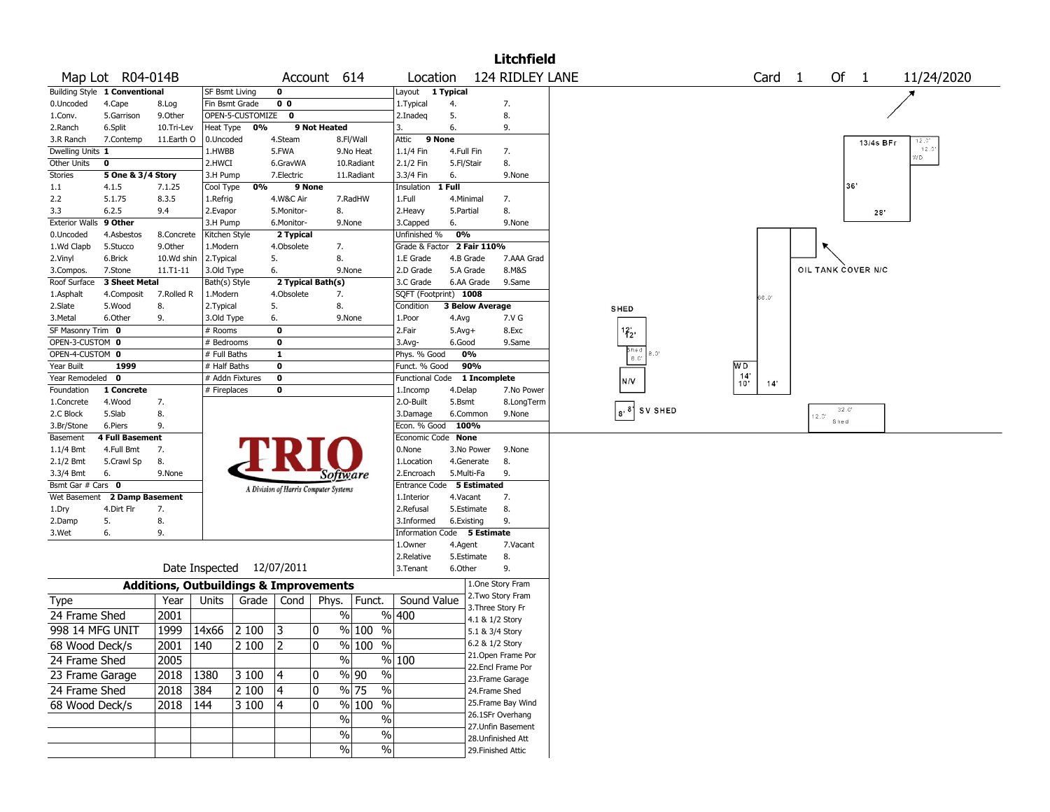# Litchfield

| Map Lot | R04-014B | Account | 614 | Location | 124 RIDLEY LANE | Card | 1 | Of | 1 | 11/24/2020 |
|---|---|---|---|---|---|---|---|---|---|---|

| Building Style | 1 Conventional | | SF Bsmt Living | 0 | | Layout | 1 Typical | |
|---|---|---|---|---|---|---|---|---|
| 0.Uncoded | 4.Cape | 8.Log | Fin Bsmt Grade | 0 0 | | 1.Typical | 4. | 7. |
| 1.Conv. | 5.Garrison | 9.Other | OPEN-5-CUSTOMIZE | 0 | | 2.Inadeq | 5. | 8. |
| 2.Ranch | 6.Split | 10.Tri-Lev | Heat Type 0% | 9 Not Heated | | 3. | 6. | 9. |
| 3.R Ranch | 7.Contemp | 11.Earth O | 0.Uncoded | 4.Steam | 8.Fl/Wall | Attic | 9 None | |
| Dwelling Units | 1 | | 1.HWBB | 5.FWA | 9.No Heat | 1.1/4 Fin | 4.Full Fin | 7. |
| Other Units | 0 | | 2.HWCI | 6.GravWA | 10.Radiant | 2.1/2 Fin | 5.Fl/Stair | 8. |
| Stories | 5 One & 3/4 Story | | 3.H Pump | 7.Electric | 11.Radiant | 3.3/4 Fin | 6. | 9.None |
| 1.1 | 4.1.5 | 7.1.25 | Cool Type 0% | 9 None | | Insulation | 1 Full | |
| 2.2 | 5.1.75 | 8.3.5 | 1.Refrig | 4.W&C Air | 7.RadHW | 1.Full | 4.Minimal | 7. |
| 3.3 | 6.2.5 | 9.4 | 2.Evapor | 5.Monitor- | 8. | 2.Heavy | 5.Partial | 8. |
| Exterior Walls | 9 Other | | 3.H Pump | 6.Monitor- | 9.None | 3.Capped | 6. | 9.None |
| 0.Uncoded | 4.Asbestos | 8.Concrete | Kitchen Style | 2 Typical | | Unfinished % | 0% | |
| 1.Wd Clapb | 5.Stucco | 9.Other | 1.Modern | 4.Obsolete | 7. | Grade & Factor | 2 Fair 110% | |
| 2.Vinyl | 6.Brick | 10.Wd shin | 2.Typical | 5. | 8. | 1.E Grade | 4.B Grade | 7.AAA Grad |
| 3.Compos. | 7.Stone | 11.T1-11 | 3.Old Type | 6. | 9.None | 2.D Grade | 5.A Grade | 8.M&S |
| Roof Surface | 3 Sheet Metal | | Bath(s) Style | 2 Typical Bath(s) | | 3.C Grade | 6.AA Grade | 9.Same |
| 1.Asphalt | 4.Composit | 7.Rolled R | 1.Modern | 4.Obsolete | 7. | SQFT (Footprint) | 1008 | |
| 2.Slate | 5.Wood | 8. | 2.Typical | 5. | 8. | Condition | 3 Below Average | |
| 3.Metal | 6.Other | 9. | 3.Old Type | 6. | 9.None | 1.Poor | 4.Avg | 7.V G |
| SF Masonry Trim | 0 | | # Rooms | 0 | | 2.Fair | 5.Avg+ | 8.Exc |
| OPEN-3-CUSTOM | 0 | | # Bedrooms | 0 | | 3.Avg- | 6.Good | 9.Same |
| OPEN-4-CUSTOM | 0 | | # Full Baths | 1 | | Phys. % Good | 0% | |
| Year Built | 1999 | | # Half Baths | 0 | | Funct. % Good | 90% | |
| Year Remodeled | 0 | | # Addn Fixtures | 0 | | Functional Code | 1 Incomplete | |
| Foundation | 1 Concrete | | # Fireplaces | 0 | | 1.Incomp | 4.Delap | 7.No Power |
| 1.Concrete | 4.Wood | 7. | | | | 2.O-Built | 5.Bsmt | 8.LongTerm |
| 2.C Block | 5.Slab | 8. | | | | 3.Damage | 6.Common | 9.None |
| 3.Br/Stone | 6.Piers | 9. | | | | Econ. % Good | 100% | |
| Basement | 4 Full Basement | | | | | Economic Code | None | |
| 1.1/4 Bmt | 4.Full Bmt | 7. | | | | 0.None | 3.No Power | 9.None |
| 2.1/2 Bmt | 5.Crawl Sp | 8. | | | | 1.Location | 4.Generate | 8. |
| 3.3/4 Bmt | 6. | 9.None | | | | 2.Encroach | 5.Multi-Fa | 9. |
| Bsmt Gar # Cars | 0 | | | | | Entrance Code | 5 Estimated | |
| Wet Basement | 2 Damp Basement | | | | | 1.Interior | 4.Vacant | 7. |
| 1.Dry | 4.Dirt Flr | 7. | | | | 2.Refusal | 5.Estimate | 8. |
| 2.Damp | 5. | 8. | | | | 3.Informed | 6.Existing | 9. |
| 3.Wet | 6. | 9. | | | | Information Code | 5 Estimate | |
| | | | | | | 1.Owner | 4.Agent | 7.Vacant |
| | | | | | | 2.Relative | 5.Estimate | 8. |
| | | | Date Inspected | 12/07/2011 | | 3.Tenant | 6.Other | 9. |

TRIO Software — A Division of Harris Computer Systems

## Additions, Outbuildings & Improvements

| Type | Year | Units | Grade | Cond | Phys. | Funct. | Sound Value |
|---|---|---|---|---|---|---|---|
| 24 Frame Shed | 2001 | | | | % | % | 400 |
| 998 14 MFG UNIT | 1999 | 14x66 | 2 100 | 3 | 0 % | 100 % | |
| 68 Wood Deck/s | 2001 | 140 | 2 100 | 2 | 0 % | 100 % | |
| 24 Frame Shed | 2005 | | | | % | % | 100 |
| 23 Frame Garage | 2018 | 1380 | 3 100 | 4 | 0 % | 90 % | |
| 24 Frame Shed | 2018 | 384 | 2 100 | 4 | 0 % | 75 % | |
| 68 Wood Deck/s | 2018 | 144 | 3 100 | 4 | 0 % | 100 % | |
| | | | | | % | % | |
| | | | | | % | % | |
| | | | | | % | % | |

1.One Story Fram
2.Two Story Fram
3.Three Story Fr
4.1 & 1/2 Story
5.1 & 3/4 Story
6.2 & 1/2 Story
21.Open Frame Por
22.Encl Frame Por
23.Frame Garage
24.Frame Shed
25.Frame Bay Wind
26.1SFr Overhang
27.Unfin Basement
28.Unfinished Att
29.Finished Attic

Sketch labels: 13/4s BFr, 36', 28', 12.0', WD, OIL TANK COVER N/C, SHED, 12', Shed 8.0', 66.0', N/V, WD 14' 10', 14', 8' 8' SV SHED, 32.0', 12.0' Shed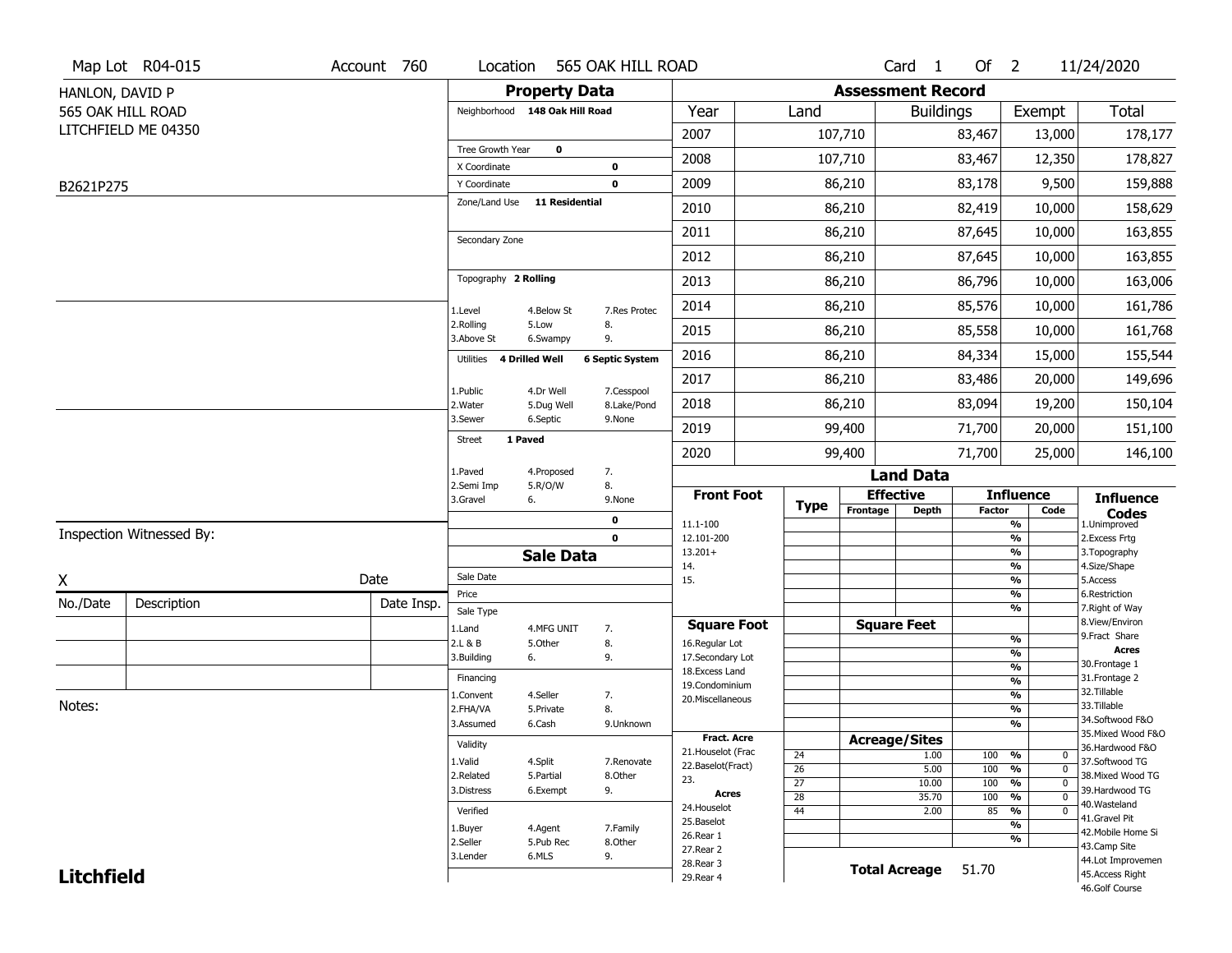Map Lot R04-015 | Account 760 | Location 565 OAK HILL ROAD | Card 1 Of 2 | 11/24/2020

HANLON, DAVID P
565 OAK HILL ROAD
LITCHFIELD ME 04350

B2621P275

## Property Data

Neighborhood 148 Oak Hill Road

Tree Growth Year 0
X Coordinate 0
Y Coordinate 0
Zone/Land Use 11 Residential

Secondary Zone

Topography 2 Rolling

| | | |
|---|---|---|
| 1.Level | 4.Below St | 7.Res Protec |
| 2.Rolling | 5.Low | 8. |
| 3.Above St | 6.Swampy | 9. |

Utilities 4 Drilled Well 6 Septic System

| | | |
|---|---|---|
| 1.Public | 4.Dr Well | 7.Cesspool |
| 2.Water | 5.Dug Well | 8.Lake/Pond |
| 3.Sewer | 6.Septic | 9.None |

Street 1 Paved

| | | |
|---|---|---|
| 1.Paved | 4.Proposed | 7. |
| 2.Semi Imp | 5.R/O/W | 8. |
| 3.Gravel | 6. | 9.None |

0
0

## Assessment Record

| Year | Land | Buildings | Exempt | Total |
|---|---|---|---|---|
| 2007 | 107,710 | 83,467 | 13,000 | 178,177 |
| 2008 | 107,710 | 83,467 | 12,350 | 178,827 |
| 2009 | 86,210 | 83,178 | 9,500 | 159,888 |
| 2010 | 86,210 | 82,419 | 10,000 | 158,629 |
| 2011 | 86,210 | 87,645 | 10,000 | 163,855 |
| 2012 | 86,210 | 87,645 | 10,000 | 163,855 |
| 2013 | 86,210 | 86,796 | 10,000 | 163,006 |
| 2014 | 86,210 | 85,576 | 10,000 | 161,786 |
| 2015 | 86,210 | 85,558 | 10,000 | 161,768 |
| 2016 | 86,210 | 84,334 | 15,000 | 155,544 |
| 2017 | 86,210 | 83,486 | 20,000 | 149,696 |
| 2018 | 86,210 | 83,094 | 19,200 | 150,104 |
| 2019 | 99,400 | 71,700 | 20,000 | 151,100 |
| 2020 | 99,400 | 71,700 | 25,000 | 146,100 |

## Land Data

| Front Foot | Type | Effective Frontage | Effective Depth | Influence Factor | Influence Code |
|---|---|---|---|---|---|
| 11.1-100 | | | | % | |
| 12.101-200 | | | | % | |
| 13.201+ | | | | % | |
| 14. | | | | % | |
| 15. | | | | % | |
| | | | | % | |
| | | | | % | |
| **Square Foot** | | **Square Feet** | | | |
| 16.Regular Lot | | | | % | |
| 17.Secondary Lot | | | | % | |
| 18.Excess Land | | | | % | |
| 19.Condominium | | | | % | |
| 20.Miscellaneous | | | | % | |
| | | | | % | |
| | | | | % | |
| **Fract. Acre** | | **Acreage/Sites** | | | |
| 21.Houselot (Frac | 24 | | 1.00 | 100 % | 0 |
| 22.Baselot(Fract) | 26 | | 5.00 | 100 % | 0 |
| 23. | 27 | | 10.00 | 100 % | 0 |
| **Acres** | 28 | | 35.70 | 100 % | 0 |
| 24.Houselot | 44 | | 2.00 | 85 % | 0 |
| 25.Baselot | | | | % | |
| 26.Rear 1 | | | | % | |
| 27.Rear 2 | | | | | |
| 28.Rear 3 | | | | | |
| 29.Rear 4 | | | | | |

**Total Acreage** 51.70

### Influence Codes

1.Unimproved
2.Excess Frtg
3.Topography
4.Size/Shape
5.Access
6.Restriction
7.Right of Way
8.View/Environ
9.Fract Share

**Acres**

30.Frontage 1
31.Frontage 2
32.Tillable
33.Tillable
34.Softwood F&O
35.Mixed Wood F&O
36.Hardwood F&O
37.Softwood TG
38.Mixed Wood TG
39.Hardwood TG
40.Wasteland
41.Gravel Pit
42.Mobile Home Si
43.Camp Site
44.Lot Improvemen
45.Access Right
46.Golf Course

## Sale Data

Sale Date
Price
Sale Type

| | | |
|---|---|---|
| 1.Land | 4.MFG UNIT | 7. |
| 2.L & B | 5.Other | 8. |
| 3.Building | 6. | 9. |

Financing

| | | |
|---|---|---|
| 1.Convent | 4.Seller | 7. |
| 2.FHA/VA | 5.Private | 8. |
| 3.Assumed | 6.Cash | 9.Unknown |

Validity

| | | |
|---|---|---|
| 1.Valid | 4.Split | 7.Renovate |
| 2.Related | 5.Partial | 8.Other |
| 3.Distress | 6.Exempt | 9. |

Verified

| | | |
|---|---|---|
| 1.Buyer | 4.Agent | 7.Family |
| 2.Seller | 5.Pub Rec | 8.Other |
| 3.Lender | 6.MLS | 9. |

Inspection Witnessed By:

X Date

| No./Date | Description | Date Insp. |
|---|---|---|
| | | |
| | | |
| | | |

Notes:

**Litchfield**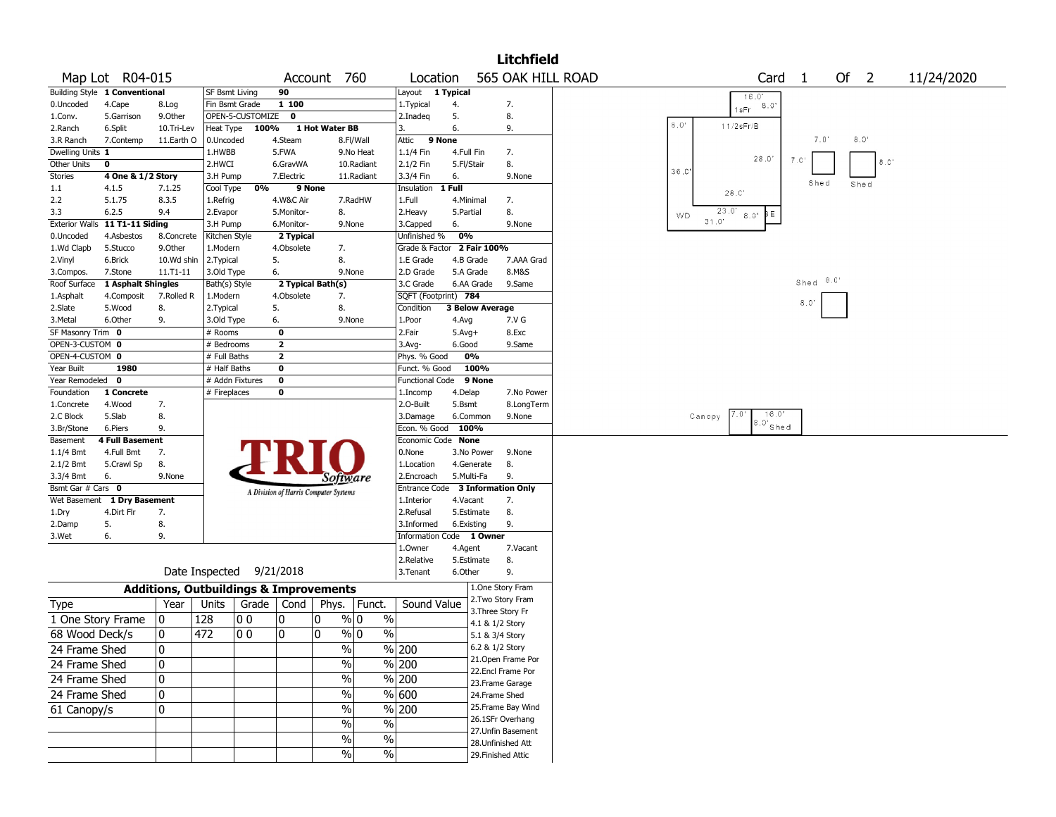# Litchfield

**Map Lot** R04-015 **Account** 760 **Location** 565 OAK HILL ROAD **Card** 1 **Of** 2 11/24/2020

| Field | Value |
|---|---|
| Building Style | 1 Conventional |
| Dwelling Units | 1 |
| Other Units | 0 |
| Stories | 4 One & 1/2 Story |
| Exterior Walls | 11 T1-11 Siding |
| Roof Surface | 1 Asphalt Shingles |
| SF Masonry Trim | 0 |
| OPEN-3-CUSTOM | 0 |
| OPEN-4-CUSTOM | 0 |
| Year Built | 1980 |
| Year Remodeled | 0 |
| Foundation | 1 Concrete |
| Basement | 4 Full Basement |
| Bsmt Gar # Cars | 0 |
| Wet Basement | 1 Dry Basement |

Building Style codes: 0.Uncoded, 1.Conv., 2.Ranch, 3.R Ranch, 4.Cape, 5.Garrison, 6.Split, 7.Contemp, 8.Log, 9.Other, 10.Tri-Lev, 11.Earth O

Stories codes: 1.1, 2.2, 3.3, 4.1.5, 5.1.75, 6.2.5, 7.1.25, 8.3.5, 9.4

Exterior Walls codes: 0.Uncoded, 1.Wd Clapb, 2.Vinyl, 3.Compos., 4.Asbestos, 5.Stucco, 6.Brick, 7.Stone, 8.Concrete, 9.Other, 10.Wd shin, 11.T1-11

Roof Surface codes: 1.Asphalt, 2.Slate, 3.Metal, 4.Composit, 5.Wood, 6.Other, 7.Rolled R, 8., 9.

Foundation codes: 1.Concrete, 2.C Block, 3.Br/Stone, 4.Wood, 5.Slab, 6.Piers, 7., 8., 9.

Basement codes: 1.1/4 Bmt, 2.1/2 Bmt, 3.3/4 Bmt, 4.Full Bmt, 5.Crawl Sp, 6., 7., 8., 9.None

Wet Basement codes: 1.Dry, 2.Damp, 3.Wet, 4.Dirt Flr, 5., 6., 7., 8., 9.

| Field | Value |
|---|---|
| SF Bsmt Living | 90 |
| Fin Bsmt Grade | 1 100 |
| OPEN-5-CUSTOMIZE | 0 |
| Heat Type | 100% 1 Hot Water BB |
| Cool Type | 0% 9 None |
| Kitchen Style | 2 Typical |
| Bath(s) Style | 2 Typical Bath(s) |
| # Rooms | 0 |
| # Bedrooms | 2 |
| # Full Baths | 2 |
| # Half Baths | 0 |
| # Addn Fixtures | 0 |
| # Fireplaces | 0 |

Heat Type codes: 0.Uncoded, 1.HWBB, 2.HWCI, 3.H Pump, 4.Steam, 5.FWA, 6.GravWA, 7.Electric, 8.Fl/Wall, 9.No Heat, 10.Radiant, 11.Radiant

Cool Type codes: 1.Refrig, 2.Evapor, 3.H Pump, 4.W&C Air, 5.Monitor-, 6.Monitor-, 7.RadHW, 8., 9.None

Kitchen Style codes: 1.Modern, 2.Typical, 3.Old Type, 4.Obsolete, 5., 6., 7., 8., 9.None

Bath(s) Style codes: 1.Modern, 2.Typical, 3.Old Type, 4.Obsolete, 5., 6., 7., 8., 9.None

| Field | Value |
|---|---|
| Layout | 1 Typical |
| Attic | 9 None |
| Insulation | 1 Full |
| Unfinished % | 0% |
| Grade & Factor | 2 Fair 100% |
| SQFT (Footprint) | 784 |
| Condition | 3 Below Average |
| Phys. % Good | 0% |
| Funct. % Good | 100% |
| Functional Code | 9 None |
| Econ. % Good | 100% |
| Economic Code | None |
| Entrance Code | 3 Information Only |
| Information Code | 1 Owner |

Layout codes: 1.Typical, 2.Inadeq, 3., 4., 5., 6., 7., 8., 9.

Attic codes: 1.1/4 Fin, 2.1/2 Fin, 3.3/4 Fin, 4.Full Fin, 5.Fl/Stair, 6., 7., 8., 9.None

Insulation codes: 1.Full, 2.Heavy, 3.Capped, 4.Minimal, 5.Partial, 6., 7., 8., 9.None

Grade codes: 1.E Grade, 2.D Grade, 3.C Grade, 4.B Grade, 5.A Grade, 6.AA Grade, 7.AAA Grad, 8.M&S, 9.Same

Condition codes: 1.Poor, 2.Fair, 3.Avg-, 4.Avg, 5.Avg+, 6.Good, 7.V G, 8.Exc, 9.Same

Functional codes: 1.Incomp, 2.O-Built, 3.Damage, 4.Delap, 5.Bsmt, 6.Common, 7.No Power, 8.LongTerm, 9.None

Economic codes: 0.None, 1.Location, 2.Encroach, 3.No Power, 4.Generate, 5.Multi-Fa, 8., 9.None

Entrance codes: 1.Interior, 2.Refusal, 3.Informed, 4.Vacant, 5.Estimate, 6.Existing, 7., 8., 9.

Information codes: 1.Owner, 2.Relative, 3.Tenant, 4.Agent, 5.Estimate, 6.Other, 7.Vacant, 8., 9.

Date Inspected 9/21/2018

## Additions, Outbuildings & Improvements

| Type | Year | Units | Grade | Cond | Phys. | Funct. | Sound Value |
|---|---|---|---|---|---|---|---|
| 1 One Story Frame | 0 | 128 | 0 0 | 0 | 0 % | 0 % | |
| 68 Wood Deck/s | 0 | 472 | 0 0 | 0 | 0 % | 0 % | |
| 24 Frame Shed | 0 | | | | % | % | 200 |
| 24 Frame Shed | 0 | | | | % | % | 200 |
| 24 Frame Shed | 0 | | | | % | % | 200 |
| 24 Frame Shed | 0 | | | | % | % | 600 |
| 61 Canopy/s | 0 | | | | % | % | 200 |
| | | | | | % | % | |
| | | | | | % | % | |
| | | | | | % | % | |

Codes: 1.One Story Fram, 2.Two Story Fram, 3.Three Story Fr, 4.1 & 1/2 Story, 5.1 & 3/4 Story, 6.2 & 1/2 Story, 21.Open Frame Por, 22.Encl Frame Por, 23.Frame Garage, 24.Frame Shed, 25.Frame Bay Wind, 26.1SFr Overhang, 27.Unfin Basement, 28.Unfinished Att, 29.Finished Attic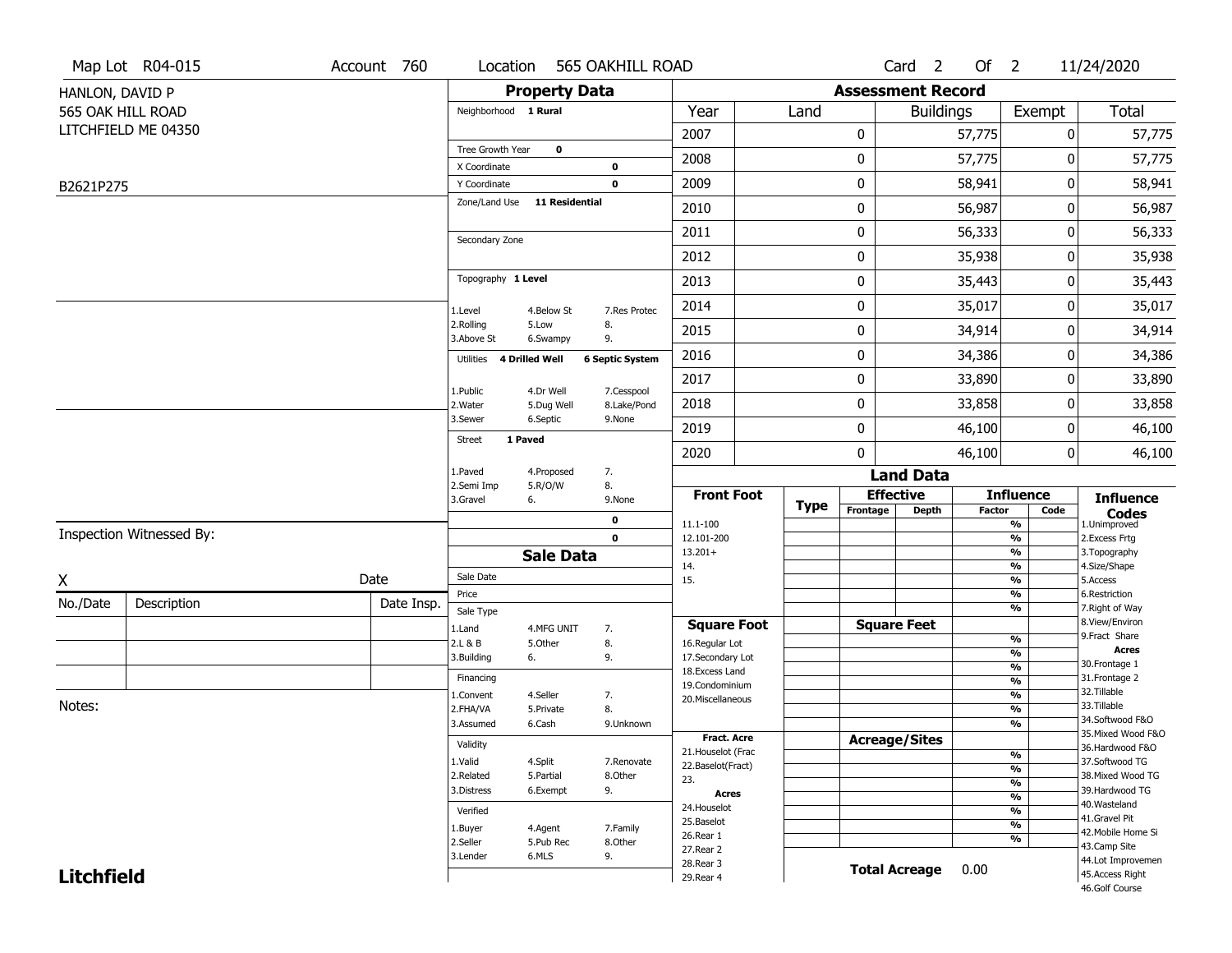Map Lot R04-015 | Account 760 | Location 565 OAKHILL ROAD | Card 2 Of 2 | 11/24/2020

HANLON, DAVID P
565 OAK HILL ROAD
LITCHFIELD ME 04350

B2621P275

## Property Data

Neighborhood **1 Rural**

Tree Growth Year **0**
X Coordinate **0**
Y Coordinate **0**
Zone/Land Use **11 Residential**

Secondary Zone

Topography **1 Level**

1.Level 4.Below St 7.Res Protec
2.Rolling 5.Low 8.
3.Above St 6.Swampy 9.

Utilities **4 Drilled Well** **6 Septic System**

1.Public 4.Dr Well 7.Cesspool
2.Water 5.Dug Well 8.Lake/Pond
3.Sewer 6.Septic 9.None

Street **1 Paved**

1.Paved 4.Proposed 7.
2.Semi Imp 5.R/O/W 8.
3.Gravel 6. 9.None

**0**
**0**

## Assessment Record

| Year | Land | Buildings | Exempt | Total |
|---|---|---|---|---|
| 2007 | 0 | 57,775 | 0 | 57,775 |
| 2008 | 0 | 57,775 | 0 | 57,775 |
| 2009 | 0 | 58,941 | 0 | 58,941 |
| 2010 | 0 | 56,987 | 0 | 56,987 |
| 2011 | 0 | 56,333 | 0 | 56,333 |
| 2012 | 0 | 35,938 | 0 | 35,938 |
| 2013 | 0 | 35,443 | 0 | 35,443 |
| 2014 | 0 | 35,017 | 0 | 35,017 |
| 2015 | 0 | 34,914 | 0 | 34,914 |
| 2016 | 0 | 34,386 | 0 | 34,386 |
| 2017 | 0 | 33,890 | 0 | 33,890 |
| 2018 | 0 | 33,858 | 0 | 33,858 |
| 2019 | 0 | 46,100 | 0 | 46,100 |
| 2020 | 0 | 46,100 | 0 | 46,100 |

## Land Data

| Front Foot | Type | Effective Frontage | Effective Depth | Influence Factor | Influence Code |
|---|---|---|---|---|---|
| 11.1-100 | | | | % | |
| 12.101-200 | | | | % | |
| 13.201+ | | | | % | |
| 14. | | | | % | |
| 15. | | | | % | |
| | | | | % | |
| | | | | % | |
| **Square Foot** | | **Square Feet** | | | |
| 16.Regular Lot | | | | % | |
| 17.Secondary Lot | | | | % | |
| 18.Excess Land | | | | % | |
| 19.Condominium | | | | % | |
| 20.Miscellaneous | | | | % | |
| | | | | % | |
| | | | | % | |
| **Fract. Acre** | | **Acreage/Sites** | | | |
| 21.Houselot (Frac | | | | % | |
| 22.Baselot(Fract) | | | | % | |
| 23. | | | | % | |
| **Acres** | | | | % | |
| 24.Houselot | | | | % | |
| 25.Baselot | | | | % | |
| 26.Rear 1 | | | | % | |
| 27.Rear 2 | | | | | |
| 28.Rear 3 | | | | | |
| 29.Rear 4 | | | | | |

**Total Acreage** 0.00

**Influence Codes**
1.Unimproved
2.Excess Frtg
3.Topography
4.Size/Shape
5.Access
6.Restriction
7.Right of Way
8.View/Environ
9.Fract Share
**Acres**
30.Frontage 1
31.Frontage 2
32.Tillable
33.Tillable
34.Softwood F&O
35.Mixed Wood F&O
36.Hardwood F&O
37.Softwood TG
38.Mixed Wood TG
39.Hardwood TG
40.Wasteland
41.Gravel Pit
42.Mobile Home Si
43.Camp Site
44.Lot Improvemen
45.Access Right
46.Golf Course

## Sale Data

Sale Date
Price
Sale Type
1.Land 4.MFG UNIT 7.
2.L & B 5.Other 8.
3.Building 6. 9.

Financing
1.Convent 4.Seller 7.
2.FHA/VA 5.Private 8.
3.Assumed 6.Cash 9.Unknown

Validity
1.Valid 4.Split 7.Renovate
2.Related 5.Partial 8.Other
3.Distress 6.Exempt 9.

Verified
1.Buyer 4.Agent 7.Family
2.Seller 5.Pub Rec 8.Other
3.Lender 6.MLS 9.

Inspection Witnessed By:

X Date

| No./Date | Description | Date Insp. |
|---|---|---|
| | | |
| | | |
| | | |

Notes:

**Litchfield**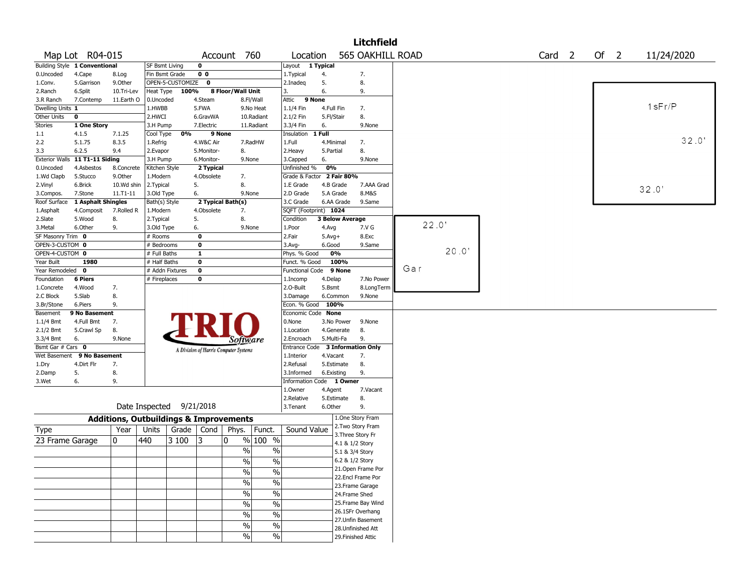# Litchfield

Map Lot R04-015 | Account 760 | Location 565 OAKHILL ROAD | Card 2 Of 2 | 11/24/2020

| Field | Value | Options |
|---|---|---|
| Building Style | 1 Conventional | 0.Uncoded, 1.Conv., 2.Ranch, 3.R Ranch, 4.Cape, 5.Garrison, 6.Split, 7.Contemp, 8.Log, 9.Other, 10.Tri-Lev, 11.Earth O |
| Dwelling Units | 1 | |
| Other Units | 0 | |
| Stories | 1 One Story | 1.1, 2.2, 3.3, 4.1.5, 5.1.75, 6.2.5, 7.1.25, 8.3.5, 9.4 |
| Exterior Walls | 11 T1-11 Siding | 0.Uncoded, 1.Wd Clapb, 2.Vinyl, 3.Compos., 4.Asbestos, 5.Stucco, 6.Brick, 7.Stone, 8.Concrete, 9.Other, 10.Wd shin, 11.T1-11 |
| Roof Surface | 1 Asphalt Shingles | 1.Asphalt, 2.Slate, 3.Metal, 4.Composit, 5.Wood, 6.Other, 7.Rolled R, 8., 9. |
| SF Masonry Trim | 0 | |
| OPEN-3-CUSTOM | 0 | |
| OPEN-4-CUSTOM | 0 | |
| Year Built | 1980 | |
| Year Remodeled | 0 | |
| Foundation | 6 Piers | 1.Concrete, 2.C Block, 3.Br/Stone, 4.Wood, 5.Slab, 6.Piers, 7., 8., 9. |
| Basement | 9 No Basement | 1.1/4 Bmt, 2.1/2 Bmt, 3.3/4 Bmt, 4.Full Bmt, 5.Crawl Sp, 6., 7., 8., 9.None |
| Bsmt Gar # Cars | 0 | |
| Wet Basement | 9 No Basement | 1.Dry, 2.Damp, 3.Wet, 4.Dirt Flr, 5., 6., 7., 8., 9. |

| Field | Value | Options |
|---|---|---|
| SF Bsmt Living | 0 | |
| Fin Bsmt Grade | 0 0 | |
| OPEN-5-CUSTOMIZE | 0 | |
| Heat Type | 100% 8 Floor/Wall Unit | 0.Uncoded, 1.HWBB, 2.HWCI, 3.H Pump, 4.Steam, 5.FWA, 6.GravWA, 7.Electric, 8.Fl/Wall, 9.No Heat, 10.Radiant, 11.Radiant |
| Cool Type | 0% 9 None | 1.Refrig, 2.Evapor, 3.H Pump, 4.W&C Air, 5.Monitor-, 6.Monitor-, 7.RadHW, 8., 9.None |
| Kitchen Style | 2 Typical | 1.Modern, 2.Typical, 3.Old Type, 4.Obsolete, 5., 6., 7., 8., 9.None |
| Bath(s) Style | 2 Typical Bath(s) | 1.Modern, 2.Typical, 3.Old Type, 4.Obsolete, 5., 6., 7., 8., 9.None |
| # Rooms | 0 | |
| # Bedrooms | 0 | |
| # Full Baths | 1 | |
| # Half Baths | 0 | |
| # Addn Fixtures | 0 | |
| # Fireplaces | 0 | |

| Field | Value | Options |
|---|---|---|
| Layout | 1 Typical | 1.Typical, 2.Inadeq, 3., 4., 5., 6., 7., 8., 9. |
| Attic | 9 None | 1.1/4 Fin, 2.1/2 Fin, 3.3/4 Fin, 4.Full Fin, 5.Fl/Stair, 6., 7., 8., 9.None |
| Insulation | 1 Full | 1.Full, 2.Heavy, 3.Capped, 4.Minimal, 5.Partial, 6., 7., 8., 9.None |
| Unfinished % | 0% | |
| Grade & Factor | 2 Fair 80% | 1.E Grade, 2.D Grade, 3.C Grade, 4.B Grade, 5.A Grade, 6.AA Grade, 7.AAA Grad, 8.M&S, 9.Same |
| SQFT (Footprint) | 1024 | |
| Condition | 3 Below Average | 1.Poor, 2.Fair, 3.Avg-, 4.Avg, 5.Avg+, 6.Good, 7.V G, 8.Exc, 9.Same |
| Phys. % Good | 0% | |
| Funct. % Good | 100% | |
| Functional Code | 9 None | 1.Incomp, 2.O-Built, 3.Damage, 4.Delap, 5.Bsmt, 6.Common, 7.No Power, 8.LongTerm, 9.None |
| Econ. % Good | 100% | |
| Economic Code | None | 0.None, 1.Location, 2.Encroach, 3.No Power, 4.Generate, 5.Multi-Fa, 8., 9.None |
| Entrance Code | 3 Information Only | 1.Interior, 2.Refusal, 3.Informed, 4.Vacant, 5.Estimate, 6.Existing, 7., 8., 9. |
| Information Code | 1 Owner | 1.Owner, 2.Relative, 3.Tenant, 4.Agent, 5.Estimate, 6.Other, 7.Vacant, 8., 9. |

Date Inspected 9/21/2018

Sketch: 1sFr/P 32.0' x 32.0'; Gar 22.0' x 20.0'

## Additions, Outbuildings & Improvements

| Type | Year | Units | Grade | Cond | Phys. | Funct. | Sound Value |
|---|---|---|---|---|---|---|---|
| 23 Frame Garage | 0 | 440 | 3 100 | 3 | 0 % | 100 % | |
| | | | | | % | % | |
| | | | | | % | % | |
| | | | | | % | % | |
| | | | | | % | % | |
| | | | | | % | % | |
| | | | | | % | % | |
| | | | | | % | % | |
| | | | | | % | % | |
| | | | | | % | % | |

1.One Story Fram, 2.Two Story Fram, 3.Three Story Fr, 4.1 & 1/2 Story, 5.1 & 3/4 Story, 6.2 & 1/2 Story, 21.Open Frame Por, 22.Encl Frame Por, 23.Frame Garage, 24.Frame Shed, 25.Frame Bay Wind, 26.1SFr Overhang, 27.Unfin Basement, 28.Unfinished Att, 29.Finished Attic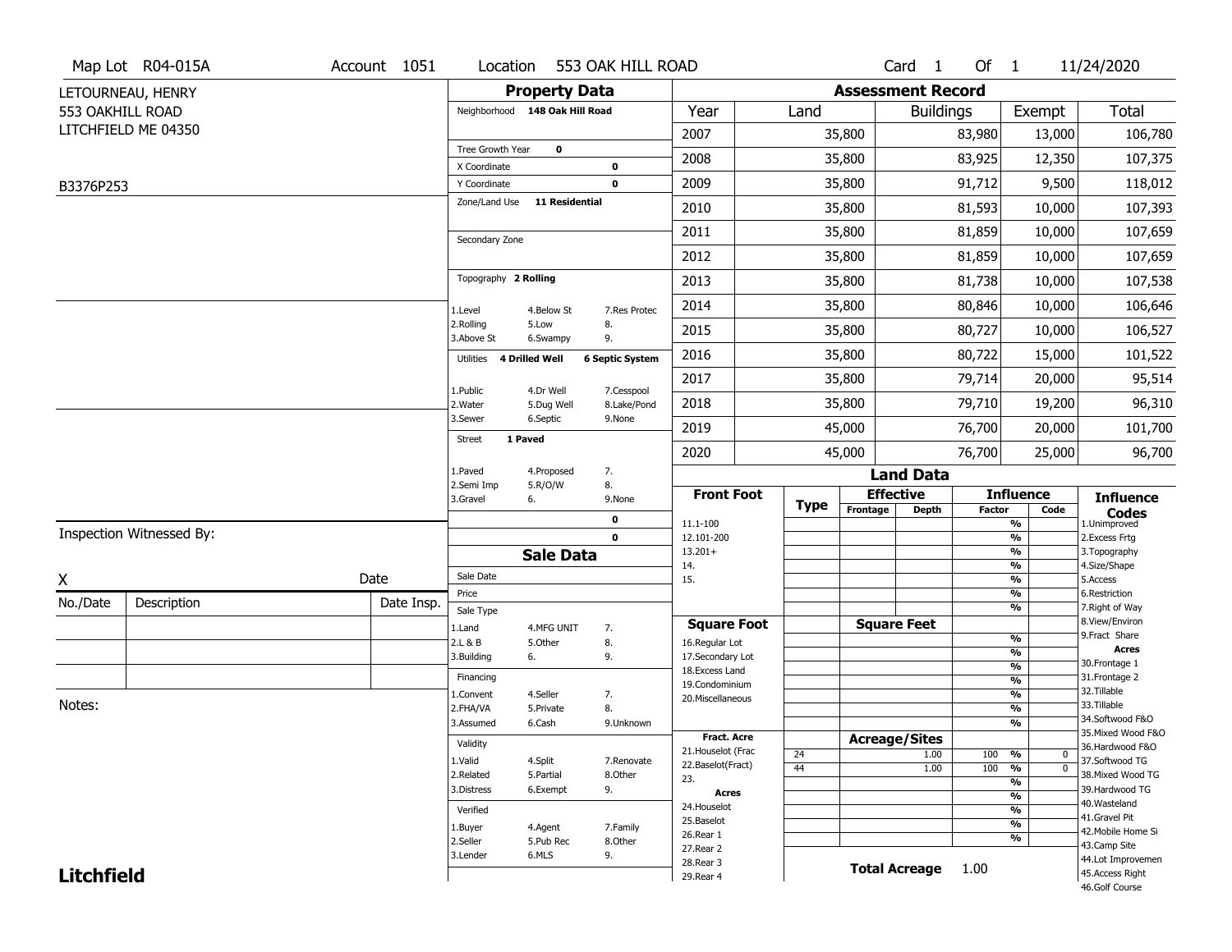Map Lot R04-015A | Account 1051 | Location 553 OAK HILL ROAD | Card 1 Of 1 | 11/24/2020

LETOURNEAU, HENRY
553 OAKHILL ROAD
LITCHFIELD ME 04350

B3376P253

## Property Data

Neighborhood **148 Oak Hill Road**

Tree Growth Year **0**
X Coordinate **0**
Y Coordinate **0**
Zone/Land Use **11 Residential**

Secondary Zone

Topography **2 Rolling**

1.Level 4.Below St 7.Res Protec
2.Rolling 5.Low 8.
3.Above St 6.Swampy 9.

Utilities **4 Drilled Well** **6 Septic System**

1.Public 4.Dr Well 7.Cesspool
2.Water 5.Dug Well 8.Lake/Pond
3.Sewer 6.Septic 9.None

Street **1 Paved**

1.Paved 4.Proposed 7.
2.Semi Imp 5.R/O/W 8.
3.Gravel 6. 9.None

**0**
**0**

## Assessment Record

| Year | Land | Buildings | Exempt | Total |
|---|---|---|---|---|
| 2007 | 35,800 | 83,980 | 13,000 | 106,780 |
| 2008 | 35,800 | 83,925 | 12,350 | 107,375 |
| 2009 | 35,800 | 91,712 | 9,500 | 118,012 |
| 2010 | 35,800 | 81,593 | 10,000 | 107,393 |
| 2011 | 35,800 | 81,859 | 10,000 | 107,659 |
| 2012 | 35,800 | 81,859 | 10,000 | 107,659 |
| 2013 | 35,800 | 81,738 | 10,000 | 107,538 |
| 2014 | 35,800 | 80,846 | 10,000 | 106,646 |
| 2015 | 35,800 | 80,727 | 10,000 | 106,527 |
| 2016 | 35,800 | 80,722 | 15,000 | 101,522 |
| 2017 | 35,800 | 79,714 | 20,000 | 95,514 |
| 2018 | 35,800 | 79,710 | 19,200 | 96,310 |
| 2019 | 45,000 | 76,700 | 20,000 | 101,700 |
| 2020 | 45,000 | 76,700 | 25,000 | 96,700 |

## Land Data

| Front Foot | Type | Effective Frontage | Effective Depth | Influence Factor | Influence Code |
|---|---|---|---|---|---|
| 11.1-100 | | | | % | |
| 12.101-200 | | | | % | |
| 13.201+ | | | | % | |
| 14. | | | | % | |
| 15. | | | | % | |
| **Square Foot** | | **Square Feet** | | | |
| 16.Regular Lot | | | | % | |
| 17.Secondary Lot | | | | % | |
| 18.Excess Land | | | | % | |
| 19.Condominium | | | | % | |
| 20.Miscellaneous | | | | % | |
| **Fract. Acre** | | **Acreage/Sites** | | | |
| 21.Houselot (Frac | 24 | | 1.00 | 100 % | 0 |
| 22.Baselot(Fract) | 44 | | 1.00 | 100 % | 0 |
| 23. | | | | % | |
| **Acres** | | | | | |
| 24.Houselot | | | | % | |
| 25.Baselot | | | | % | |
| 26.Rear 1 | | | | % | |
| 27.Rear 2 | | | | | |
| 28.Rear 3 | | | | | |
| 29.Rear 4 | | | | | |

**Total Acreage** 1.00

**Influence Codes**
1.Unimproved
2.Excess Frtg
3.Topography
4.Size/Shape
5.Access
6.Restriction
7.Right of Way
8.View/Environ
9.Fract Share
**Acres**
30.Frontage 1
31.Frontage 2
32.Tillable
33.Tillable
34.Softwood F&O
35.Mixed Wood F&O
36.Hardwood F&O
37.Softwood TG
38.Mixed Wood TG
39.Hardwood TG
40.Wasteland
41.Gravel Pit
42.Mobile Home Si
43.Camp Site
44.Lot Improvemen
45.Access Right
46.Golf Course

## Sale Data

Sale Date
Price
Sale Type
1.Land 4.MFG UNIT 7.
2.L & B 5.Other 8.
3.Building 6. 9.

Financing
1.Convent 4.Seller 7.
2.FHA/VA 5.Private 8.
3.Assumed 6.Cash 9.Unknown

Validity
1.Valid 4.Split 7.Renovate
2.Related 5.Partial 8.Other
3.Distress 6.Exempt 9.

Verified
1.Buyer 4.Agent 7.Family
2.Seller 5.Pub Rec 8.Other
3.Lender 6.MLS 9.

Inspection Witnessed By:

X Date

| No./Date | Description | Date Insp. |
|---|---|---|
| | | |
| | | |
| | | |

Notes:

**Litchfield**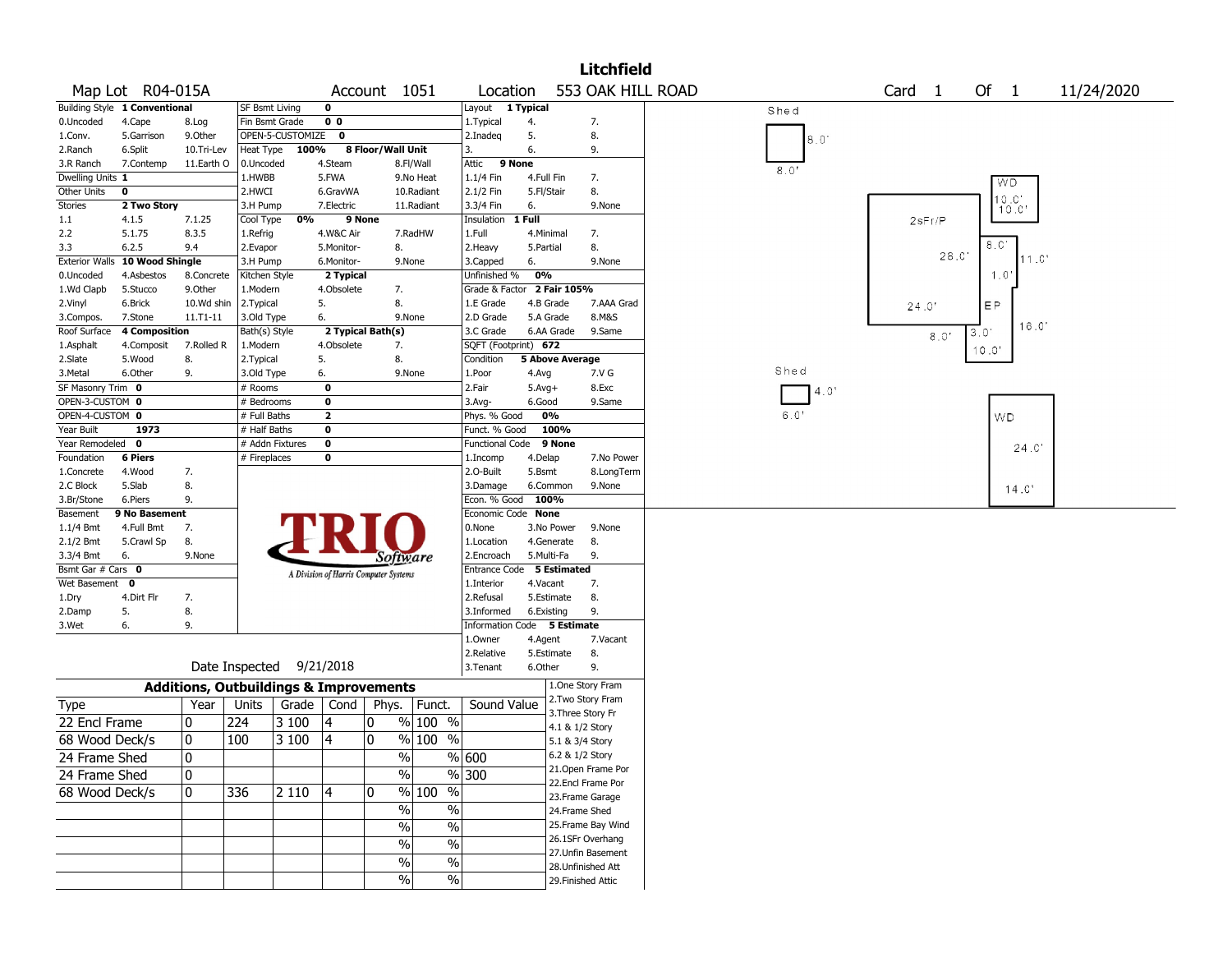# Litchfield

**Map Lot** R04-015A **Account** 1051 **Location** 553 OAK HILL ROAD **Card** 1 **Of** 1 11/24/2020

| Building Style | 1 Conventional | | SF Bsmt Living | 0 | | Layout | 1 Typical | |
|---|---|---|---|---|---|---|---|---|
| 0.Uncoded | 4.Cape | 8.Log | Fin Bsmt Grade | 0 0 | | 1.Typical | 4. | 7. |
| 1.Conv. | 5.Garrison | 9.Other | OPEN-5-CUSTOMIZE | 0 | | 2.Inadeq | 5. | 8. |
| 2.Ranch | 6.Split | 10.Tri-Lev | Heat Type 100% | 8 Floor/Wall Unit | | 3. | 6. | 9. |
| 3.R Ranch | 7.Contemp | 11.Earth O | 0.Uncoded | 4.Steam | 8.Fl/Wall | Attic | 9 None | |
| Dwelling Units | 1 | | 1.HWBB | 5.FWA | 9.No Heat | 1.1/4 Fin | 4.Full Fin | 7. |
| Other Units | 0 | | 2.HWCI | 6.GravWA | 10.Radiant | 2.1/2 Fin | 5.Fl/Stair | 8. |
| Stories | 2 Two Story | | 3.H Pump | 7.Electric | 11.Radiant | 3.3/4 Fin | 6. | 9.None |
| 1.1 | 4.1.5 | 7.1.25 | Cool Type 0% | 9 None | | Insulation | 1 Full | |
| 2.2 | 5.1.75 | 8.3.5 | 1.Refrig | 4.W&C Air | 7.RadHW | 1.Full | 4.Minimal | 7. |
| 3.3 | 6.2.5 | 9.4 | 2.Evapor | 5.Monitor- | 8. | 2.Heavy | 5.Partial | 8. |
| Exterior Walls | 10 Wood Shingle | | 3.H Pump | 6.Monitor- | 9.None | 3.Capped | 6. | 9.None |
| 0.Uncoded | 4.Asbestos | 8.Concrete | Kitchen Style | 2 Typical | | Unfinished % | 0% | |
| 1.Wd Clapb | 5.Stucco | 9.Other | 1.Modern | 4.Obsolete | 7. | Grade & Factor | 2 Fair 105% | |
| 2.Vinyl | 6.Brick | 10.Wd shin | 2.Typical | 5. | 8. | 1.E Grade | 4.B Grade | 7.AAA Grad |
| 3.Compos. | 7.Stone | 11.T1-11 | 3.Old Type | 6. | 9.None | 2.D Grade | 5.A Grade | 8.M&S |
| Roof Surface | 4 Composition | | Bath(s) Style | 2 Typical Bath(s) | | 3.C Grade | 6.AA Grade | 9.Same |
| 1.Asphalt | 4.Composit | 7.Rolled R | 1.Modern | 4.Obsolete | 7. | SQFT (Footprint) | 672 | |
| 2.Slate | 5.Wood | 8. | 2.Typical | 5. | 8. | Condition | 5 Above Average | |
| 3.Metal | 6.Other | 9. | 3.Old Type | 6. | 9.None | 1.Poor | 4.Avg | 7.V G |
| SF Masonry Trim | 0 | | # Rooms | 0 | | 2.Fair | 5.Avg+ | 8.Exc |
| OPEN-3-CUSTOM | 0 | | # Bedrooms | 0 | | 3.Avg- | 6.Good | 9.Same |
| OPEN-4-CUSTOM | 0 | | # Full Baths | 2 | | Phys. % Good | 0% | |
| Year Built | 1973 | | # Half Baths | 0 | | Funct. % Good | 100% | |
| Year Remodeled | 0 | | # Addn Fixtures | 0 | | Functional Code | 9 None | |
| Foundation | 6 Piers | | # Fireplaces | 0 | | 1.Incomp | 4.Delap | 7.No Power |
| 1.Concrete | 4.Wood | 7. | | | | 2.O-Built | 5.Bsmt | 8.LongTerm |
| 2.C Block | 5.Slab | 8. | | | | 3.Damage | 6.Common | 9.None |
| 3.Br/Stone | 6.Piers | 9. | | | | Econ. % Good | 100% | |
| Basement | 9 No Basement | | | | | Economic Code | None | |
| 1.1/4 Bmt | 4.Full Bmt | 7. | | | | 0.None | 3.No Power | 9.None |
| 2.1/2 Bmt | 5.Crawl Sp | 8. | | | | 1.Location | 4.Generate | 8. |
| 3.3/4 Bmt | 6. | 9.None | | | | 2.Encroach | 5.Multi-Fa | 9. |
| Bsmt Gar # Cars | 0 | | | | | Entrance Code | 5 Estimated | |
| Wet Basement | 0 | | | | | 1.Interior | 4.Vacant | 7. |
| 1.Dry | 4.Dirt Flr | 7. | | | | 2.Refusal | 5.Estimate | 8. |
| 2.Damp | 5. | 8. | | | | 3.Informed | 6.Existing | 9. |
| 3.Wet | 6. | 9. | | | | Information Code | 5 Estimate | |
| | | | | | | 1.Owner | 4.Agent | 7.Vacant |
| | | | | | | 2.Relative | 5.Estimate | 8. |
| | | | | | | 3.Tenant | 6.Other | 9. |

TRIO Software — A Division of Harris Computer Systems

Date Inspected 9/21/2018

## Additions, Outbuildings & Improvements

| Type | Year | Units | Grade | Cond | Phys. | Funct. | Sound Value |
|---|---|---|---|---|---|---|---|
| 22 Encl Frame | 0 | 224 | 3 100 | 4 | 0 % | 100 % | |
| 68 Wood Deck/s | 0 | 100 | 3 100 | 4 | 0 % | 100 % | |
| 24 Frame Shed | 0 | | | | % | % | 600 |
| 24 Frame Shed | 0 | | | | % | % | 300 |
| 68 Wood Deck/s | 0 | 336 | 2 110 | 4 | 0 % | 100 % | |
| | | | | | % | % | |
| | | | | | % | % | |
| | | | | | % | % | |
| | | | | | % | % | |
| | | | | | % | % | |

1.One Story Fram
2.Two Story Fram
3.Three Story Fr
4.1 & 1/2 Story
5.1 & 3/4 Story
6.2 & 1/2 Story
21.Open Frame Por
22.Encl Frame Por
23.Frame Garage
24.Frame Shed
25.Frame Bay Wind
26.1SFr Overhang
27.Unfin Basement
28.Unfinished Att
29.Finished Attic

Sketch labels: Shed 8.0' x 8.0'; 2sFr/P 28.0' x 24.0'; WD 10.0' x 10.0'; EP 8.0' / 11.0' / 1.0' / 16.0' / 3.0' / 10.0' / 8.0'; Shed 4.0' x 6.0'; WD 24.0' x 14.0'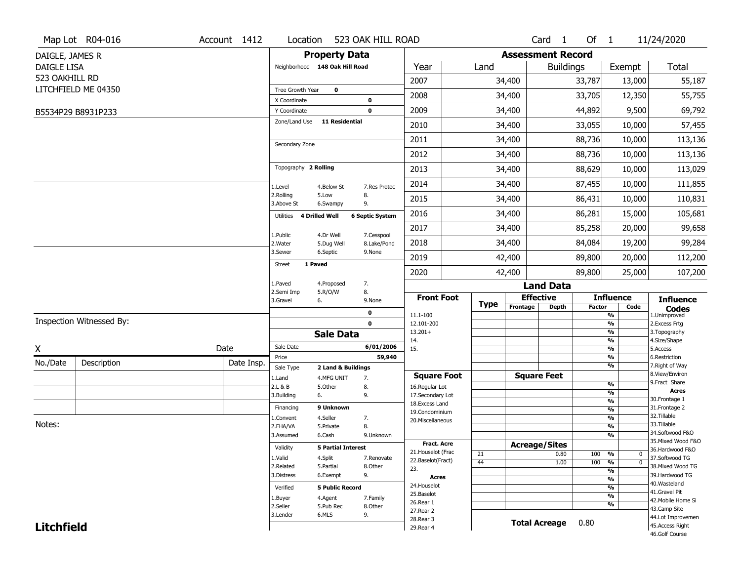Map Lot R04-016 | Account 1412 | Location 523 OAK HILL ROAD | Card 1 Of 1 | 11/24/2020

DAIGLE, JAMES R
DAIGLE LISA
523 OAKHILL RD
LITCHFIELD ME 04350

B5534P29 B8931P233

## Property Data

Neighborhood **148 Oak Hill Road**

Tree Growth Year **0**
X Coordinate **0**
Y Coordinate **0**
Zone/Land Use **11 Residential**

Secondary Zone

Topography **2 Rolling**

1.Level 4.Below St 7.Res Protec
2.Rolling 5.Low 8.
3.Above St 6.Swampy 9.

Utilities **4 Drilled Well** **6 Septic System**

1.Public 4.Dr Well 7.Cesspool
2.Water 5.Dug Well 8.Lake/Pond
3.Sewer 6.Septic 9.None

Street **1 Paved**

1.Paved 4.Proposed 7.
2.Semi Imp 5.R/O/W 8.
3.Gravel 6. 9.None

**0**
**0**

## Assessment Record

| Year | Land | Buildings | Exempt | Total |
|---|---|---|---|---|
| 2007 | 34,400 | 33,787 | 13,000 | 55,187 |
| 2008 | 34,400 | 33,705 | 12,350 | 55,755 |
| 2009 | 34,400 | 44,892 | 9,500 | 69,792 |
| 2010 | 34,400 | 33,055 | 10,000 | 57,455 |
| 2011 | 34,400 | 88,736 | 10,000 | 113,136 |
| 2012 | 34,400 | 88,736 | 10,000 | 113,136 |
| 2013 | 34,400 | 88,629 | 10,000 | 113,029 |
| 2014 | 34,400 | 87,455 | 10,000 | 111,855 |
| 2015 | 34,400 | 86,431 | 10,000 | 110,831 |
| 2016 | 34,400 | 86,281 | 15,000 | 105,681 |
| 2017 | 34,400 | 85,258 | 20,000 | 99,658 |
| 2018 | 34,400 | 84,084 | 19,200 | 99,284 |
| 2019 | 42,400 | 89,800 | 20,000 | 112,200 |
| 2020 | 42,400 | 89,800 | 25,000 | 107,200 |

Inspection Witnessed By:

X Date

| No./Date | Description | Date Insp. |
|---|---|---|
| | | |
| | | |
| | | |

Notes:

## Sale Data

Sale Date **6/01/2006**
Price **59,940**
Sale Type **2 Land & Buildings**

1.Land 4.MFG UNIT 7.
2.L & B 5.Other 8.
3.Building 6. 9.

Financing **9 Unknown**

1.Convent 4.Seller 7.
2.FHA/VA 5.Private 8.
3.Assumed 6.Cash 9.Unknown

Validity **5 Partial Interest**

1.Valid 4.Split 7.Renovate
2.Related 5.Partial 8.Other
3.Distress 6.Exempt 9.

Verified **5 Public Record**

1.Buyer 4.Agent 7.Family
2.Seller 5.Pub Rec 8.Other
3.Lender 6.MLS 9.

## Land Data

| Front Foot | Type | Effective Frontage | Effective Depth | Influence Factor | Influence Code |
|---|---|---|---|---|---|
| 11.1-100 | | | | % | |
| 12.101-200 | | | | % | |
| 13.201+ | | | | % | |
| 14. | | | | % | |
| 15. | | | | % | |
| | | | | % | |
| | | | | % | |

| Square Foot | Square Feet | | |
|---|---|---|---|
| 16.Regular Lot | | % | |
| 17.Secondary Lot | | % | |
| 18.Excess Land | | % | |
| 19.Condominium | | % | |
| 20.Miscellaneous | | % | |
| | | % | |
| | | % | |

| Fract. Acre / Acres | Type | Acreage/Sites | Factor | Code |
|---|---|---|---|---|
| 21.Houselot (Frac | 21 | 0.80 | 100 % | 0 |
| 22.Baselot(Fract) | 44 | 1.00 | 100 % | 0 |
| 23. | | | % | |
| 24.Houselot | | | % | |
| 25.Baselot | | | % | |
| 26.Rear 1 | | | % | |
| 27.Rear 2 | | | % | |
| 28.Rear 3 | | | | |
| 29.Rear 4 | | | | |

**Total Acreage** 0.80

**Influence Codes**
1.Unimproved
2.Excess Frtg
3.Topography
4.Size/Shape
5.Access
6.Restriction
7.Right of Way
8.View/Environ
9.Fract Share

**Acres**
30.Frontage 1
31.Frontage 2
32.Tillable
33.Tillable
34.Softwood F&O
35.Mixed Wood F&O
36.Hardwood F&O
37.Softwood TG
38.Mixed Wood TG
39.Hardwood TG
40.Wasteland
41.Gravel Pit
42.Mobile Home Si
43.Camp Site
44.Lot Improvemen
45.Access Right
46.Golf Course

**Litchfield**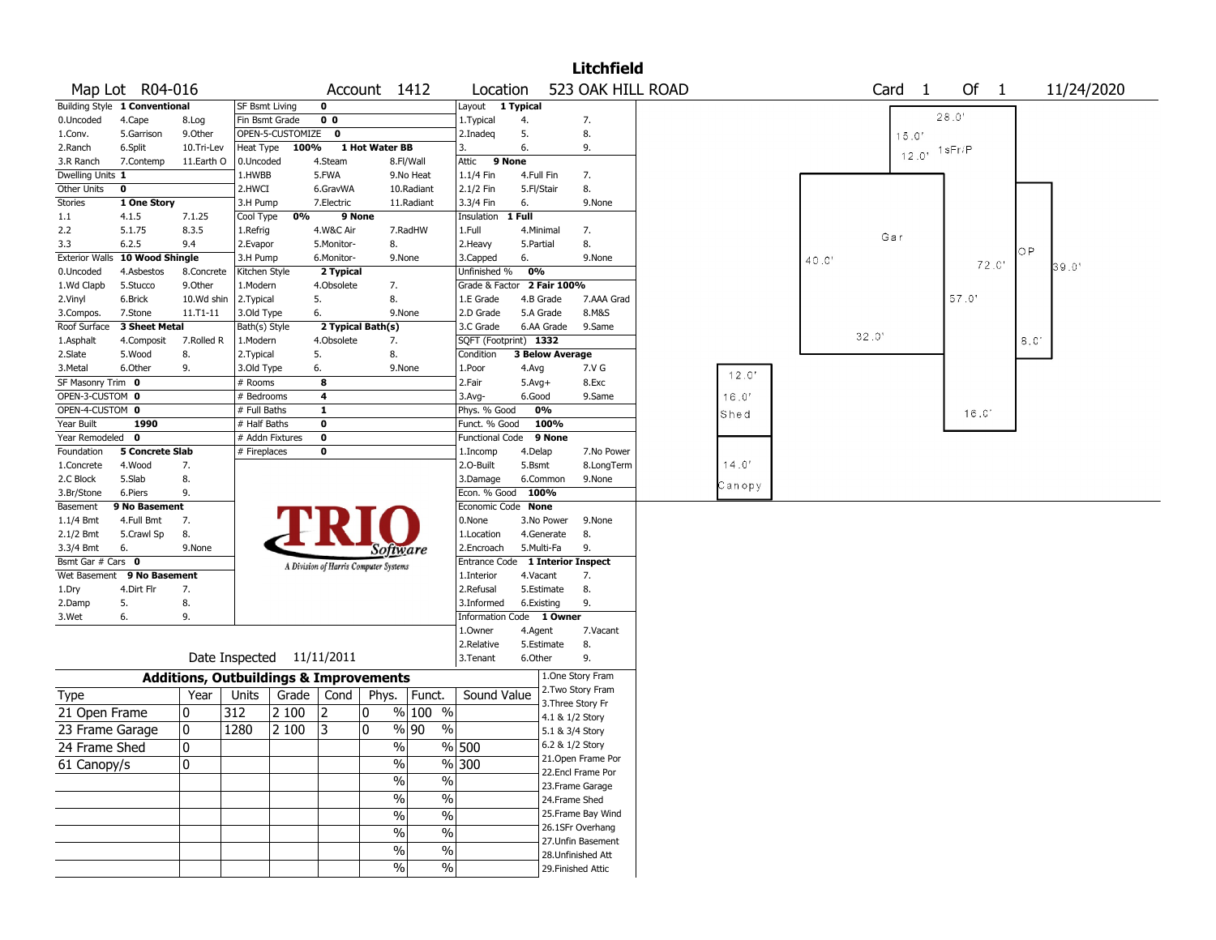# Litchfield

Map Lot R04-016 | Account 1412 | Location 523 OAK HILL ROAD | Card 1 Of 1 | 11/24/2020

| Field | Value |
|---|---|
| Building Style | 1 Conventional |
| Dwelling Units | 1 |
| Other Units | 0 |
| Stories | 1 One Story |
| Exterior Walls | 10 Wood Shingle |
| Roof Surface | 3 Sheet Metal |
| SF Masonry Trim | 0 |
| OPEN-3-CUSTOM | 0 |
| OPEN-4-CUSTOM | 0 |
| Year Built | 1990 |
| Year Remodeled | 0 |
| Foundation | 5 Concrete Slab |
| Basement | 9 No Basement |
| Bsmt Gar # Cars | 0 |
| Wet Basement | 9 No Basement |

Building Style codes: 0.Uncoded, 1.Conv., 2.Ranch, 3.R Ranch, 4.Cape, 5.Garrison, 6.Split, 7.Contemp, 8.Log, 9.Other, 10.Tri-Lev, 11.Earth O

Stories codes: 1.1, 2.2, 3.3, 4.1.5, 5.1.75, 6.2.5, 7.1.25, 8.3.5, 9.4

Exterior Walls codes: 0.Uncoded, 1.Wd Clapb, 2.Vinyl, 3.Compos., 4.Asbestos, 5.Stucco, 6.Brick, 7.Stone, 8.Concrete, 9.Other, 10.Wd shin, 11.T1-11

Roof Surface codes: 1.Asphalt, 2.Slate, 3.Metal, 4.Composit, 5.Wood, 6.Other, 7.Rolled R, 8., 9.

Foundation codes: 1.Concrete, 2.C Block, 3.Br/Stone, 4.Wood, 5.Slab, 6.Piers, 7., 8., 9.

Basement codes: 1.1/4 Bmt, 2.1/2 Bmt, 3.3/4 Bmt, 4.Full Bmt, 5.Crawl Sp, 6., 7., 8., 9.None

Wet Basement codes: 1.Dry, 2.Damp, 3.Wet, 4.Dirt Flr, 5., 6., 7., 8., 9.

| Field | Value |
|---|---|
| SF Bsmt Living | 0 |
| Fin Bsmt Grade | 0 0 |
| OPEN-5-CUSTOMIZE | 0 |
| Heat Type | 100% 1 Hot Water BB |
| Cool Type | 0% 9 None |
| Kitchen Style | 2 Typical |
| Bath(s) Style | 2 Typical Bath(s) |
| # Rooms | 8 |
| # Bedrooms | 4 |
| # Full Baths | 1 |
| # Half Baths | 0 |
| # Addn Fixtures | 0 |
| # Fireplaces | 0 |

Heat Type codes: 0.Uncoded, 1.HWBB, 2.HWCI, 3.H Pump, 4.Steam, 5.FWA, 6.GravWA, 7.Electric, 8.Fl/Wall, 9.No Heat, 10.Radiant, 11.Radiant

Cool Type codes: 1.Refrig, 2.Evapor, 3.H Pump, 4.W&C Air, 5.Monitor-, 6.Monitor-, 7.RadHW, 8., 9.None

Kitchen Style codes: 1.Modern, 2.Typical, 3.Old Type, 4.Obsolete, 5., 6., 7., 8., 9.None

Bath(s) Style codes: 1.Modern, 2.Typical, 3.Old Type, 4.Obsolete, 5., 6., 7., 8., 9.None

| Field | Value |
|---|---|
| Layout | 1 Typical |
| Attic | 9 None |
| Insulation | 1 Full |
| Unfinished % | 0% |
| Grade & Factor | 2 Fair 100% |
| SQFT (Footprint) | 1332 |
| Condition | 3 Below Average |
| Phys. % Good | 0% |
| Funct. % Good | 100% |
| Functional Code | 9 None |
| Econ. % Good | 100% |
| Economic Code | None |
| Entrance Code | 1 Interior Inspect |
| Information Code | 1 Owner |

Layout codes: 1.Typical, 2.Inadeq, 3., 4., 5., 6., 7., 8., 9.

Attic codes: 1.1/4 Fin, 2.1/2 Fin, 3.3/4 Fin, 4.Full Fin, 5.Fl/Stair, 6., 7., 8., 9.None

Insulation codes: 1.Full, 2.Heavy, 3.Capped, 4.Minimal, 5.Partial, 6., 7., 8., 9.None

Grade codes: 1.E Grade, 2.D Grade, 3.C Grade, 4.B Grade, 5.A Grade, 6.AA Grade, 7.AAA Grad, 8.M&S, 9.Same

Condition codes: 1.Poor, 2.Fair, 3.Avg-, 4.Avg, 5.Avg+, 6.Good, 7.V G, 8.Exc, 9.Same

Functional codes: 1.Incomp, 2.O-Built, 3.Damage, 4.Delap, 5.Bsmt, 6.Common, 7.No Power, 8.LongTerm, 9.None

Economic codes: 0.None, 1.Location, 2.Encroach, 3.No Power, 4.Generate, 5.Multi-Fa, 8., 9.None

Entrance codes: 1.Interior, 2.Refusal, 3.Informed, 4.Vacant, 5.Estimate, 6.Existing, 7., 8., 9.

Information codes: 1.Owner, 2.Relative, 3.Tenant, 4.Agent, 5.Estimate, 6.Other, 7.Vacant, 8., 9.

Date Inspected 11/11/2011

## Additions, Outbuildings & Improvements

| Type | Year | Units | Grade | Cond | Phys. | Funct. | Sound Value |
|---|---|---|---|---|---|---|---|
| 21 Open Frame | 0 | 312 | 2 100 | 2 | 0 % | 100 % | |
| 23 Frame Garage | 0 | 1280 | 2 100 | 3 | 0 % | 90 % | |
| 24 Frame Shed | 0 | | | | % | % | 500 |
| 61 Canopy/s | 0 | | | | % | % | 300 |

Codes: 1.One Story Fram, 2.Two Story Fram, 3.Three Story Fr, 4.1 & 1/2 Story, 5.1 & 3/4 Story, 6.2 & 1/2 Story, 21.Open Frame Por, 22.Encl Frame Por, 23.Frame Garage, 24.Frame Shed, 25.Frame Bay Wind, 26.1SFr Overhang, 27.Unfin Basement, 28.Unfinished Att, 29.Finished Attic

Sketch labels: 28.0', 15.0', 12.0', 1sFr/P, Gar, 40.0', 72.0', OP, 39.0', 57.0', 32.0', 8.0', 16.0', 12.0', 16.0', Shed, 14.0', Canopy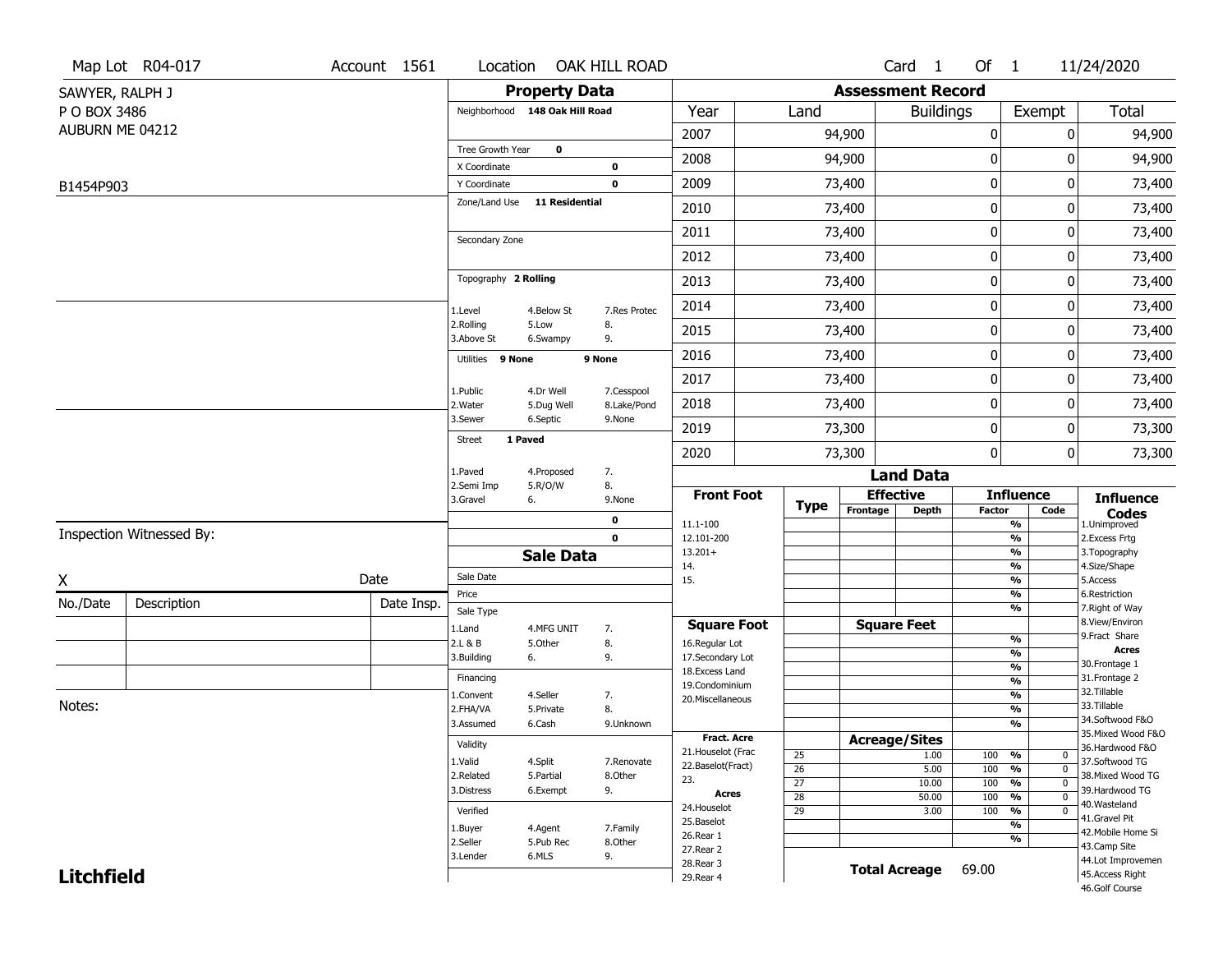Map Lot R04-017 | Account 1561 | Location OAK HILL ROAD | Card 1 Of 1 | 11/24/2020

SAWYER, RALPH J
P O BOX 3486
AUBURN ME 04212

B1454P903

## Property Data

Neighborhood **148 Oak Hill Road**

Tree Growth Year **0**
X Coordinate **0**
Y Coordinate **0**
Zone/Land Use **11 Residential**

Secondary Zone

Topography **2 Rolling**

1.Level 4.Below St 7.Res Protec
2.Rolling 5.Low 8.
3.Above St 6.Swampy 9.

Utilities **9 None** **9 None**

1.Public 4.Dr Well 7.Cesspool
2.Water 5.Dug Well 8.Lake/Pond
3.Sewer 6.Septic 9.None

Street **1 Paved**

1.Paved 4.Proposed 7.
2.Semi Imp 5.R/O/W 8.
3.Gravel 6. 9.None

**0**
**0**

## Sale Data

Sale Date
Price
Sale Type
1.Land 4.MFG UNIT 7.
2.L & B 5.Other 8.
3.Building 6. 9.

Financing
1.Convent 4.Seller 7.
2.FHA/VA 5.Private 8.
3.Assumed 6.Cash 9.Unknown

Validity
1.Valid 4.Split 7.Renovate
2.Related 5.Partial 8.Other
3.Distress 6.Exempt 9.

Verified
1.Buyer 4.Agent 7.Family
2.Seller 5.Pub Rec 8.Other
3.Lender 6.MLS 9.

Inspection Witnessed By:

X Date

| No./Date | Description | Date Insp. |
|---|---|---|
| | | |
| | | |
| | | |

Notes:

## Assessment Record

| Year | Land | Buildings | Exempt | Total |
|---|---|---|---|---|
| 2007 | 94,900 | 0 | 0 | 94,900 |
| 2008 | 94,900 | 0 | 0 | 94,900 |
| 2009 | 73,400 | 0 | 0 | 73,400 |
| 2010 | 73,400 | 0 | 0 | 73,400 |
| 2011 | 73,400 | 0 | 0 | 73,400 |
| 2012 | 73,400 | 0 | 0 | 73,400 |
| 2013 | 73,400 | 0 | 0 | 73,400 |
| 2014 | 73,400 | 0 | 0 | 73,400 |
| 2015 | 73,400 | 0 | 0 | 73,400 |
| 2016 | 73,400 | 0 | 0 | 73,400 |
| 2017 | 73,400 | 0 | 0 | 73,400 |
| 2018 | 73,400 | 0 | 0 | 73,400 |
| 2019 | 73,300 | 0 | 0 | 73,300 |
| 2020 | 73,300 | 0 | 0 | 73,300 |

## Land Data

| Front Foot | Type | Effective Frontage | Effective Depth | Influence Factor | Influence Code |
|---|---|---|---|---|---|
| 11.1-100 | | | | % | |
| 12.101-200 | | | | % | |
| 13.201+ | | | | % | |
| 14. | | | | % | |
| 15. | | | | % | |
| | | | | % | |
| | | | | % | |
| **Square Foot** | | **Square Feet** | | | |
| 16.Regular Lot | | | | % | |
| 17.Secondary Lot | | | | % | |
| 18.Excess Land | | | | % | |
| 19.Condominium | | | | % | |
| 20.Miscellaneous | | | | % | |
| | | | | % | |
| | | | | % | |
| **Fract. Acre** | | **Acreage/Sites** | | | |
| 21.Houselot (Frac | 25 | | 1.00 | 100 % | 0 |
| 22.Baselot(Fract) | 26 | | 5.00 | 100 % | 0 |
| 23. | 27 | | 10.00 | 100 % | 0 |
| **Acres** | 28 | | 50.00 | 100 % | 0 |
| 24.Houselot | 29 | | 3.00 | 100 % | 0 |
| 25.Baselot | | | | % | |
| 26.Rear 1 | | | | % | |
| 27.Rear 2 | | | | | |
| 28.Rear 3 | | | | | |
| 29.Rear 4 | | | | | |

**Total Acreage** 69.00

**Influence Codes**
1.Unimproved
2.Excess Frtg
3.Topography
4.Size/Shape
5.Access
6.Restriction
7.Right of Way
8.View/Environ
9.Fract Share
**Acres**
30.Frontage 1
31.Frontage 2
32.Tillable
33.Tillable
34.Softwood F&O
35.Mixed Wood F&O
36.Hardwood F&O
37.Softwood TG
38.Mixed Wood TG
39.Hardwood TG
40.Wasteland
41.Gravel Pit
42.Mobile Home Si
43.Camp Site
44.Lot Improvemen
45.Access Right
46.Golf Course

**Litchfield**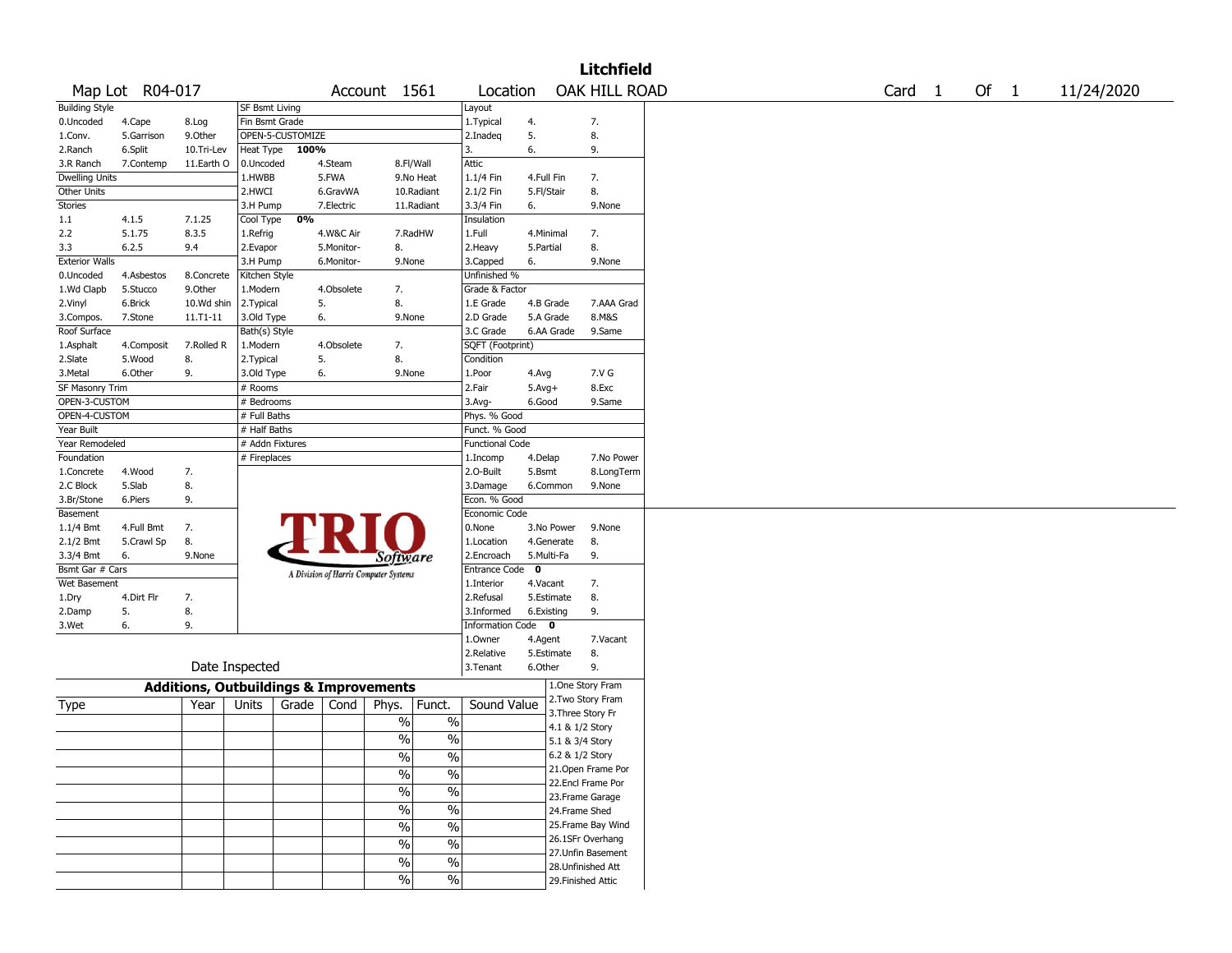# Litchfield

Map Lot R04-017 | Account 1561 | Location OAK HILL ROAD | Card 1 Of 1 | 11/24/2020

| Building Style | | | SF Bsmt Living | | | Layout | | |
|---|---|---|---|---|---|---|---|---|
| 0.Uncoded | 4.Cape | 8.Log | Fin Bsmt Grade | | | 1.Typical | 4. | 7. |
| 1.Conv. | 5.Garrison | 9.Other | OPEN-5-CUSTOMIZE | | | 2.Inadeq | 5. | 8. |
| 2.Ranch | 6.Split | 10.Tri-Lev | Heat Type 100% | | | 3. | 6. | 9. |
| 3.R Ranch | 7.Contemp | 11.Earth O | 0.Uncoded | 4.Steam | 8.Fl/Wall | Attic | | |
| Dwelling Units | | | 1.HWBB | 5.FWA | 9.No Heat | 1.1/4 Fin | 4.Full Fin | 7. |
| Other Units | | | 2.HWCI | 6.GravWA | 10.Radiant | 2.1/2 Fin | 5.Fl/Stair | 8. |
| Stories | | | 3.H Pump | 7.Electric | 11.Radiant | 3.3/4 Fin | 6. | 9.None |
| 1.1 | 4.1.5 | 7.1.25 | Cool Type 0% | | | Insulation | | |
| 2.2 | 5.1.75 | 8.3.5 | 1.Refrig | 4.W&C Air | 7.RadHW | 1.Full | 4.Minimal | 7. |
| 3.3 | 6.2.5 | 9.4 | 2.Evapor | 5.Monitor- | 8. | 2.Heavy | 5.Partial | 8. |
| Exterior Walls | | | 3.H Pump | 6.Monitor- | 9.None | 3.Capped | 6. | 9.None |
| 0.Uncoded | 4.Asbestos | 8.Concrete | Kitchen Style | | | Unfinished % | | |
| 1.Wd Clapb | 5.Stucco | 9.Other | 1.Modern | 4.Obsolete | 7. | Grade & Factor | | |
| 2.Vinyl | 6.Brick | 10.Wd shin | 2.Typical | 5. | 8. | 1.E Grade | 4.B Grade | 7.AAA Grad |
| 3.Compos. | 7.Stone | 11.T1-11 | 3.Old Type | 6. | 9.None | 2.D Grade | 5.A Grade | 8.M&S |
| Roof Surface | | | Bath(s) Style | | | 3.C Grade | 6.AA Grade | 9.Same |
| 1.Asphalt | 4.Composit | 7.Rolled R | 1.Modern | 4.Obsolete | 7. | SQFT (Footprint) | | |
| 2.Slate | 5.Wood | 8. | 2.Typical | 5. | 8. | Condition | | |
| 3.Metal | 6.Other | 9. | 3.Old Type | 6. | 9.None | 1.Poor | 4.Avg | 7.V G |
| SF Masonry Trim | | | # Rooms | | | 2.Fair | 5.Avg+ | 8.Exc |
| OPEN-3-CUSTOM | | | # Bedrooms | | | 3.Avg- | 6.Good | 9.Same |
| OPEN-4-CUSTOM | | | # Full Baths | | | Phys. % Good | | |
| Year Built | | | # Half Baths | | | Funct. % Good | | |
| Year Remodeled | | | # Addn Fixtures | | | Functional Code | | |
| Foundation | | | # Fireplaces | | | 1.Incomp | 4.Delap | 7.No Power |
| 1.Concrete | 4.Wood | 7. | | | | 2.O-Built | 5.Bsmt | 8.LongTerm |
| 2.C Block | 5.Slab | 8. | | | | 3.Damage | 6.Common | 9.None |
| 3.Br/Stone | 6.Piers | 9. | | | | Econ. % Good | | |
| Basement | | | | | | Economic Code | | |
| 1.1/4 Bmt | 4.Full Bmt | 7. | | | | 0.None | 3.No Power | 9.None |
| 2.1/2 Bmt | 5.Crawl Sp | 8. | | | | 1.Location | 4.Generate | 8. |
| 3.3/4 Bmt | 6. | 9.None | | | | 2.Encroach | 5.Multi-Fa | 9. |
| Bsmt Gar # Cars | | | | | | Entrance Code 0 | | |
| Wet Basement | | | | | | 1.Interior | 4.Vacant | 7. |
| 1.Dry | 4.Dirt Flr | 7. | | | | 2.Refusal | 5.Estimate | 8. |
| 2.Damp | 5. | 8. | | | | 3.Informed | 6.Existing | 9. |
| 3.Wet | 6. | 9. | | | | Information Code 0 | | |
| | | | | | | 1.Owner | 4.Agent | 7.Vacant |
| | | | | | | 2.Relative | 5.Estimate | 8. |
| | Date Inspected | | | | | 3.Tenant | 6.Other | 9. |

TRIO Software — A Division of Harris Computer Systems

## Additions, Outbuildings & Improvements

| Type | Year | Units | Grade | Cond | Phys. | Funct. | Sound Value | |
|---|---|---|---|---|---|---|---|---|
| | | | | | % | % | | 1.One Story Fram |
| | | | | | % | % | | 2.Two Story Fram |
| | | | | | % | % | | 3.Three Story Fr |
| | | | | | % | % | | 4.1 & 1/2 Story |
| | | | | | % | % | | 5.1 & 3/4 Story |
| | | | | | % | % | | 6.2 & 1/2 Story |
| | | | | | % | % | | 21.Open Frame Por |
| | | | | | % | % | | 22.Encl Frame Por |
| | | | | | % | % | | 23.Frame Garage |
| | | | | | % | % | | 24.Frame Shed |
| | | | | | | | | 25.Frame Bay Wind |
| | | | | | | | | 26.1SFr Overhang |
| | | | | | | | | 27.Unfin Basement |
| | | | | | | | | 28.Unfinished Att |
| | | | | | | | | 29.Finished Attic |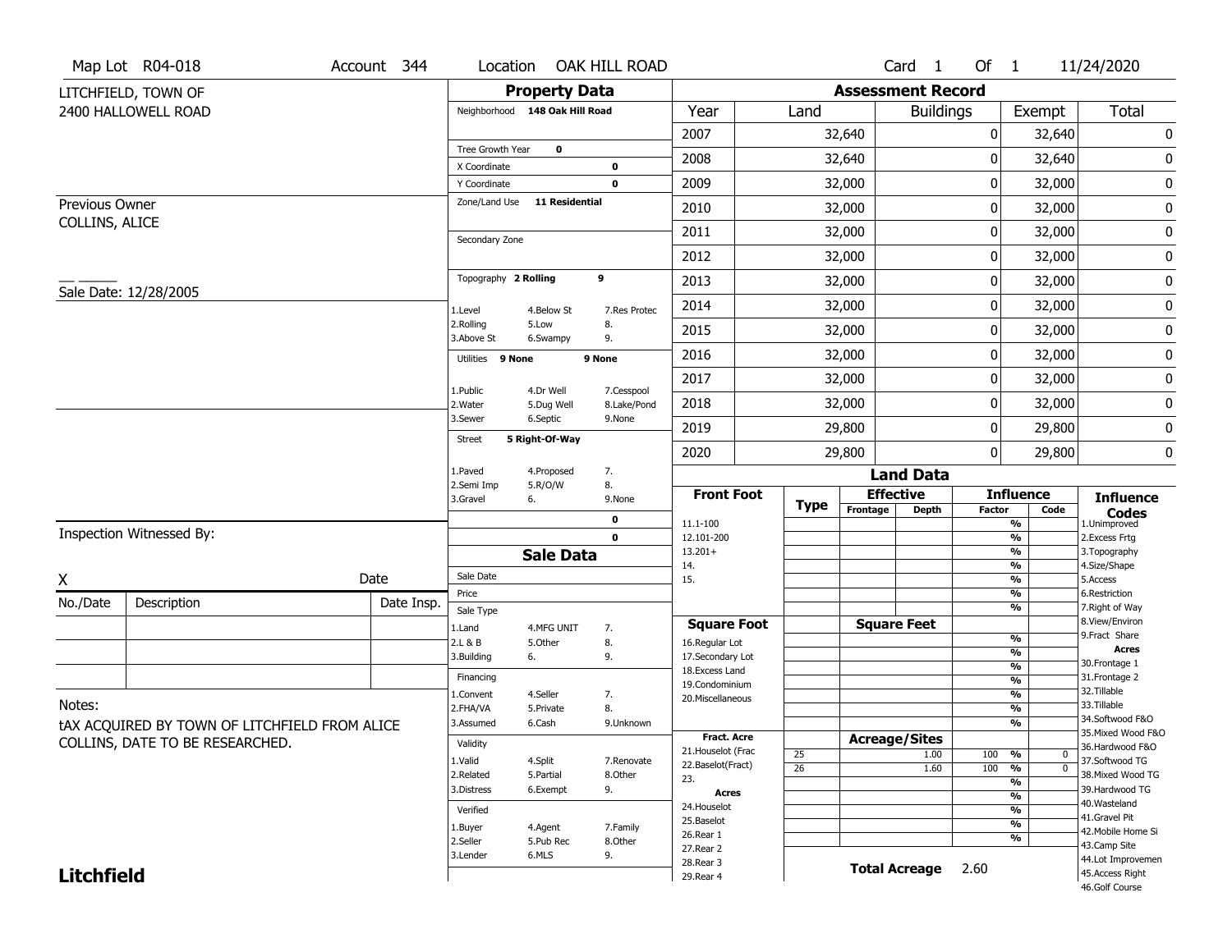Map Lot R04-018 | Account 344 | Location OAK HILL ROAD | Card 1 Of 1 | 11/24/2020

LITCHFIELD, TOWN OF
2400 HALLOWELL ROAD

Previous Owner
COLLINS, ALICE

Sale Date: 12/28/2005

## Property Data

Neighborhood **148 Oak Hill Road**

Tree Growth Year **0**
X Coordinate **0**
Y Coordinate **0**
Zone/Land Use **11 Residential**

Secondary Zone

Topography **2 Rolling** **9**

1.Level 4.Below St 7.Res Protec
2.Rolling 5.Low 8.
3.Above St 6.Swampy 9.

Utilities **9 None** **9 None**

1.Public 4.Dr Well 7.Cesspool
2.Water 5.Dug Well 8.Lake/Pond
3.Sewer 6.Septic 9.None

Street **5 Right-Of-Way**

1.Paved 4.Proposed 7.
2.Semi Imp 5.R/O/W 8.
3.Gravel 6. 9.None

**0**
**0**

## Assessment Record

| Year | Land | Buildings | Exempt | Total |
|---|---|---|---|---|
| 2007 | 32,640 | 0 | 32,640 | 0 |
| 2008 | 32,640 | 0 | 32,640 | 0 |
| 2009 | 32,000 | 0 | 32,000 | 0 |
| 2010 | 32,000 | 0 | 32,000 | 0 |
| 2011 | 32,000 | 0 | 32,000 | 0 |
| 2012 | 32,000 | 0 | 32,000 | 0 |
| 2013 | 32,000 | 0 | 32,000 | 0 |
| 2014 | 32,000 | 0 | 32,000 | 0 |
| 2015 | 32,000 | 0 | 32,000 | 0 |
| 2016 | 32,000 | 0 | 32,000 | 0 |
| 2017 | 32,000 | 0 | 32,000 | 0 |
| 2018 | 32,000 | 0 | 32,000 | 0 |
| 2019 | 29,800 | 0 | 29,800 | 0 |
| 2020 | 29,800 | 0 | 29,800 | 0 |

## Land Data

| Front Foot | Type | Effective Frontage | Effective Depth | Influence Factor | Influence Code |
|---|---|---|---|---|---|
| 11.1-100 | | | | % | |
| 12.101-200 | | | | % | |
| 13.201+ | | | | % | |
| 14. | | | | % | |
| 15. | | | | % | |

| Square Foot | Square Feet | Influence Factor | Influence Code |
|---|---|---|---|
| 16.Regular Lot | | % | |
| 17.Secondary Lot | | % | |
| 18.Excess Land | | % | |
| 19.Condominium | | % | |
| 20.Miscellaneous | | % | |

| Fract. Acre | Type | Acreage/Sites | Influence Factor | Influence Code |
|---|---|---|---|---|
| 21.Houselot (Frac | 25 | 1.00 | 100 % | 0 |
| 22.Baselot(Fract) | 26 | 1.60 | 100 % | 0 |
| 23. | | | % | |
| **Acres** | | | % | |
| 24.Houselot | | | % | |
| 25.Baselot | | | % | |
| 26.Rear 1 | | | % | |
| 27.Rear 2 | | | | |
| 28.Rear 3 | | | | |
| 29.Rear 4 | | | | |

**Total Acreage** 2.60

**Influence Codes**
1.Unimproved
2.Excess Frtg
3.Topography
4.Size/Shape
5.Access
6.Restriction
7.Right of Way
8.View/Environ
9.Fract Share
**Acres**
30.Frontage 1
31.Frontage 2
32.Tillable
33.Tillable
34.Softwood F&O
35.Mixed Wood F&O
36.Hardwood F&O
37.Softwood TG
38.Mixed Wood TG
39.Hardwood TG
40.Wasteland
41.Gravel Pit
42.Mobile Home Si
43.Camp Site
44.Lot Improvemen
45.Access Right
46.Golf Course

## Sale Data

Sale Date
Price
Sale Type
1.Land 4.MFG UNIT 7.
2.L & B 5.Other 8.
3.Building 6. 9.

Financing
1.Convent 4.Seller 7.
2.FHA/VA 5.Private 8.
3.Assumed 6.Cash 9.Unknown

Validity
1.Valid 4.Split 7.Renovate
2.Related 5.Partial 8.Other
3.Distress 6.Exempt 9.

Verified
1.Buyer 4.Agent 7.Family
2.Seller 5.Pub Rec 8.Other
3.Lender 6.MLS 9.

Inspection Witnessed By:

X Date

| No./Date | Description | Date Insp. |
|---|---|---|
| | | |
| | | |
| | | |

Notes:
tAX ACQUIRED BY TOWN OF LITCHFIELD FROM ALICE COLLINS, DATE TO BE RESEARCHED.

**Litchfield**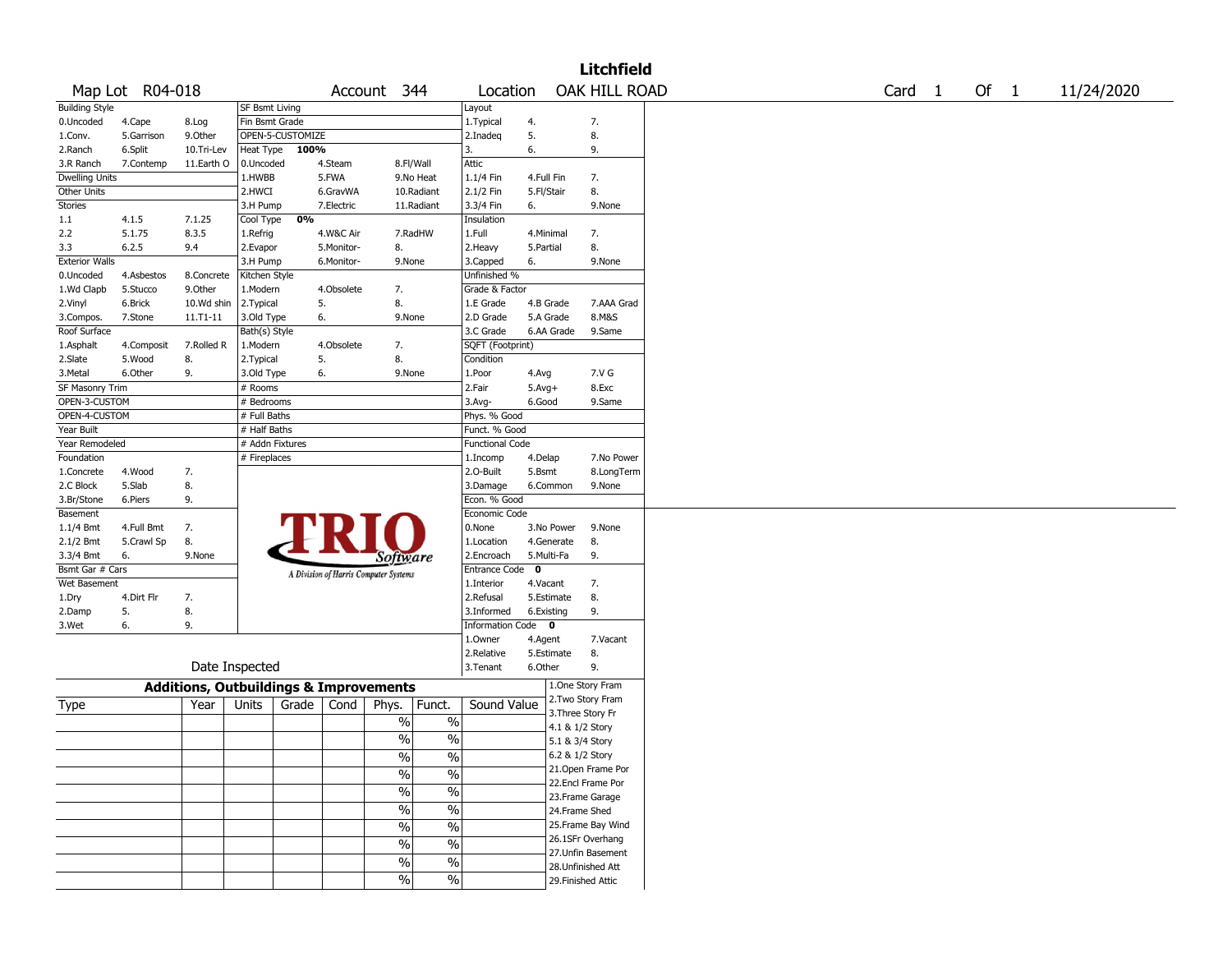# Litchfield

Map Lot R04-018 | Account 344 | Location OAK HILL ROAD | Card 1 Of 1 | 11/24/2020

| Building Style | | | SF Bsmt Living | | | Layout | | |
|---|---|---|---|---|---|---|---|---|
| 0.Uncoded | 4.Cape | 8.Log | Fin Bsmt Grade | | | 1.Typical | 4. | 7. |
| 1.Conv. | 5.Garrison | 9.Other | OPEN-5-CUSTOMIZE | | | 2.Inadeq | 5. | 8. |
| 2.Ranch | 6.Split | 10.Tri-Lev | Heat Type 100% | | | 3. | 6. | 9. |
| 3.R Ranch | 7.Contemp | 11.Earth O | 0.Uncoded | 4.Steam | 8.Fl/Wall | Attic | | |
| Dwelling Units | | | 1.HWBB | 5.FWA | 9.No Heat | 1.1/4 Fin | 4.Full Fin | 7. |
| Other Units | | | 2.HWCI | 6.GravWA | 10.Radiant | 2.1/2 Fin | 5.Fl/Stair | 8. |
| Stories | | | 3.H Pump | 7.Electric | 11.Radiant | 3.3/4 Fin | 6. | 9.None |
| 1.1 | 4.1.5 | 7.1.25 | Cool Type 0% | | | Insulation | | |
| 2.2 | 5.1.75 | 8.3.5 | 1.Refrig | 4.W&C Air | 7.RadHW | 1.Full | 4.Minimal | 7. |
| 3.3 | 6.2.5 | 9.4 | 2.Evapor | 5.Monitor- | 8. | 2.Heavy | 5.Partial | 8. |
| Exterior Walls | | | 3.H Pump | 6.Monitor- | 9.None | 3.Capped | 6. | 9.None |
| 0.Uncoded | 4.Asbestos | 8.Concrete | Kitchen Style | | | Unfinished % | | |
| 1.Wd Clapb | 5.Stucco | 9.Other | 1.Modern | 4.Obsolete | 7. | Grade & Factor | | |
| 2.Vinyl | 6.Brick | 10.Wd shin | 2.Typical | 5. | 8. | 1.E Grade | 4.B Grade | 7.AAA Grad |
| 3.Compos. | 7.Stone | 11.T1-11 | 3.Old Type | 6. | 9.None | 2.D Grade | 5.A Grade | 8.M&S |
| Roof Surface | | | Bath(s) Style | | | 3.C Grade | 6.AA Grade | 9.Same |
| 1.Asphalt | 4.Composit | 7.Rolled R | 1.Modern | 4.Obsolete | 7. | SQFT (Footprint) | | |
| 2.Slate | 5.Wood | 8. | 2.Typical | 5. | 8. | Condition | | |
| 3.Metal | 6.Other | 9. | 3.Old Type | 6. | 9.None | 1.Poor | 4.Avg | 7.V G |
| SF Masonry Trim | | | # Rooms | | | 2.Fair | 5.Avg+ | 8.Exc |
| OPEN-3-CUSTOM | | | # Bedrooms | | | 3.Avg- | 6.Good | 9.Same |
| OPEN-4-CUSTOM | | | # Full Baths | | | Phys. % Good | | |
| Year Built | | | # Half Baths | | | Funct. % Good | | |
| Year Remodeled | | | # Addn Fixtures | | | Functional Code | | |
| Foundation | | | # Fireplaces | | | 1.Incomp | 4.Delap | 7.No Power |
| 1.Concrete | 4.Wood | 7. | | | | 2.O-Built | 5.Bsmt | 8.LongTerm |
| 2.C Block | 5.Slab | 8. | | | | 3.Damage | 6.Common | 9.None |
| 3.Br/Stone | 6.Piers | 9. | | | | Econ. % Good | | |
| Basement | | | | | | Economic Code | | |
| 1.1/4 Bmt | 4.Full Bmt | 7. | | | | 0.None | 3.No Power | 9.None |
| 2.1/2 Bmt | 5.Crawl Sp | 8. | | | | 1.Location | 4.Generate | 8. |
| 3.3/4 Bmt | 6. | 9.None | | | | 2.Encroach | 5.Multi-Fa | 9. |
| Bsmt Gar # Cars | | | | | | Entrance Code 0 | | |
| Wet Basement | | | | | | 1.Interior | 4.Vacant | 7. |
| 1.Dry | 4.Dirt Flr | 7. | | | | 2.Refusal | 5.Estimate | 8. |
| 2.Damp | 5. | 8. | | | | 3.Informed | 6.Existing | 9. |
| 3.Wet | 6. | 9. | | | | Information Code 0 | | |
| | | | | | | 1.Owner | 4.Agent | 7.Vacant |
| | | | | | | 2.Relative | 5.Estimate | 8. |
| Date Inspected | | | | | | 3.Tenant | 6.Other | 9. |

TRIO Software — A Division of Harris Computer Systems

## Additions, Outbuildings & Improvements

| Type | Year | Units | Grade | Cond | Phys. | Funct. | Sound Value |
|---|---|---|---|---|---|---|---|
| | | | | | % | % | |
| | | | | | % | % | |
| | | | | | % | % | |
| | | | | | % | % | |
| | | | | | % | % | |
| | | | | | % | % | |
| | | | | | % | % | |
| | | | | | % | % | |
| | | | | | % | % | |
| | | | | | % | % | |

1.One Story Fram
2.Two Story Fram
3.Three Story Fr
4.1 & 1/2 Story
5.1 & 3/4 Story
6.2 & 1/2 Story
21.Open Frame Por
22.Encl Frame Por
23.Frame Garage
24.Frame Shed
25.Frame Bay Wind
26.1SFr Overhang
27.Unfin Basement
28.Unfinished Att
29.Finished Attic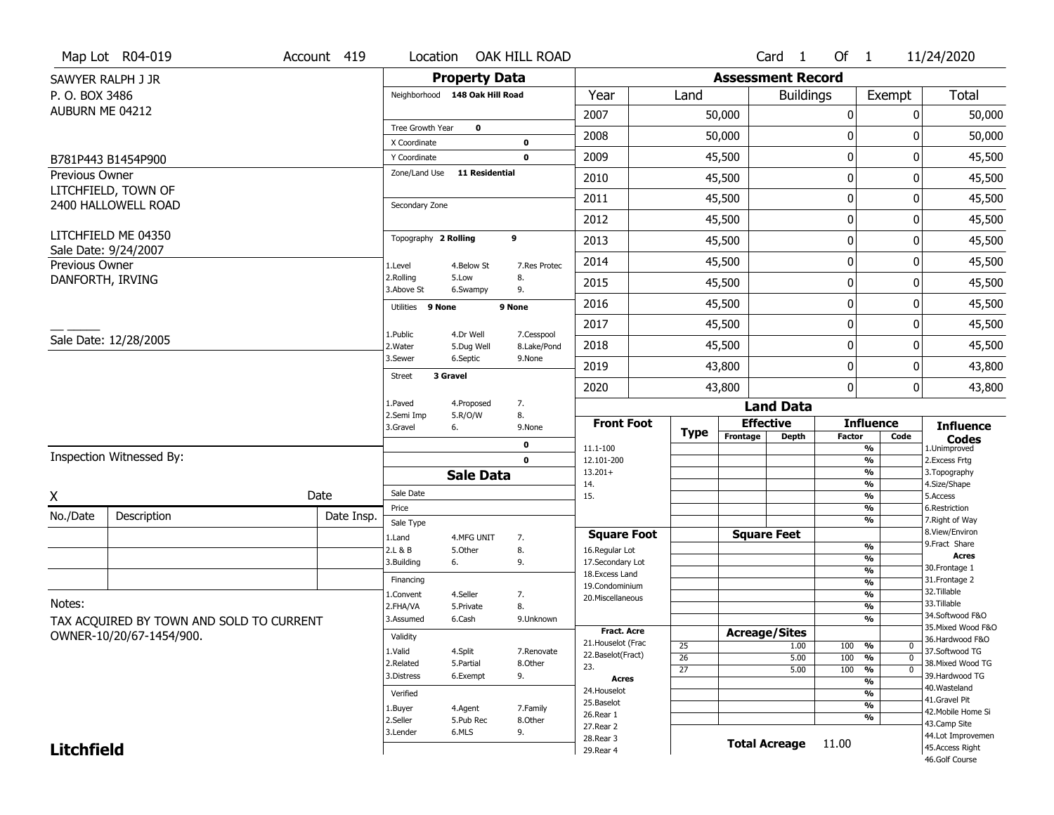Map Lot R04-019 | Account 419 | Location OAK HILL ROAD | Card 1 Of 1 | 11/24/2020

SAWYER RALPH J JR
P. O. BOX 3486
AUBURN ME 04212

B781P443 B1454P900

Previous Owner
LITCHFIELD, TOWN OF
2400 HALLOWELL ROAD

LITCHFIELD ME 04350
Sale Date: 9/24/2007

Previous Owner
DANFORTH, IRVING

Sale Date: 12/28/2005

## Property Data

Neighborhood 148 Oak Hill Road

Tree Growth Year 0
X Coordinate 0
Y Coordinate 0
Zone/Land Use 11 Residential

Secondary Zone

Topography 2 Rolling 9

| | | |
|---|---|---|
| 1.Level | 4.Below St | 7.Res Protec |
| 2.Rolling | 5.Low | 8. |
| 3.Above St | 6.Swampy | 9. |

Utilities 9 None 9 None

| | | |
|---|---|---|
| 1.Public | 4.Dr Well | 7.Cesspool |
| 2.Water | 5.Dug Well | 8.Lake/Pond |
| 3.Sewer | 6.Septic | 9.None |

Street 3 Gravel

| | | |
|---|---|---|
| 1.Paved | 4.Proposed | 7. |
| 2.Semi Imp | 5.R/O/W | 8. |
| 3.Gravel | 6. | 9.None |

0
0

## Sale Data

Sale Date
Price
Sale Type

| | | |
|---|---|---|
| 1.Land | 4.MFG UNIT | 7. |
| 2.L & B | 5.Other | 8. |
| 3.Building | 6. | 9. |

Financing

| | | |
|---|---|---|
| 1.Convent | 4.Seller | 7. |
| 2.FHA/VA | 5.Private | 8. |
| 3.Assumed | 6.Cash | 9.Unknown |

Validity

| | | |
|---|---|---|
| 1.Valid | 4.Split | 7.Renovate |
| 2.Related | 5.Partial | 8.Other |
| 3.Distress | 6.Exempt | 9. |

Verified

| | | |
|---|---|---|
| 1.Buyer | 4.Agent | 7.Family |
| 2.Seller | 5.Pub Rec | 8.Other |
| 3.Lender | 6.MLS | 9. |

## Assessment Record

| Year | Land | Buildings | Exempt | Total |
|---|---|---|---|---|
| 2007 | 50,000 | 0 | 0 | 50,000 |
| 2008 | 50,000 | 0 | 0 | 50,000 |
| 2009 | 45,500 | 0 | 0 | 45,500 |
| 2010 | 45,500 | 0 | 0 | 45,500 |
| 2011 | 45,500 | 0 | 0 | 45,500 |
| 2012 | 45,500 | 0 | 0 | 45,500 |
| 2013 | 45,500 | 0 | 0 | 45,500 |
| 2014 | 45,500 | 0 | 0 | 45,500 |
| 2015 | 45,500 | 0 | 0 | 45,500 |
| 2016 | 45,500 | 0 | 0 | 45,500 |
| 2017 | 45,500 | 0 | 0 | 45,500 |
| 2018 | 45,500 | 0 | 0 | 45,500 |
| 2019 | 43,800 | 0 | 0 | 43,800 |
| 2020 | 43,800 | 0 | 0 | 43,800 |

## Land Data

| Front Foot | Type | Effective Frontage | Effective Depth | Influence Factor | Influence Code |
|---|---|---|---|---|---|
| 11.1-100 | | | | % | |
| 12.101-200 | | | | % | |
| 13.201+ | | | | % | |
| 14. | | | | % | |
| 15. | | | | % | |
| | | | | % | |
| | | | | % | |

| Square Foot | | Square Feet | | |
|---|---|---|---|---|
| 16.Regular Lot | | | % | |
| 17.Secondary Lot | | | % | |
| 18.Excess Land | | | % | |
| 19.Condominium | | | % | |
| 20.Miscellaneous | | | % | |
| | | | % | |
| | | | % | |

| Fract. Acre | Type | Acreage/Sites | Factor | Code |
|---|---|---|---|---|
| 21.Houselot (Frac | 25 | 1.00 | 100 % | 0 |
| 22.Baselot(Fract) | 26 | 5.00 | 100 % | 0 |
| 23. | 27 | 5.00 | 100 % | 0 |
| **Acres** | | | % | |
| 24.Houselot | | | % | |
| 25.Baselot | | | % | |
| 26.Rear 1 | | | % | |
| 27.Rear 2 | | | | |
| 28.Rear 3 | | | | |
| 29.Rear 4 | | | | |

**Total Acreage** 11.00

**Influence Codes**
1.Unimproved
2.Excess Frtg
3.Topography
4.Size/Shape
5.Access
6.Restriction
7.Right of Way
8.View/Environ
9.Fract Share
**Acres**
30.Frontage 1
31.Frontage 2
32.Tillable
33.Tillable
34.Softwood F&O
35.Mixed Wood F&O
36.Hardwood F&O
37.Softwood TG
38.Mixed Wood TG
39.Hardwood TG
40.Wasteland
41.Gravel Pit
42.Mobile Home Si
43.Camp Site
44.Lot Improvemen
45.Access Right
46.Golf Course

Inspection Witnessed By:

X Date

| No./Date | Description | Date Insp. |
|---|---|---|
| | | |
| | | |
| | | |

Notes:
TAX ACQUIRED BY TOWN AND SOLD TO CURRENT OWNER-10/20/67-1454/900.

**Litchfield**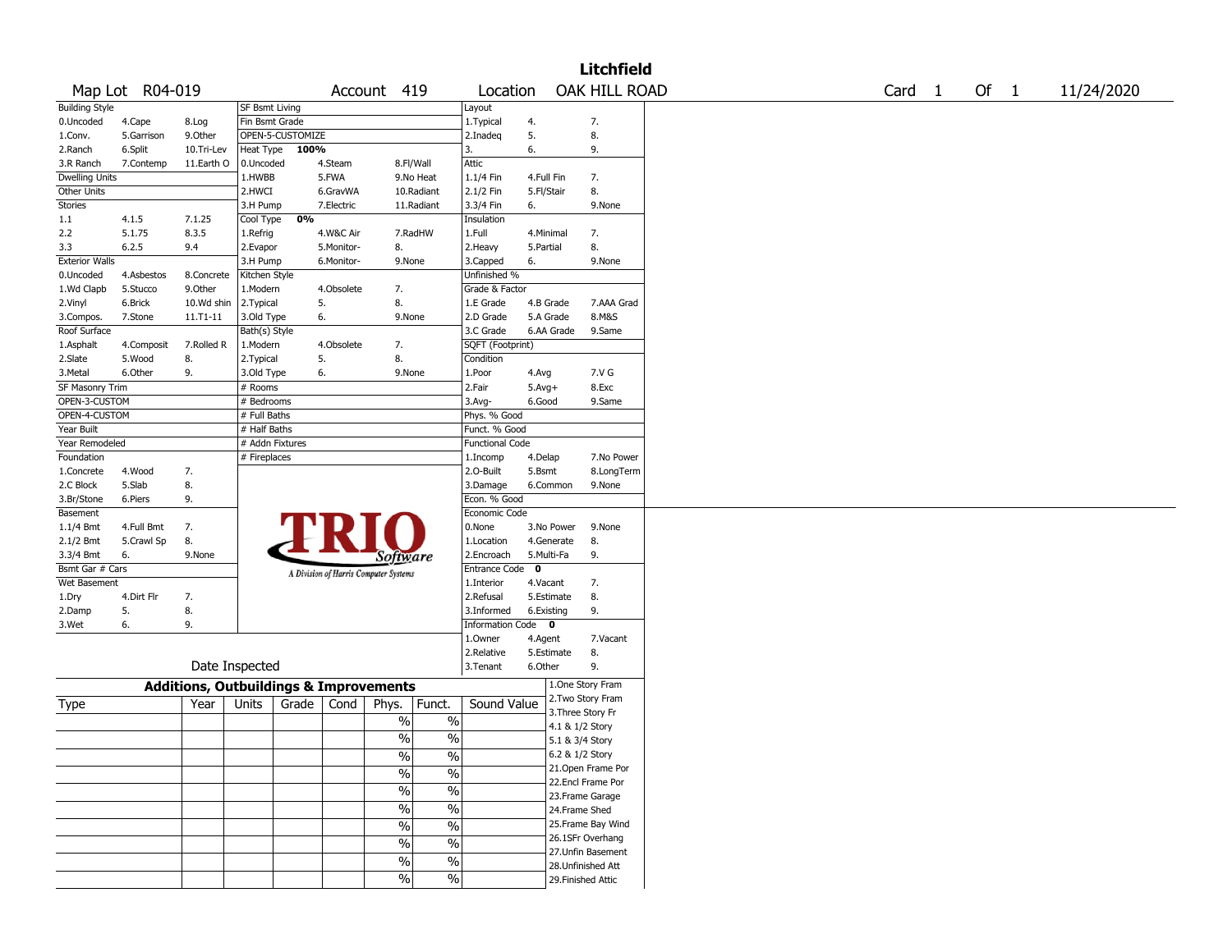# Litchfield

| Map Lot | R04-019 | Account | 419 | Location | OAK HILL ROAD | Card | 1 | Of | 1 | 11/24/2020 |
|---|---|---|---|---|---|---|---|---|---|---|

| Building Style | | | SF Bsmt Living | | | Layout | | |
|---|---|---|---|---|---|---|---|---|
| 0.Uncoded | 4.Cape | 8.Log | Fin Bsmt Grade | | | 1.Typical | 4. | 7. |
| 1.Conv. | 5.Garrison | 9.Other | OPEN-5-CUSTOMIZE | | | 2.Inadeq | 5. | 8. |
| 2.Ranch | 6.Split | 10.Tri-Lev | Heat Type 100% | | | 3. | 6. | 9. |
| 3.R Ranch | 7.Contemp | 11.Earth O | 0.Uncoded | 4.Steam | 8.Fl/Wall | Attic | | |
| Dwelling Units | | | 1.HWBB | 5.FWA | 9.No Heat | 1.1/4 Fin | 4.Full Fin | 7. |
| Other Units | | | 2.HWCI | 6.GravWA | 10.Radiant | 2.1/2 Fin | 5.Fl/Stair | 8. |
| Stories | | | 3.H Pump | 7.Electric | 11.Radiant | 3.3/4 Fin | 6. | 9.None |
| 1.1 | 4.1.5 | 7.1.25 | Cool Type 0% | | | Insulation | | |
| 2.2 | 5.1.75 | 8.3.5 | 1.Refrig | 4.W&C Air | 7.RadHW | 1.Full | 4.Minimal | 7. |
| 3.3 | 6.2.5 | 9.4 | 2.Evapor | 5.Monitor- | 8. | 2.Heavy | 5.Partial | 8. |
| Exterior Walls | | | 3.H Pump | 6.Monitor- | 9.None | 3.Capped | 6. | 9.None |
| 0.Uncoded | 4.Asbestos | 8.Concrete | Kitchen Style | | | Unfinished % | | |
| 1.Wd Clapb | 5.Stucco | 9.Other | 1.Modern | 4.Obsolete | 7. | Grade & Factor | | |
| 2.Vinyl | 6.Brick | 10.Wd shin | 2.Typical | 5. | 8. | 1.E Grade | 4.B Grade | 7.AAA Grad |
| 3.Compos. | 7.Stone | 11.T1-11 | 3.Old Type | 6. | 9.None | 2.D Grade | 5.A Grade | 8.M&S |
| Roof Surface | | | Bath(s) Style | | | 3.C Grade | 6.AA Grade | 9.Same |
| 1.Asphalt | 4.Composit | 7.Rolled R | 1.Modern | 4.Obsolete | 7. | SQFT (Footprint) | | |
| 2.Slate | 5.Wood | 8. | 2.Typical | 5. | 8. | Condition | | |
| 3.Metal | 6.Other | 9. | 3.Old Type | 6. | 9.None | 1.Poor | 4.Avg | 7.V G |
| SF Masonry Trim | | | # Rooms | | | 2.Fair | 5.Avg+ | 8.Exc |
| OPEN-3-CUSTOM | | | # Bedrooms | | | 3.Avg- | 6.Good | 9.Same |
| OPEN-4-CUSTOM | | | # Full Baths | | | Phys. % Good | | |
| Year Built | | | # Half Baths | | | Funct. % Good | | |
| Year Remodeled | | | # Addn Fixtures | | | Functional Code | | |
| Foundation | | | # Fireplaces | | | 1.Incomp | 4.Delap | 7.No Power |
| 1.Concrete | 4.Wood | 7. | | | | 2.O-Built | 5.Bsmt | 8.LongTerm |
| 2.C Block | 5.Slab | 8. | | | | 3.Damage | 6.Common | 9.None |
| 3.Br/Stone | 6.Piers | 9. | | | | Econ. % Good | | |
| Basement | | | | | | Economic Code | | |
| 1.1/4 Bmt | 4.Full Bmt | 7. | | | | 0.None | 3.No Power | 9.None |
| 2.1/2 Bmt | 5.Crawl Sp | 8. | | | | 1.Location | 4.Generate | 8. |
| 3.3/4 Bmt | 6. | 9.None | | | | 2.Encroach | 5.Multi-Fa | 9. |
| Bsmt Gar # Cars | | | | | | Entrance Code 0 | | |
| Wet Basement | | | | | | 1.Interior | 4.Vacant | 7. |
| 1.Dry | 4.Dirt Flr | 7. | | | | 2.Refusal | 5.Estimate | 8. |
| 2.Damp | 5. | 8. | | | | 3.Informed | 6.Existing | 9. |
| 3.Wet | 6. | 9. | | | | Information Code 0 | | |
| | | | | | | 1.Owner | 4.Agent | 7.Vacant |
| | | | | | | 2.Relative | 5.Estimate | 8. |
| | Date Inspected | | | | | 3.Tenant | 6.Other | 9. |

TRIO Software — A Division of Harris Computer Systems

## Additions, Outbuildings & Improvements

| Type | Year | Units | Grade | Cond | Phys. | Funct. | Sound Value | |
|---|---|---|---|---|---|---|---|---|
| | | | | | % | % | | 1.One Story Fram |
| | | | | | % | % | | 2.Two Story Fram |
| | | | | | % | % | | 3.Three Story Fr |
| | | | | | % | % | | 4.1 & 1/2 Story |
| | | | | | % | % | | 5.1 & 3/4 Story |
| | | | | | % | % | | 6.2 & 1/2 Story |
| | | | | | % | % | | 21.Open Frame Por |
| | | | | | % | % | | 22.Encl Frame Por |
| | | | | | % | % | | 23.Frame Garage |
| | | | | | % | % | | 24.Frame Shed |
| | | | | | | | | 25.Frame Bay Wind |
| | | | | | | | | 26.1SFr Overhang |
| | | | | | | | | 27.Unfin Basement |
| | | | | | | | | 28.Unfinished Att |
| | | | | | | | | 29.Finished Attic |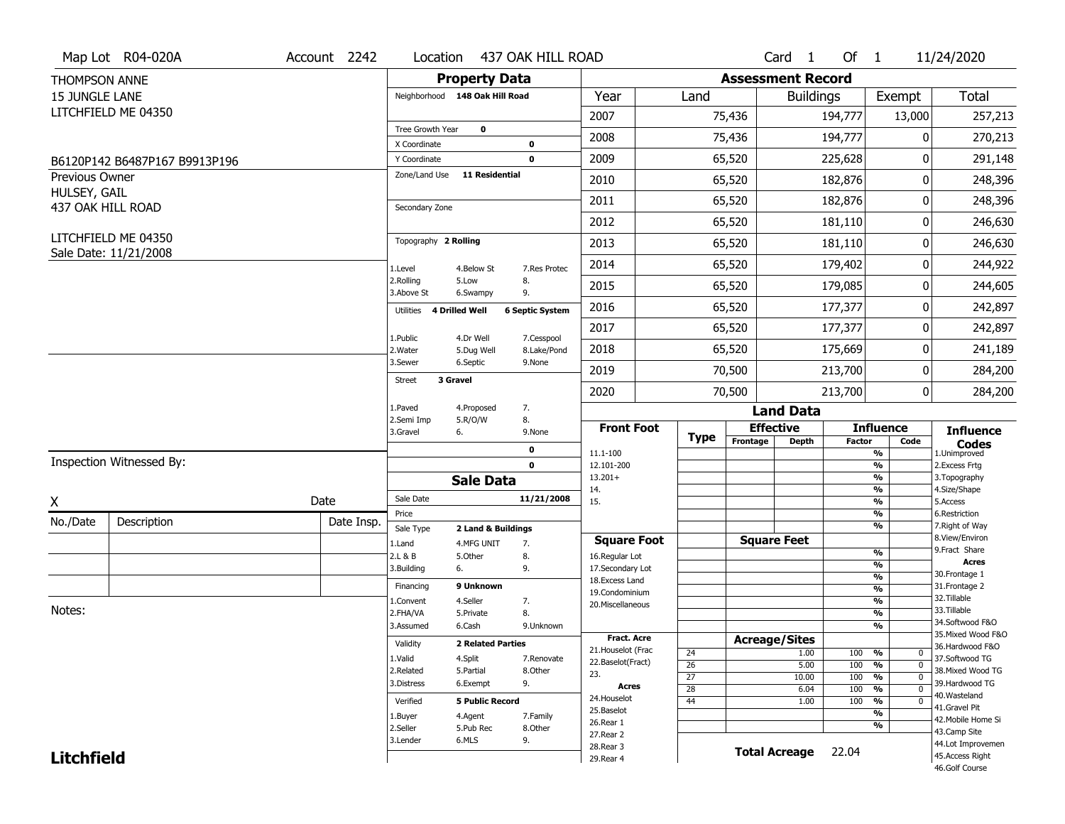Map Lot R04-020A | Account 2242 | Location 437 OAK HILL ROAD | Card 1 Of 1 | 11/24/2020

THOMPSON ANNE
15 JUNGLE LANE
LITCHFIELD ME 04350

B6120P142 B6487P167 B9913P196

Previous Owner
HULSEY, GAIL
437 OAK HILL ROAD

LITCHFIELD ME 04350
Sale Date: 11/21/2008

## Property Data

| | |
|---|---|
| Neighborhood | 148 Oak Hill Road |
| Tree Growth Year | 0 |
| X Coordinate | 0 |
| Y Coordinate | 0 |
| Zone/Land Use | 11 Residential |
| Secondary Zone | |
| Topography | 2 Rolling |
| Utilities | 4 Drilled Well, 6 Septic System |
| Street | 3 Gravel |

Topography codes: 1.Level 2.Rolling 3.Above St 4.Below St 5.Low 6.Swampy 7.Res Protec 8. 9.

Utilities codes: 1.Public 2.Water 3.Sewer 4.Dr Well 5.Dug Well 6.Septic 7.Cesspool 8.Lake/Pond 9.None

Street codes: 1.Paved 2.Semi Imp 3.Gravel 4.Proposed 5.R/O/W 6. 7. 8. 9.None

## Assessment Record

| Year | Land | Buildings | Exempt | Total |
|---|---|---|---|---|
| 2007 | 75,436 | 194,777 | 13,000 | 257,213 |
| 2008 | 75,436 | 194,777 | 0 | 270,213 |
| 2009 | 65,520 | 225,628 | 0 | 291,148 |
| 2010 | 65,520 | 182,876 | 0 | 248,396 |
| 2011 | 65,520 | 182,876 | 0 | 248,396 |
| 2012 | 65,520 | 181,110 | 0 | 246,630 |
| 2013 | 65,520 | 181,110 | 0 | 246,630 |
| 2014 | 65,520 | 179,402 | 0 | 244,922 |
| 2015 | 65,520 | 179,085 | 0 | 244,605 |
| 2016 | 65,520 | 177,377 | 0 | 242,897 |
| 2017 | 65,520 | 177,377 | 0 | 242,897 |
| 2018 | 65,520 | 175,669 | 0 | 241,189 |
| 2019 | 70,500 | 213,700 | 0 | 284,200 |
| 2020 | 70,500 | 213,700 | 0 | 284,200 |

## Sale Data

| | |
|---|---|
| Sale Date | 11/21/2008 |
| Price | |
| Sale Type | 2 Land & Buildings |
| Financing | 9 Unknown |
| Validity | 2 Related Parties |
| Verified | 5 Public Record |

Sale Type codes: 1.Land 2.L & B 3.Building 4.MFG UNIT 5.Other 6. 7. 8. 9.

Financing codes: 1.Convent 2.FHA/VA 3.Assumed 4.Seller 5.Private 6.Cash 7. 8. 9.Unknown

Validity codes: 1.Valid 2.Related 3.Distress 4.Split 5.Partial 6.Exempt 7.Renovate 8.Other 9.

Verified codes: 1.Buyer 2.Seller 3.Lender 4.Agent 5.Pub Rec 6.MLS 7.Family 8.Other 9.

## Land Data

Front Foot: 11.1-100, 12.101-200, 13.201+, 14., 15.

Square Foot: 16.Regular Lot, 17.Secondary Lot, 18.Excess Land, 19.Condominium, 20.Miscellaneous

Fract. Acre: 21.Houselot (Frac, 22.Baselot(Fract), 23.

Acres: 24.Houselot, 25.Baselot, 26.Rear 1, 27.Rear 2, 28.Rear 3, 29.Rear 4

### Acreage/Sites

| Type | Acreage/Sites | Factor | Code |
|---|---|---|---|
| 24 | 1.00 | 100 % | 0 |
| 26 | 5.00 | 100 % | 0 |
| 27 | 10.00 | 100 % | 0 |
| 28 | 6.04 | 100 % | 0 |
| 44 | 1.00 | 100 % | 0 |

**Total Acreage** 22.04

Influence Codes: 1.Unimproved 2.Excess Frtg 3.Topography 4.Size/Shape 5.Access 6.Restriction 7.Right of Way 8.View/Environ 9.Fract Share

Acres: 30.Frontage 1 31.Frontage 2 32.Tillable 33.Tillable 34.Softwood F&O 35.Mixed Wood F&O 36.Hardwood F&O 37.Softwood TG 38.Mixed Wood TG 39.Hardwood TG 40.Wasteland 41.Gravel Pit 42.Mobile Home Si 43.Camp Site 44.Lot Improvemen 45.Access Right 46.Golf Course

Inspection Witnessed By:

X &nbsp;&nbsp;&nbsp;&nbsp; Date

| No./Date | Description | Date Insp. |
|---|---|---|
| | | |
| | | |
| | | |

Notes:

**Litchfield**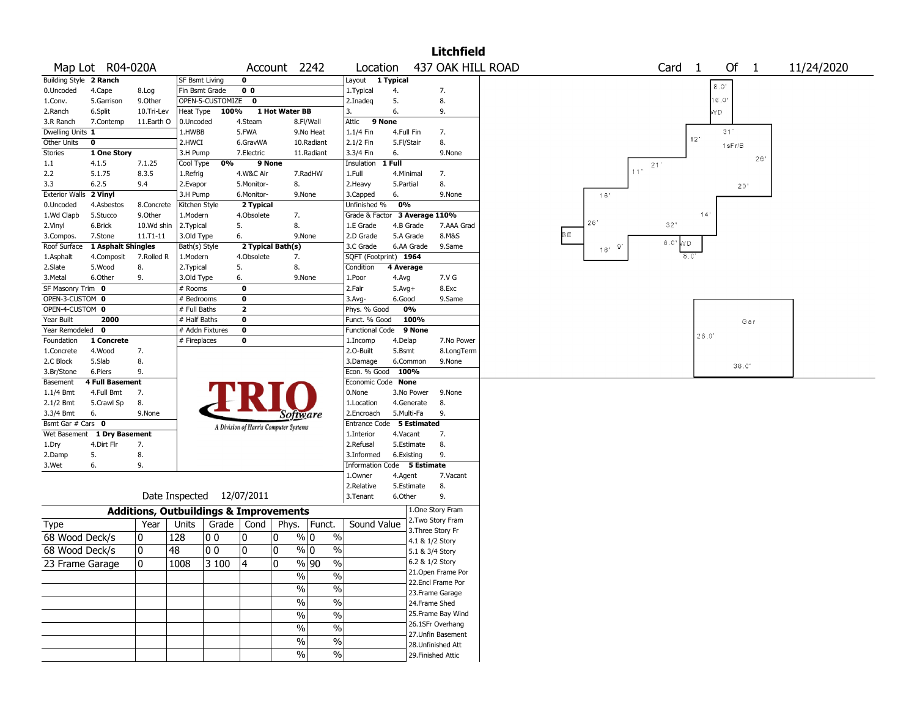# Litchfield

**Map Lot** R04-020A **Account** 2242 **Location** 437 OAK HILL ROAD **Card** 1 **Of** 1 11/24/2020

| Building Style | 2 Ranch | | SF Bsmt Living | 0 | | | Layout | 1 Typical | |
|---|---|---|---|---|---|---|---|---|---|
| 0.Uncoded | 4.Cape | 8.Log | Fin Bsmt Grade | 0 0 | | | 1.Typical | 4. | 7. |
| 1.Conv. | 5.Garrison | 9.Other | OPEN-5-CUSTOMIZE | 0 | | | 2.Inadeq | 5. | 8. |
| 2.Ranch | 6.Split | 10.Tri-Lev | Heat Type | 100% | 1 Hot Water BB | | 3. | 6. | 9. |
| 3.R Ranch | 7.Contemp | 11.Earth O | 0.Uncoded | 4.Steam | 8.Fl/Wall | | Attic | 9 None | |
| Dwelling Units | 1 | | 1.HWBB | 5.FWA | 9.No Heat | | 1.1/4 Fin | 4.Full Fin | 7. |
| Other Units | 0 | | 2.HWCI | 6.GravWA | 10.Radiant | | 2.1/2 Fin | 5.Fl/Stair | 8. |
| Stories | 1 One Story | | 3.H Pump | 7.Electric | 11.Radiant | | 3.3/4 Fin | 6. | 9.None |
| 1.1 | 4.1.5 | 7.1.25 | Cool Type | 0% | 9 None | | Insulation | 1 Full | |
| 2.2 | 5.1.75 | 8.3.5 | 1.Refrig | 4.W&C Air | 7.RadHW | | 1.Full | 4.Minimal | 7. |
| 3.3 | 6.2.5 | 9.4 | 2.Evapor | 5.Monitor- | 8. | | 2.Heavy | 5.Partial | 8. |
| Exterior Walls | 2 Vinyl | | 3.H Pump | 6.Monitor- | 9.None | | 3.Capped | 6. | 9.None |
| 0.Uncoded | 4.Asbestos | 8.Concrete | Kitchen Style | 2 Typical | | | Unfinished % | 0% | |
| 1.Wd Clapb | 5.Stucco | 9.Other | 1.Modern | 4.Obsolete | 7. | | Grade & Factor | 3 Average 110% | |
| 2.Vinyl | 6.Brick | 10.Wd shin | 2.Typical | 5. | 8. | | 1.E Grade | 4.B Grade | 7.AAA Grad |
| 3.Compos. | 7.Stone | 11.T1-11 | 3.Old Type | 6. | 9.None | | 2.D Grade | 5.A Grade | 8.M&S |
| Roof Surface | 1 Asphalt Shingles | | Bath(s) Style | 2 Typical Bath(s) | | | 3.C Grade | 6.AA Grade | 9.Same |
| 1.Asphalt | 4.Composit | 7.Rolled R | 1.Modern | 4.Obsolete | 7. | | SQFT (Footprint) | 1964 | |
| 2.Slate | 5.Wood | 8. | 2.Typical | 5. | 8. | | Condition | 4 Average | |
| 3.Metal | 6.Other | 9. | 3.Old Type | 6. | 9.None | | 1.Poor | 4.Avg | 7.V G |
| SF Masonry Trim | 0 | | # Rooms | 0 | | | 2.Fair | 5.Avg+ | 8.Exc |
| OPEN-3-CUSTOM | 0 | | # Bedrooms | 0 | | | 3.Avg- | 6.Good | 9.Same |
| OPEN-4-CUSTOM | 0 | | # Full Baths | 2 | | | Phys. % Good | 0% | |
| Year Built | 2000 | | # Half Baths | 0 | | | Funct. % Good | 100% | |
| Year Remodeled | 0 | | # Addn Fixtures | 0 | | | Functional Code | 9 None | |
| Foundation | 1 Concrete | | # Fireplaces | 0 | | | 1.Incomp | 4.Delap | 7.No Power |
| 1.Concrete | 4.Wood | 7. | | | | | 2.O-Built | 5.Bsmt | 8.LongTerm |
| 2.C Block | 5.Slab | 8. | | | | | 3.Damage | 6.Common | 9.None |
| 3.Br/Stone | 6.Piers | 9. | | | | | Econ. % Good | 100% | |
| Basement | 4 Full Basement | | | | | | Economic Code | None | |
| 1.1/4 Bmt | 4.Full Bmt | 7. | | | | | 0.None | 3.No Power | 9.None |
| 2.1/2 Bmt | 5.Crawl Sp | 8. | | | | | 1.Location | 4.Generate | 8. |
| 3.3/4 Bmt | 6. | 9.None | | | | | 2.Encroach | 5.Multi-Fa | 9. |
| Bsmt Gar # Cars | 0 | | | | | | Entrance Code | 5 Estimated | |
| Wet Basement | 1 Dry Basement | | | | | | 1.Interior | 4.Vacant | 7. |
| 1.Dry | 4.Dirt Flr | 7. | | | | | 2.Refusal | 5.Estimate | 8. |
| 2.Damp | 5. | 8. | | | | | 3.Informed | 6.Existing | 9. |
| 3.Wet | 6. | 9. | | | | | Information Code | 5 Estimate | |
| | | | | | | | 1.Owner | 4.Agent | 7.Vacant |
| | | | | | | | 2.Relative | 5.Estimate | 8. |
| | | | Date Inspected | 12/07/2011 | | | 3.Tenant | 6.Other | 9. |

TRIO Software — A Division of Harris Computer Systems

## Additions, Outbuildings & Improvements

| Type | Year | Units | Grade | Cond | Phys. | Funct. | Sound Value |
|---|---|---|---|---|---|---|---|
| 68 Wood Deck/s | 0 | 128 | 0 0 | 0 | 0 % | 0 % | |
| 68 Wood Deck/s | 0 | 48 | 0 0 | 0 | 0 % | 0 % | |
| 23 Frame Garage | 0 | 1008 | 3 100 | 4 | 0 % | 90 % | |
| | | | | | % | % | |
| | | | | | % | % | |
| | | | | | % | % | |
| | | | | | % | % | |
| | | | | | % | % | |
| | | | | | % | % | |
| | | | | | % | % | |

1.One Story Fram
2.Two Story Fram
3.Three Story Fr
4.1 & 1/2 Story
5.1 & 3/4 Story
6.2 & 1/2 Story
21.Open Frame Por
22.Encl Frame Por
23.Frame Garage
24.Frame Shed
25.Frame Bay Wind
26.1SFr Overhang
27.Unfin Basement
28.Unfinished Att
29.Finished Attic

8.0' 16.0' WD 31' 12' 1sFr/B 26' 21' 11' 20' 16' 14' 26' 32' BE 6.0' WD 16' 9' 8.0' Gar 28.0' 36.0'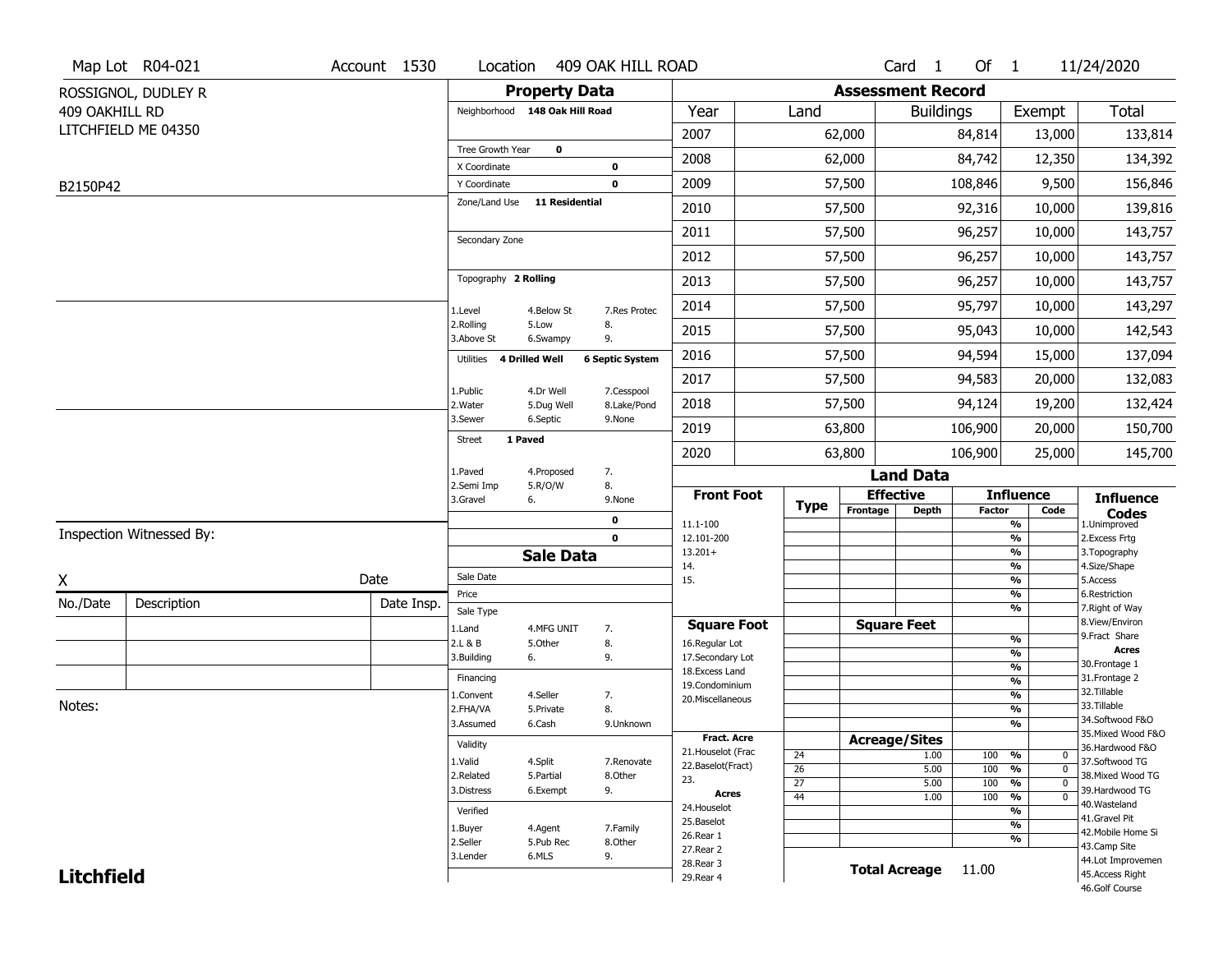Map Lot R04-021 | Account 1530 | Location 409 OAK HILL ROAD | Card 1 Of 1 | 11/24/2020

ROSSIGNOL, DUDLEY R
409 OAKHILL RD
LITCHFIELD ME 04350

B2150P42

## Property Data

Neighborhood 148 Oak Hill Road

Tree Growth Year 0
X Coordinate 0
Y Coordinate 0
Zone/Land Use 11 Residential

Secondary Zone

Topography 2 Rolling

1.Level 4.Below St 7.Res Protec
2.Rolling 5.Low 8.
3.Above St 6.Swampy 9.

Utilities 4 Drilled Well 6 Septic System

1.Public 4.Dr Well 7.Cesspool
2.Water 5.Dug Well 8.Lake/Pond
3.Sewer 6.Septic 9.None

Street 1 Paved

1.Paved 4.Proposed 7.
2.Semi Imp 5.R/O/W 8.
3.Gravel 6. 9.None

0
0

## Assessment Record

| Year | Land | Buildings | Exempt | Total |
|---|---|---|---|---|
| 2007 | 62,000 | 84,814 | 13,000 | 133,814 |
| 2008 | 62,000 | 84,742 | 12,350 | 134,392 |
| 2009 | 57,500 | 108,846 | 9,500 | 156,846 |
| 2010 | 57,500 | 92,316 | 10,000 | 139,816 |
| 2011 | 57,500 | 96,257 | 10,000 | 143,757 |
| 2012 | 57,500 | 96,257 | 10,000 | 143,757 |
| 2013 | 57,500 | 96,257 | 10,000 | 143,757 |
| 2014 | 57,500 | 95,797 | 10,000 | 143,297 |
| 2015 | 57,500 | 95,043 | 10,000 | 142,543 |
| 2016 | 57,500 | 94,594 | 15,000 | 137,094 |
| 2017 | 57,500 | 94,583 | 20,000 | 132,083 |
| 2018 | 57,500 | 94,124 | 19,200 | 132,424 |
| 2019 | 63,800 | 106,900 | 20,000 | 150,700 |
| 2020 | 63,800 | 106,900 | 25,000 | 145,700 |

## Land Data

| Front Foot | Type | Effective Frontage | Effective Depth | Influence Factor | Influence Code |
|---|---|---|---|---|---|
| 11.1-100 | | | | % | |
| 12.101-200 | | | | % | |
| 13.201+ | | | | % | |
| 14. | | | | % | |
| 15. | | | | % | |
| | | | | % | |
| | | | | % | |

| Square Foot | Type | Square Feet | Influence Factor | Influence Code |
|---|---|---|---|---|
| 16.Regular Lot | | | % | |
| 17.Secondary Lot | | | % | |
| 18.Excess Land | | | % | |
| 19.Condominium | | | % | |
| 20.Miscellaneous | | | % | |
| | | | % | |
| | | | % | |

| Fract. Acre / Acres | Type | Acreage/Sites | Influence Factor | Influence Code |
|---|---|---|---|---|
| 21.Houselot (Frac | 24 | 1.00 | 100 % | 0 |
| 22.Baselot(Fract) | 26 | 5.00 | 100 % | 0 |
| 23. | 27 | 5.00 | 100 % | 0 |
| 24.Houselot | 44 | 1.00 | 100 % | 0 |
| 25.Baselot | | | % | |
| 26.Rear 1 | | | % | |
| 27.Rear 2 | | | % | |
| 28.Rear 3 | | | | |
| 29.Rear 4 | | | | |

**Total Acreage** 11.00

### Influence Codes

1.Unimproved
2.Excess Frtg
3.Topography
4.Size/Shape
5.Access
6.Restriction
7.Right of Way
8.View/Environ
9.Fract Share

**Acres**

30.Frontage 1
31.Frontage 2
32.Tillable
33.Tillable
34.Softwood F&O
35.Mixed Wood F&O
36.Hardwood F&O
37.Softwood TG
38.Mixed Wood TG
39.Hardwood TG
40.Wasteland
41.Gravel Pit
42.Mobile Home Si
43.Camp Site
44.Lot Improvemen
45.Access Right
46.Golf Course

## Sale Data

Sale Date
Price
Sale Type

1.Land 4.MFG UNIT 7.
2.L & B 5.Other 8.
3.Building 6. 9.

Financing

1.Convent 4.Seller 7.
2.FHA/VA 5.Private 8.
3.Assumed 6.Cash 9.Unknown

Validity

1.Valid 4.Split 7.Renovate
2.Related 5.Partial 8.Other
3.Distress 6.Exempt 9.

Verified

1.Buyer 4.Agent 7.Family
2.Seller 5.Pub Rec 8.Other
3.Lender 6.MLS 9.

Inspection Witnessed By:

X Date

| No./Date | Description | Date Insp. |
|---|---|---|
| | | |
| | | |
| | | |

Notes:

**Litchfield**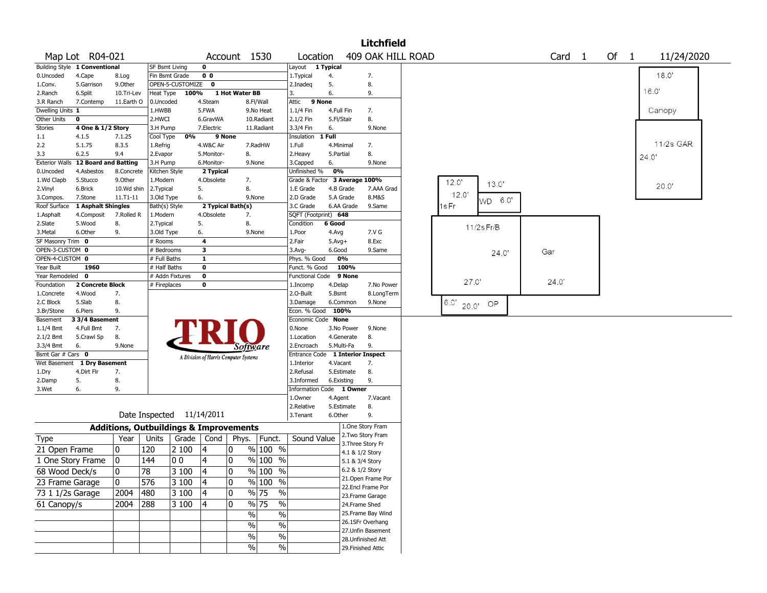# Litchfield

**Map Lot** R04-021 | **Account** 1530 | **Location** 409 OAK HILL ROAD | **Card** 1 **Of** 1 | 11/24/2020

| Building Style | 1 Conventional | | SF Bsmt Living | 0 | | Layout | 1 Typical | |
|---|---|---|---|---|---|---|---|---|
| 0.Uncoded | 4.Cape | 8.Log | Fin Bsmt Grade | 0 0 | | 1.Typical | 4. | 7. |
| 1.Conv. | 5.Garrison | 9.Other | OPEN-5-CUSTOMIZE | 0 | | 2.Inadeq | 5. | 8. |
| 2.Ranch | 6.Split | 10.Tri-Lev | Heat Type | 100% | 1 Hot Water BB | 3. | 6. | 9. |
| 3.R Ranch | 7.Contemp | 11.Earth O | 0.Uncoded | 4.Steam | 8.Fl/Wall | Attic | 9 None | |
| Dwelling Units | 1 | | 1.HWBB | 5.FWA | 9.No Heat | 1.1/4 Fin | 4.Full Fin | 7. |
| Other Units | 0 | | 2.HWCI | 6.GravWA | 10.Radiant | 2.1/2 Fin | 5.Fl/Stair | 8. |
| Stories | 4 One & 1/2 Story | | 3.H Pump | 7.Electric | 11.Radiant | 3.3/4 Fin | 6. | 9.None |
| 1.1 | 4.1.5 | 7.1.25 | Cool Type | 0% | 9 None | Insulation | 1 Full | |
| 2.2 | 5.1.75 | 8.3.5 | 1.Refrig | 4.W&C Air | 7.RadHW | 1.Full | 4.Minimal | 7. |
| 3.3 | 6.2.5 | 9.4 | 2.Evapor | 5.Monitor- | 8. | 2.Heavy | 5.Partial | 8. |
| Exterior Walls | 12 Board and Batting | | 3.H Pump | 6.Monitor- | 9.None | 3.Capped | 6. | 9.None |
| 0.Uncoded | 4.Asbestos | 8.Concrete | Kitchen Style | 2 Typical | | Unfinished % | 0% | |
| 1.Wd Clapb | 5.Stucco | 9.Other | 1.Modern | 4.Obsolete | 7. | Grade & Factor | 3 Average 100% | |
| 2.Vinyl | 6.Brick | 10.Wd shin | 2.Typical | 5. | 8. | 1.E Grade | 4.B Grade | 7.AAA Grad |
| 3.Compos. | 7.Stone | 11.T1-11 | 3.Old Type | 6. | 9.None | 2.D Grade | 5.A Grade | 8.M&S |
| Roof Surface | 1 Asphalt Shingles | | Bath(s) Style | 2 Typical Bath(s) | | 3.C Grade | 6.AA Grade | 9.Same |
| 1.Asphalt | 4.Composit | 7.Rolled R | 1.Modern | 4.Obsolete | 7. | SQFT (Footprint) | 648 | |
| 2.Slate | 5.Wood | 8. | 2.Typical | 5. | 8. | Condition | 6 Good | |
| 3.Metal | 6.Other | 9. | 3.Old Type | 6. | 9.None | 1.Poor | 4.Avg | 7.V G |
| SF Masonry Trim | 0 | | # Rooms | 4 | | 2.Fair | 5.Avg+ | 8.Exc |
| OPEN-3-CUSTOM | 0 | | # Bedrooms | 3 | | 3.Avg- | 6.Good | 9.Same |
| OPEN-4-CUSTOM | 0 | | # Full Baths | 1 | | Phys. % Good | 0% | |
| Year Built | 1960 | | # Half Baths | 0 | | Funct. % Good | 100% | |
| Year Remodeled | 0 | | # Addn Fixtures | 0 | | Functional Code | 9 None | |
| Foundation | 2 Concrete Block | | # Fireplaces | 0 | | 1.Incomp | 4.Delap | 7.No Power |
| 1.Concrete | 4.Wood | 7. | | | | 2.O-Built | 5.Bsmt | 8.LongTerm |
| 2.C Block | 5.Slab | 8. | | | | 3.Damage | 6.Common | 9.None |
| 3.Br/Stone | 6.Piers | 9. | | | | Econ. % Good | 100% | |
| Basement | 3 3/4 Basement | | | | | Economic Code | None | |
| 1.1/4 Bmt | 4.Full Bmt | 7. | | | | 0.None | 3.No Power | 9.None |
| 2.1/2 Bmt | 5.Crawl Sp | 8. | | | | 1.Location | 4.Generate | 8. |
| 3.3/4 Bmt | 6. | 9.None | | | | 2.Encroach | 5.Multi-Fa | 9. |
| Bsmt Gar # Cars | 0 | | | | | Entrance Code | 1 Interior Inspect | |
| Wet Basement | 1 Dry Basement | | | | | 1.Interior | 4.Vacant | 7. |
| 1.Dry | 4.Dirt Flr | 7. | | | | 2.Refusal | 5.Estimate | 8. |
| 2.Damp | 5. | 8. | | | | 3.Informed | 6.Existing | 9. |
| 3.Wet | 6. | 9. | | | | Information Code | 1 Owner | |
| | | | | | | 1.Owner | 4.Agent | 7.Vacant |
| | | | | | | 2.Relative | 5.Estimate | 8. |
| Date Inspected | 11/14/2011 | | | | | 3.Tenant | 6.Other | 9. |

TRIO Software — A Division of Harris Computer Systems

## Additions, Outbuildings & Improvements

| Type | Year | Units | Grade | Cond | Phys. | Funct. | Sound Value |
|---|---|---|---|---|---|---|---|
| 21 Open Frame | 0 | 120 | 2 100 | 4 | 0 % | 100 % | |
| 1 One Story Frame | 0 | 144 | 0 0 | 4 | 0 % | 100 % | |
| 68 Wood Deck/s | 0 | 78 | 3 100 | 4 | 0 % | 100 % | |
| 23 Frame Garage | 0 | 576 | 3 100 | 4 | 0 % | 100 % | |
| 73 1 1/2s Garage | 2004 | 480 | 3 100 | 4 | 0 % | 75 % | |
| 61 Canopy/s | 2004 | 288 | 3 100 | 4 | 0 % | 75 % | |
| | | | | | % | % | |
| | | | | | % | % | |
| | | | | | % | % | |
| | | | | | % | % | |

1.One Story Fram
2.Two Story Fram
3.Three Story Fr
4.1 & 1/2 Story
5.1 & 3/4 Story
6.2 & 1/2 Story
21.Open Frame Por
22.Encl Frame Por
23.Frame Garage
24.Frame Shed
25.Frame Bay Wind
26.1SFr Overhang
27.Unfin Basement
28.Unfinished Att
29.Finished Attic

Sketch labels: 18.0' 16.0' Canopy; 1 1/2s GAR 24.0' 20.0'; 12.0' 13.0' 12.0' 1s Fr WD 6.0'; 1 1/2s Fr/B 24.0' 27.0'; Gar 24.0'; 6.0' 20.0' OP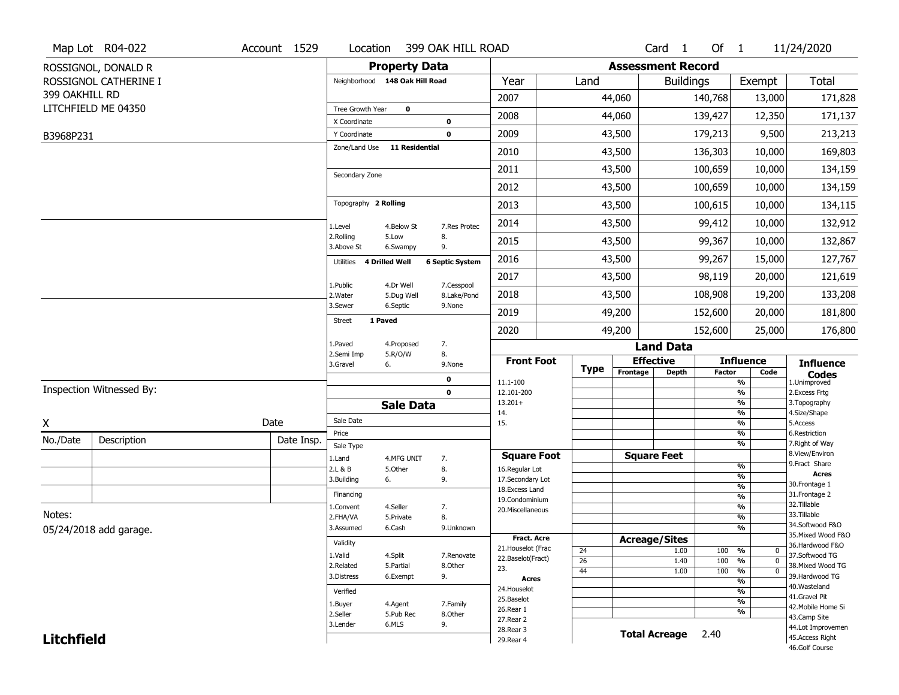Map Lot R04-022 | Account 1529 | Location 399 OAK HILL ROAD | Card 1 Of 1 | 11/24/2020

ROSSIGNOL, DONALD R
ROSSIGNOL CATHERINE I
399 OAKHILL RD
LITCHFIELD ME 04350

B3968P231

## Property Data

Neighborhood 148 Oak Hill Road

Tree Growth Year 0
X Coordinate 0
Y Coordinate 0
Zone/Land Use 11 Residential

Secondary Zone

Topography 2 Rolling

1.Level 4.Below St 7.Res Protec
2.Rolling 5.Low 8.
3.Above St 6.Swampy 9.

Utilities 4 Drilled Well 6 Septic System

1.Public 4.Dr Well 7.Cesspool
2.Water 5.Dug Well 8.Lake/Pond
3.Sewer 6.Septic 9.None

Street 1 Paved

1.Paved 4.Proposed 7.
2.Semi Imp 5.R/O/W 8.
3.Gravel 6. 9.None

0
0

## Assessment Record

| Year | Land | Buildings | Exempt | Total |
|---|---|---|---|---|
| 2007 | 44,060 | 140,768 | 13,000 | 171,828 |
| 2008 | 44,060 | 139,427 | 12,350 | 171,137 |
| 2009 | 43,500 | 179,213 | 9,500 | 213,213 |
| 2010 | 43,500 | 136,303 | 10,000 | 169,803 |
| 2011 | 43,500 | 100,659 | 10,000 | 134,159 |
| 2012 | 43,500 | 100,659 | 10,000 | 134,159 |
| 2013 | 43,500 | 100,615 | 10,000 | 134,115 |
| 2014 | 43,500 | 99,412 | 10,000 | 132,912 |
| 2015 | 43,500 | 99,367 | 10,000 | 132,867 |
| 2016 | 43,500 | 99,267 | 15,000 | 127,767 |
| 2017 | 43,500 | 98,119 | 20,000 | 121,619 |
| 2018 | 43,500 | 108,908 | 19,200 | 133,208 |
| 2019 | 49,200 | 152,600 | 20,000 | 181,800 |
| 2020 | 49,200 | 152,600 | 25,000 | 176,800 |

## Land Data

| Front Foot | Type | Effective Frontage | Effective Depth | Influence Factor | Influence Code |
|---|---|---|---|---|---|
| 11.1-100 | | | | % | |
| 12.101-200 | | | | % | |
| 13.201+ | | | | % | |
| 14. | | | | % | |
| 15. | | | | % | |
| | | | | % | |
| | | | | % | |

| Square Foot | Square Feet | Influence | |
|---|---|---|---|
| 16.Regular Lot | | % | |
| 17.Secondary Lot | | % | |
| 18.Excess Land | | % | |
| 19.Condominium | | % | |
| 20.Miscellaneous | | % | |
| | | % | |
| | | % | |

| Fract. Acre / Acres | Type | Acreage/Sites | Influence Factor | Influence Code |
|---|---|---|---|---|
| 21.Houselot (Frac | 24 | 1.00 | 100 % | 0 |
| 22.Baselot(Fract) | 26 | 1.40 | 100 % | 0 |
| 23. | 44 | 1.00 | 100 % | 0 |
| 24.Houselot | | | % | |
| 25.Baselot | | | % | |
| 26.Rear 1 | | | % | |
| 27.Rear 2 | | | % | |
| 28.Rear 3 | | | | |
| 29.Rear 4 | | | | |

**Total Acreage** 2.40

Influence Codes: 1.Unimproved, 2.Excess Frtg, 3.Topography, 4.Size/Shape, 5.Access, 6.Restriction, 7.Right of Way, 8.View/Environ, 9.Fract Share

Acres: 30.Frontage 1, 31.Frontage 2, 32.Tillable, 33.Tillable, 34.Softwood F&O, 35.Mixed Wood F&O, 36.Hardwood F&O, 37.Softwood TG, 38.Mixed Wood TG, 39.Hardwood TG, 40.Wasteland, 41.Gravel Pit, 42.Mobile Home Si, 43.Camp Site, 44.Lot Improvemen, 45.Access Right, 46.Golf Course

## Sale Data

Sale Date
Price
Sale Type
1.Land 4.MFG UNIT 7.
2.L & B 5.Other 8.
3.Building 6. 9.

Financing
1.Convent 4.Seller 7.
2.FHA/VA 5.Private 8.
3.Assumed 6.Cash 9.Unknown

Validity
1.Valid 4.Split 7.Renovate
2.Related 5.Partial 8.Other
3.Distress 6.Exempt 9.

Verified
1.Buyer 4.Agent 7.Family
2.Seller 5.Pub Rec 8.Other
3.Lender 6.MLS 9.

Inspection Witnessed By:

X  Date

| No./Date | Description | Date Insp. |
|---|---|---|
| | | |
| | | |
| | | |

Notes:
05/24/2018 add garage.

**Litchfield**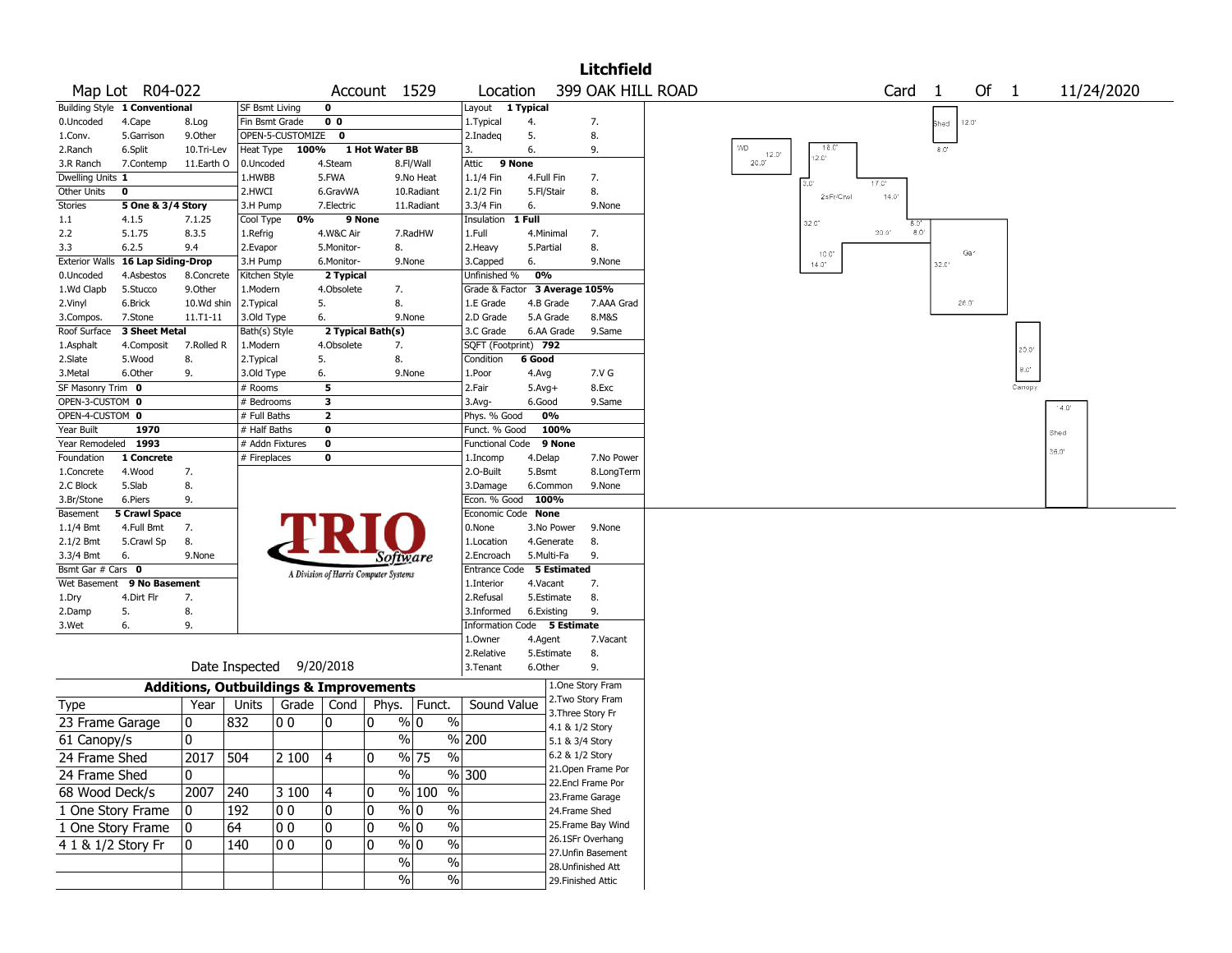# Litchfield

Map Lot R04-022 | Account 1529 | Location 399 OAK HILL ROAD | Card 1 Of 1 | 11/24/2020

| | | | | | | | | | | | |
|---|---|---|---|---|---|---|---|---|---|---|---|
| Building Style | 1 Conventional | | SF Bsmt Living | 0 | | | Layout | 1 Typical | | | |
| 0.Uncoded | 4.Cape | 8.Log | Fin Bsmt Grade | 0 0 | | | 1.Typical | 4. | | 7. | |
| 1.Conv. | 5.Garrison | 9.Other | OPEN-5-CUSTOMIZE | 0 | | | 2.Inadeq | 5. | | 8. | |
| 2.Ranch | 6.Split | 10.Tri-Lev | Heat Type | 100% | 1 Hot Water BB | | 3. | 6. | | 9. | |
| 3.R Ranch | 7.Contemp | 11.Earth O | 0.Uncoded | 4.Steam | 8.Fl/Wall | | Attic | 9 None | | | |
| Dwelling Units | 1 | | 1.HWBB | 5.FWA | 9.No Heat | | 1.1/4 Fin | 4.Full Fin | | 7. | |
| Other Units | 0 | | 2.HWCI | 6.GravWA | 10.Radiant | | 2.1/2 Fin | 5.Fl/Stair | | 8. | |
| Stories | 5 One & 3/4 Story | | 3.H Pump | 7.Electric | 11.Radiant | | 3.3/4 Fin | 6. | | 9.None | |
| 1.1 | 4.1.5 | 7.1.25 | Cool Type | 0% | 9 None | | Insulation | 1 Full | | | |
| 2.2 | 5.1.75 | 8.3.5 | 1.Refrig | 4.W&C Air | 7.RadHW | | 1.Full | 4.Minimal | | 7. | |
| 3.3 | 6.2.5 | 9.4 | 2.Evapor | 5.Monitor- | 8. | | 2.Heavy | 5.Partial | | 8. | |
| Exterior Walls | 16 Lap Siding-Drop | | 3.H Pump | 6.Monitor- | 9.None | | 3.Capped | 6. | | 9.None | |
| 0.Uncoded | 4.Asbestos | 8.Concrete | Kitchen Style | 2 Typical | | | Unfinished % | 0% | | | |
| 1.Wd Clapb | 5.Stucco | 9.Other | 1.Modern | 4.Obsolete | 7. | | Grade & Factor | 3 Average 105% | | | |
| 2.Vinyl | 6.Brick | 10.Wd shin | 2.Typical | 5. | 8. | | 1.E Grade | 4.B Grade | | 7.AAA Grad | |
| 3.Compos. | 7.Stone | 11.T1-11 | 3.Old Type | 6. | 9.None | | 2.D Grade | 5.A Grade | | 8.M&S | |
| Roof Surface | 3 Sheet Metal | | Bath(s) Style | 2 Typical Bath(s) | | | 3.C Grade | 6.AA Grade | | 9.Same | |
| 1.Asphalt | 4.Composit | 7.Rolled R | 1.Modern | 4.Obsolete | 7. | | SQFT (Footprint) | 792 | | | |
| 2.Slate | 5.Wood | 8. | 2.Typical | 5. | 8. | | Condition | 6 Good | | | |
| 3.Metal | 6.Other | 9. | 3.Old Type | 6. | 9.None | | 1.Poor | 4.Avg | | 7.V G | |
| SF Masonry Trim | 0 | | # Rooms | 5 | | | 2.Fair | 5.Avg+ | | 8.Exc | |
| OPEN-3-CUSTOM | 0 | | # Bedrooms | 3 | | | 3.Avg- | 6.Good | | 9.Same | |
| OPEN-4-CUSTOM | 0 | | # Full Baths | 2 | | | Phys. % Good | 0% | | | |
| Year Built | 1970 | | # Half Baths | 0 | | | Funct. % Good | 100% | | | |
| Year Remodeled | 1993 | | # Addn Fixtures | 0 | | | Functional Code | 9 None | | | |
| Foundation | 1 Concrete | | # Fireplaces | 0 | | | 1.Incomp | 4.Delap | | 7.No Power | |
| 1.Concrete | 4.Wood | 7. | | | | | 2.O-Built | 5.Bsmt | | 8.LongTerm | |
| 2.C Block | 5.Slab | 8. | | | | | 3.Damage | 6.Common | | 9.None | |
| 3.Br/Stone | 6.Piers | 9. | | | | | Econ. % Good | 100% | | | |
| Basement | 5 Crawl Space | | | | | | Economic Code | None | | | |
| 1.1/4 Bmt | 4.Full Bmt | 7. | | | | | 0.None | 3.No Power | | 9.None | |
| 2.1/2 Bmt | 5.Crawl Sp | 8. | | | | | 1.Location | 4.Generate | | 8. | |
| 3.3/4 Bmt | 6. | 9.None | | | | | 2.Encroach | 5.Multi-Fa | | 9. | |
| Bsmt Gar # Cars | 0 | | | | | | Entrance Code | 5 Estimated | | | |
| Wet Basement | 9 No Basement | | | | | | 1.Interior | 4.Vacant | | 7. | |
| 1.Dry | 4.Dirt Flr | 7. | | | | | 2.Refusal | 5.Estimate | | 8. | |
| 2.Damp | 5. | 8. | | | | | 3.Informed | 6.Existing | | 9. | |
| 3.Wet | 6. | 9. | | | | | Information Code | 5 Estimate | | | |
| | | | | | | | 1.Owner | 4.Agent | | 7.Vacant | |
| | | | | | | | 2.Relative | 5.Estimate | | 8. | |
| | | | Date Inspected | 9/20/2018 | | | 3.Tenant | 6.Other | | 9. | |

TRIO Software — A Division of Harris Computer Systems

## Additions, Outbuildings & Improvements

| Type | Year | Units | Grade | Cond | Phys. | Funct. | Sound Value |
|---|---|---|---|---|---|---|---|
| 23 Frame Garage | 0 | 832 | 0 0 | 0 | 0 % | 0 % | |
| 61 Canopy/s | 0 | | | | % | % | 200 |
| 24 Frame Shed | 2017 | 504 | 2 100 | 4 | 0 % | 75 % | |
| 24 Frame Shed | 0 | | | | % | % | 300 |
| 68 Wood Deck/s | 2007 | 240 | 3 100 | 4 | 0 % | 100 % | |
| 1 One Story Frame | 0 | 192 | 0 0 | 0 | 0 % | 0 % | |
| 1 One Story Frame | 0 | 64 | 0 0 | 0 | 0 % | 0 % | |
| 4 1 & 1/2 Story Fr | 0 | 140 | 0 0 | 0 | 0 % | 0 % | |
| | | | | | % | % | |
| | | | | | % | % | |

1.One Story Fram
2.Two Story Fram
3.Three Story Fr
4.1 & 1/2 Story
5.1 & 3/4 Story
6.2 & 1/2 Story
21.Open Frame Por
22.Encl Frame Por
23.Frame Garage
24.Frame Shed
25.Frame Bay Wind
26.1SFr Overhang
27.Unfin Basement
28.Unfinished Att
29.Finished Attic

WD 12.0' 20.0'
18.0' 12.0'
8.0' 17.0' 2sFr/Crwl 14.0'
32.0' 30.0' 8.0' 8.0'
10.0' 14.0'
Shed 12.0' 8.0'
Gar 32.0' 26.0'
20.0' 8.0' Canopy
14.0' Shed 36.0'